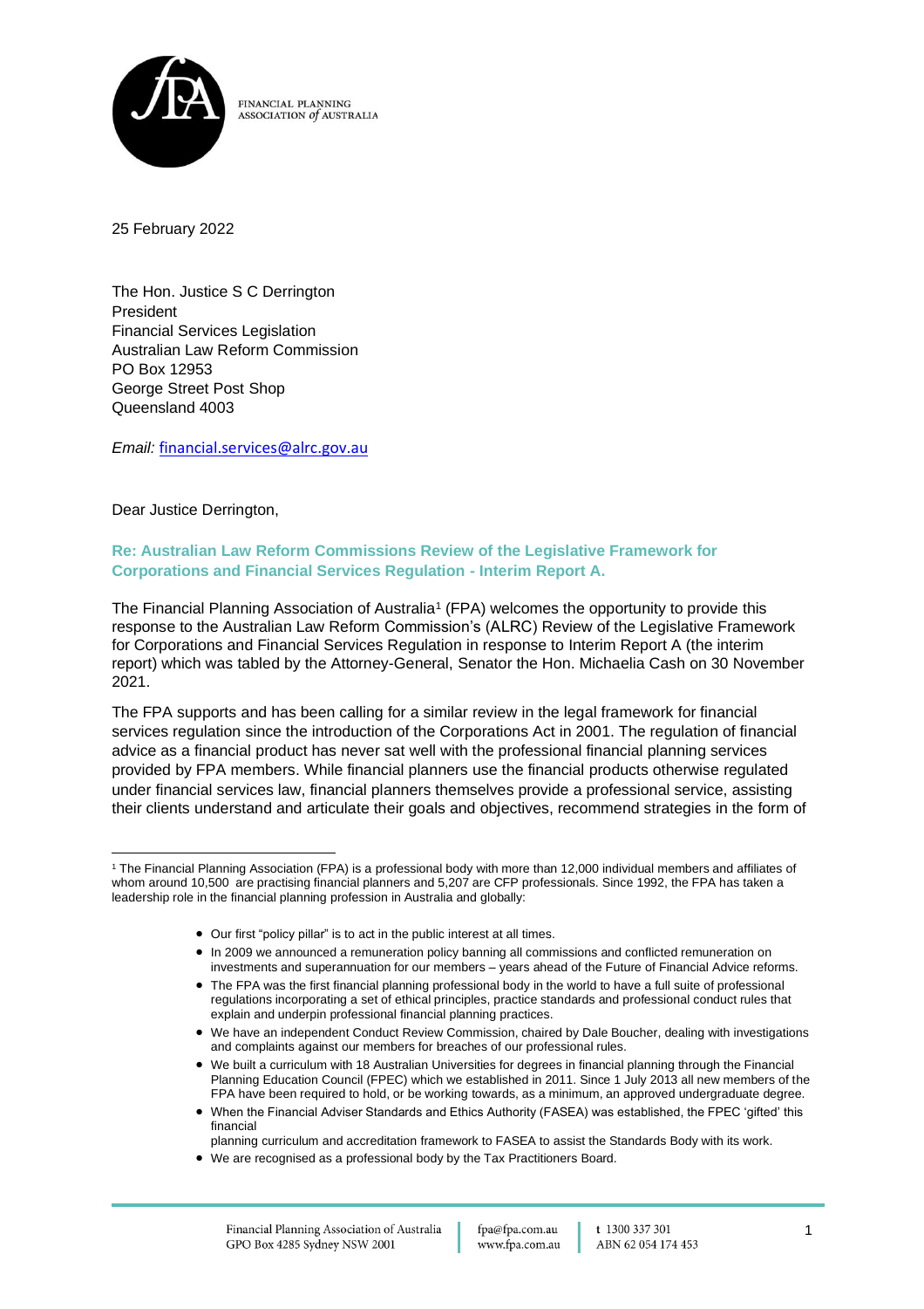FINANCIAL PLANNING ASSOCIATION of AUSTRALIA

25 February 2022

The Hon. Justice S C Derrington
President
Financial Services Legislation
Australian Law Reform Commission
PO Box 12953
George Street Post Shop
Queensland 4003

*Email:* financial.services@alrc.gov.au

Dear Justice Derrington,

**Re: Australian Law Reform Commissions Review of the Legislative Framework for Corporations and Financial Services Regulation - Interim Report A.**

The Financial Planning Association of Australia[1] (FPA) welcomes the opportunity to provide this response to the Australian Law Reform Commission's (ALRC) Review of the Legislative Framework for Corporations and Financial Services Regulation in response to Interim Report A (the interim report) which was tabled by the Attorney-General, Senator the Hon. Michaelia Cash on 30 November 2021.

The FPA supports and has been calling for a similar review in the legal framework for financial services regulation since the introduction of the Corporations Act in 2001. The regulation of financial advice as a financial product has never sat well with the professional financial planning services provided by FPA members. While financial planners use the financial products otherwise regulated under financial services law, financial planners themselves provide a professional service, assisting their clients understand and articulate their goals and objectives, recommend strategies in the form of

---

[1] The Financial Planning Association (FPA) is a professional body with more than 12,000 individual members and affiliates of whom around 10,500 are practising financial planners and 5,207 are CFP professionals. Since 1992, the FPA has taken a leadership role in the financial planning profession in Australia and globally:

- Our first "policy pillar" is to act in the public interest at all times.
- In 2009 we announced a remuneration policy banning all commissions and conflicted remuneration on investments and superannuation for our members – years ahead of the Future of Financial Advice reforms.
- The FPA was the first financial planning professional body in the world to have a full suite of professional regulations incorporating a set of ethical principles, practice standards and professional conduct rules that explain and underpin professional financial planning practices.
- We have an independent Conduct Review Commission, chaired by Dale Boucher, dealing with investigations and complaints against our members for breaches of our professional rules.
- We built a curriculum with 18 Australian Universities for degrees in financial planning through the Financial Planning Education Council (FPEC) which we established in 2011. Since 1 July 2013 all new members of the FPA have been required to hold, or be working towards, as a minimum, an approved undergraduate degree.
- When the Financial Adviser Standards and Ethics Authority (FASEA) was established, the FPEC 'gifted' this financial planning curriculum and accreditation framework to FASEA to assist the Standards Body with its work.
- We are recognised as a professional body by the Tax Practitioners Board.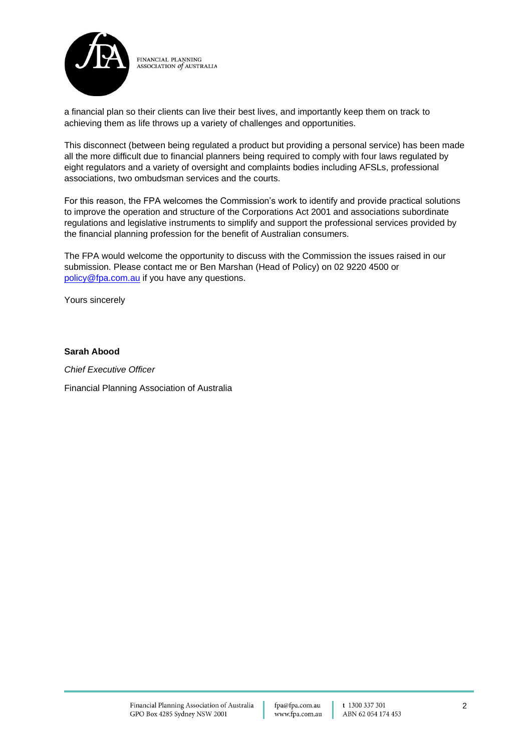a financial plan so their clients can live their best lives, and importantly keep them on track to achieving them as life throws up a variety of challenges and opportunities.

This disconnect (between being regulated a product but providing a personal service) has been made all the more difficult due to financial planners being required to comply with four laws regulated by eight regulators and a variety of oversight and complaints bodies including AFSLs, professional associations, two ombudsman services and the courts.

For this reason, the FPA welcomes the Commission's work to identify and provide practical solutions to improve the operation and structure of the Corporations Act 2001 and associations subordinate regulations and legislative instruments to simplify and support the professional services provided by the financial planning profession for the benefit of Australian consumers.

The FPA would welcome the opportunity to discuss with the Commission the issues raised in our submission. Please contact me or Ben Marshan (Head of Policy) on 02 9220 4500 or policy@fpa.com.au if you have any questions.

Yours sincerely

**Sarah Abood**

*Chief Executive Officer*

Financial Planning Association of Australia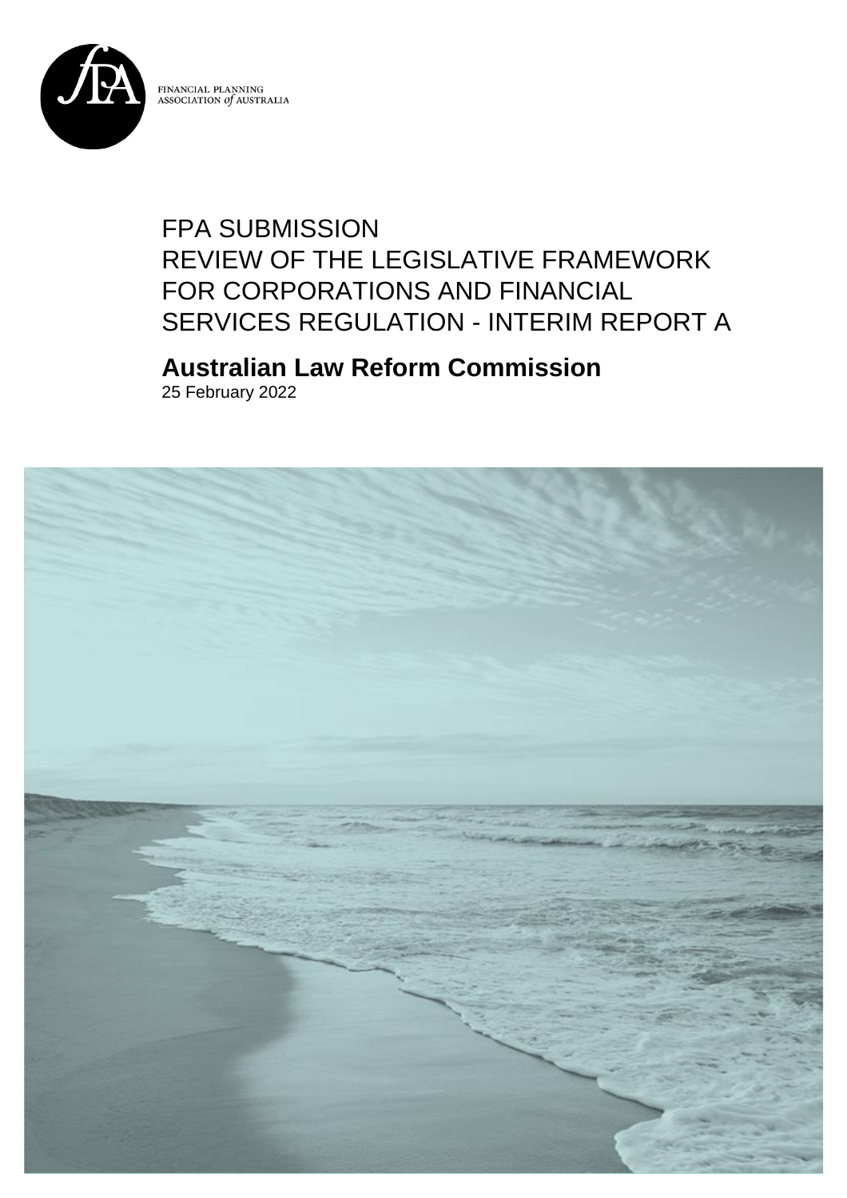FINANCIAL PLANNING ASSOCIATION *of* AUSTRALIA

# FPA SUBMISSION
# REVIEW OF THE LEGISLATIVE FRAMEWORK FOR CORPORATIONS AND FINANCIAL SERVICES REGULATION - INTERIM REPORT A

## Australian Law Reform Commission

25 February 2022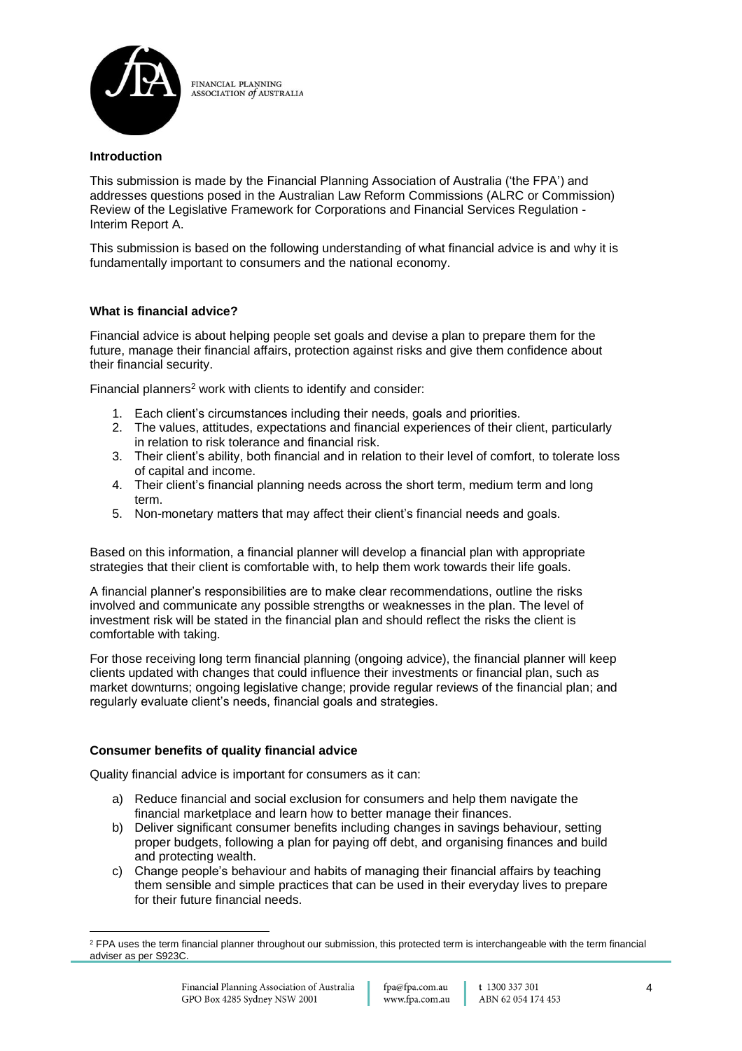**Introduction**

This submission is made by the Financial Planning Association of Australia ('the FPA') and addresses questions posed in the Australian Law Reform Commissions (ALRC or Commission) Review of the Legislative Framework for Corporations and Financial Services Regulation - Interim Report A.

This submission is based on the following understanding of what financial advice is and why it is fundamentally important to consumers and the national economy.

**What is financial advice?**

Financial advice is about helping people set goals and devise a plan to prepare them for the future, manage their financial affairs, protection against risks and give them confidence about their financial security.

Financial planners[2] work with clients to identify and consider:

1. Each client's circumstances including their needs, goals and priorities.
2. The values, attitudes, expectations and financial experiences of their client, particularly in relation to risk tolerance and financial risk.
3. Their client's ability, both financial and in relation to their level of comfort, to tolerate loss of capital and income.
4. Their client's financial planning needs across the short term, medium term and long term.
5. Non-monetary matters that may affect their client's financial needs and goals.

Based on this information, a financial planner will develop a financial plan with appropriate strategies that their client is comfortable with, to help them work towards their life goals.

A financial planner's responsibilities are to make clear recommendations, outline the risks involved and communicate any possible strengths or weaknesses in the plan. The level of investment risk will be stated in the financial plan and should reflect the risks the client is comfortable with taking.

For those receiving long term financial planning (ongoing advice), the financial planner will keep clients updated with changes that could influence their investments or financial plan, such as market downturns; ongoing legislative change; provide regular reviews of the financial plan; and regularly evaluate client's needs, financial goals and strategies.

**Consumer benefits of quality financial advice**

Quality financial advice is important for consumers as it can:

a) Reduce financial and social exclusion for consumers and help them navigate the financial marketplace and learn how to better manage their finances.
b) Deliver significant consumer benefits including changes in savings behaviour, setting proper budgets, following a plan for paying off debt, and organising finances and build and protecting wealth.
c) Change people's behaviour and habits of managing their financial affairs by teaching them sensible and simple practices that can be used in their everyday lives to prepare for their future financial needs.

[2] FPA uses the term financial planner throughout our submission, this protected term is interchangeable with the term financial adviser as per S923C.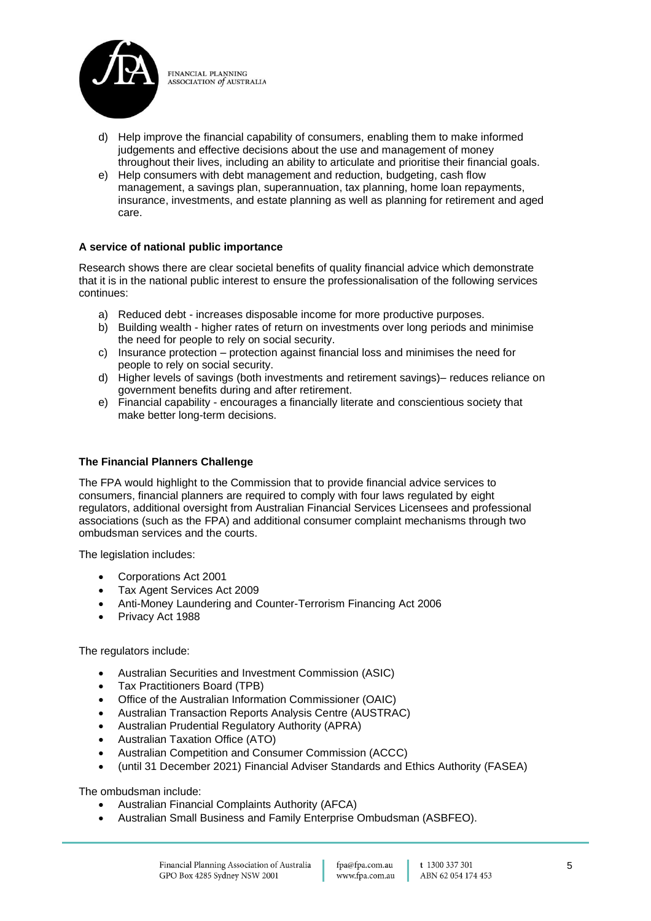d) Help improve the financial capability of consumers, enabling them to make informed judgements and effective decisions about the use and management of money throughout their lives, including an ability to articulate and prioritise their financial goals.
e) Help consumers with debt management and reduction, budgeting, cash flow management, a savings plan, superannuation, tax planning, home loan repayments, insurance, investments, and estate planning as well as planning for retirement and aged care.

**A service of national public importance**

Research shows there are clear societal benefits of quality financial advice which demonstrate that it is in the national public interest to ensure the professionalisation of the following services continues:

a) Reduced debt - increases disposable income for more productive purposes.
b) Building wealth - higher rates of return on investments over long periods and minimise the need for people to rely on social security.
c) Insurance protection – protection against financial loss and minimises the need for people to rely on social security.
d) Higher levels of savings (both investments and retirement savings)– reduces reliance on government benefits during and after retirement.
e) Financial capability - encourages a financially literate and conscientious society that make better long-term decisions.

**The Financial Planners Challenge**

The FPA would highlight to the Commission that to provide financial advice services to consumers, financial planners are required to comply with four laws regulated by eight regulators, additional oversight from Australian Financial Services Licensees and professional associations (such as the FPA) and additional consumer complaint mechanisms through two ombudsman services and the courts.

The legislation includes:

- Corporations Act 2001
- Tax Agent Services Act 2009
- Anti-Money Laundering and Counter-Terrorism Financing Act 2006
- Privacy Act 1988

The regulators include:

- Australian Securities and Investment Commission (ASIC)
- Tax Practitioners Board (TPB)
- Office of the Australian Information Commissioner (OAIC)
- Australian Transaction Reports Analysis Centre (AUSTRAC)
- Australian Prudential Regulatory Authority (APRA)
- Australian Taxation Office (ATO)
- Australian Competition and Consumer Commission (ACCC)
- (until 31 December 2021) Financial Adviser Standards and Ethics Authority (FASEA)

The ombudsman include:

- Australian Financial Complaints Authority (AFCA)
- Australian Small Business and Family Enterprise Ombudsman (ASBFEO).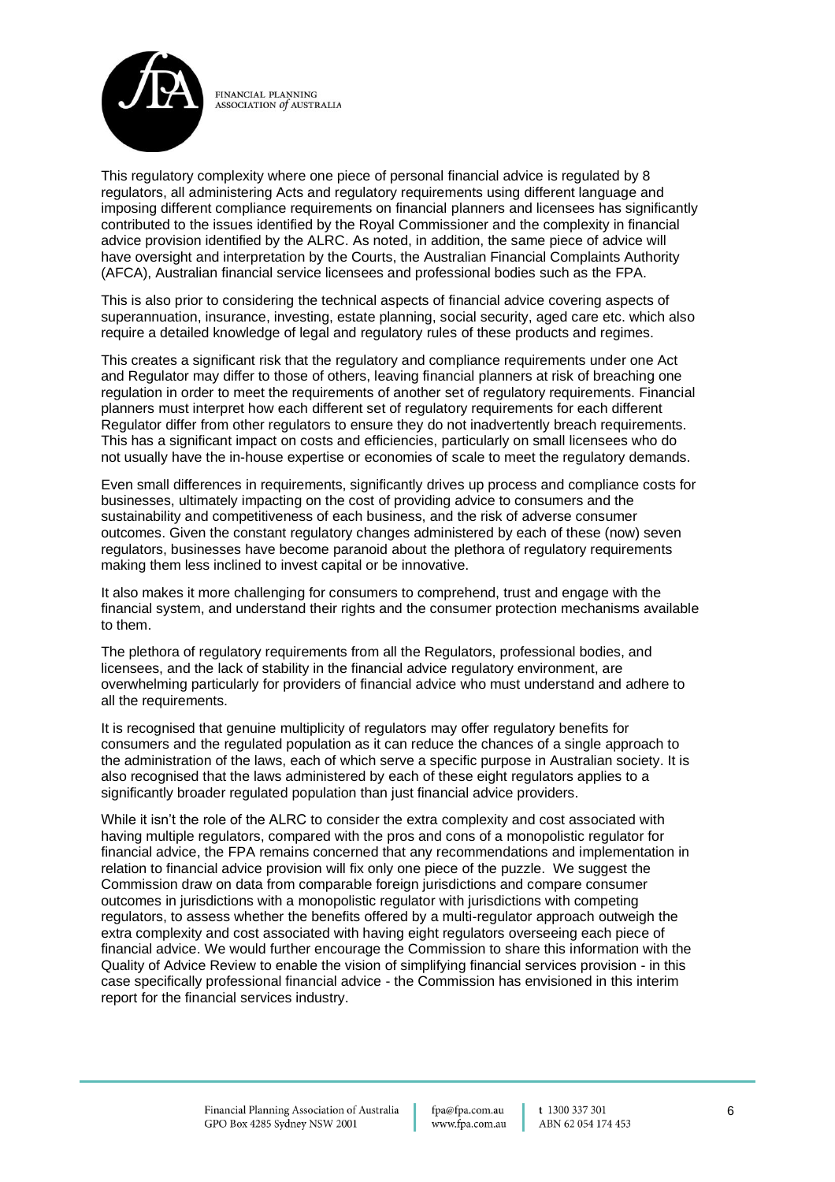This regulatory complexity where one piece of personal financial advice is regulated by 8 regulators, all administering Acts and regulatory requirements using different language and imposing different compliance requirements on financial planners and licensees has significantly contributed to the issues identified by the Royal Commissioner and the complexity in financial advice provision identified by the ALRC. As noted, in addition, the same piece of advice will have oversight and interpretation by the Courts, the Australian Financial Complaints Authority (AFCA), Australian financial service licensees and professional bodies such as the FPA.

This is also prior to considering the technical aspects of financial advice covering aspects of superannuation, insurance, investing, estate planning, social security, aged care etc. which also require a detailed knowledge of legal and regulatory rules of these products and regimes.

This creates a significant risk that the regulatory and compliance requirements under one Act and Regulator may differ to those of others, leaving financial planners at risk of breaching one regulation in order to meet the requirements of another set of regulatory requirements. Financial planners must interpret how each different set of regulatory requirements for each different Regulator differ from other regulators to ensure they do not inadvertently breach requirements. This has a significant impact on costs and efficiencies, particularly on small licensees who do not usually have the in-house expertise or economies of scale to meet the regulatory demands.

Even small differences in requirements, significantly drives up process and compliance costs for businesses, ultimately impacting on the cost of providing advice to consumers and the sustainability and competitiveness of each business, and the risk of adverse consumer outcomes. Given the constant regulatory changes administered by each of these (now) seven regulators, businesses have become paranoid about the plethora of regulatory requirements making them less inclined to invest capital or be innovative.

It also makes it more challenging for consumers to comprehend, trust and engage with the financial system, and understand their rights and the consumer protection mechanisms available to them.

The plethora of regulatory requirements from all the Regulators, professional bodies, and licensees, and the lack of stability in the financial advice regulatory environment, are overwhelming particularly for providers of financial advice who must understand and adhere to all the requirements.

It is recognised that genuine multiplicity of regulators may offer regulatory benefits for consumers and the regulated population as it can reduce the chances of a single approach to the administration of the laws, each of which serve a specific purpose in Australian society. It is also recognised that the laws administered by each of these eight regulators applies to a significantly broader regulated population than just financial advice providers.

While it isn't the role of the ALRC to consider the extra complexity and cost associated with having multiple regulators, compared with the pros and cons of a monopolistic regulator for financial advice, the FPA remains concerned that any recommendations and implementation in relation to financial advice provision will fix only one piece of the puzzle. We suggest the Commission draw on data from comparable foreign jurisdictions and compare consumer outcomes in jurisdictions with a monopolistic regulator with jurisdictions with competing regulators, to assess whether the benefits offered by a multi-regulator approach outweigh the extra complexity and cost associated with having eight regulators overseeing each piece of financial advice. We would further encourage the Commission to share this information with the Quality of Advice Review to enable the vision of simplifying financial services provision - in this case specifically professional financial advice - the Commission has envisioned in this interim report for the financial services industry.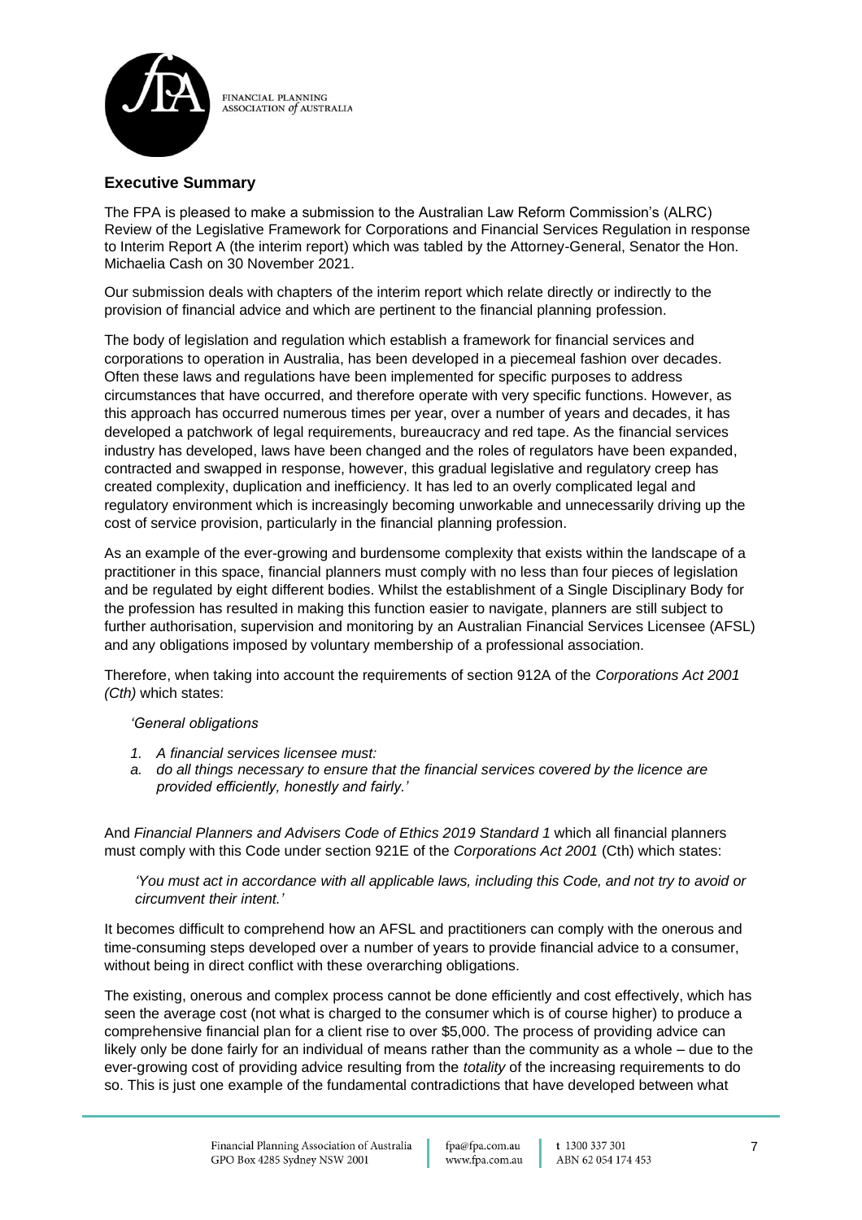## Executive Summary

The FPA is pleased to make a submission to the Australian Law Reform Commission's (ALRC) Review of the Legislative Framework for Corporations and Financial Services Regulation in response to Interim Report A (the interim report) which was tabled by the Attorney-General, Senator the Hon. Michaelia Cash on 30 November 2021.

Our submission deals with chapters of the interim report which relate directly or indirectly to the provision of financial advice and which are pertinent to the financial planning profession.

The body of legislation and regulation which establish a framework for financial services and corporations to operation in Australia, has been developed in a piecemeal fashion over decades. Often these laws and regulations have been implemented for specific purposes to address circumstances that have occurred, and therefore operate with very specific functions. However, as this approach has occurred numerous times per year, over a number of years and decades, it has developed a patchwork of legal requirements, bureaucracy and red tape. As the financial services industry has developed, laws have been changed and the roles of regulators have been expanded, contracted and swapped in response, however, this gradual legislative and regulatory creep has created complexity, duplication and inefficiency. It has led to an overly complicated legal and regulatory environment which is increasingly becoming unworkable and unnecessarily driving up the cost of service provision, particularly in the financial planning profession.

As an example of the ever-growing and burdensome complexity that exists within the landscape of a practitioner in this space, financial planners must comply with no less than four pieces of legislation and be regulated by eight different bodies. Whilst the establishment of a Single Disciplinary Body for the profession has resulted in making this function easier to navigate, planners are still subject to further authorisation, supervision and monitoring by an Australian Financial Services Licensee (AFSL) and any obligations imposed by voluntary membership of a professional association.

Therefore, when taking into account the requirements of section 912A of the *Corporations Act 2001 (Cth)* which states:

> *'General obligations*
>
> 1. *A financial services licensee must:*
>
> a. *do all things necessary to ensure that the financial services covered by the licence are provided efficiently, honestly and fairly.'*

And *Financial Planners and Advisers Code of Ethics 2019 Standard 1* which all financial planners must comply with this Code under section 921E of the *Corporations Act 2001* (Cth) which states:

> *'You must act in accordance with all applicable laws, including this Code, and not try to avoid or circumvent their intent.'*

It becomes difficult to comprehend how an AFSL and practitioners can comply with the onerous and time-consuming steps developed over a number of years to provide financial advice to a consumer, without being in direct conflict with these overarching obligations.

The existing, onerous and complex process cannot be done efficiently and cost effectively, which has seen the average cost (not what is charged to the consumer which is of course higher) to produce a comprehensive financial plan for a client rise to over $5,000. The process of providing advice can likely only be done fairly for an individual of means rather than the community as a whole – due to the ever-growing cost of providing advice resulting from the *totality* of the increasing requirements to do so. This is just one example of the fundamental contradictions that have developed between what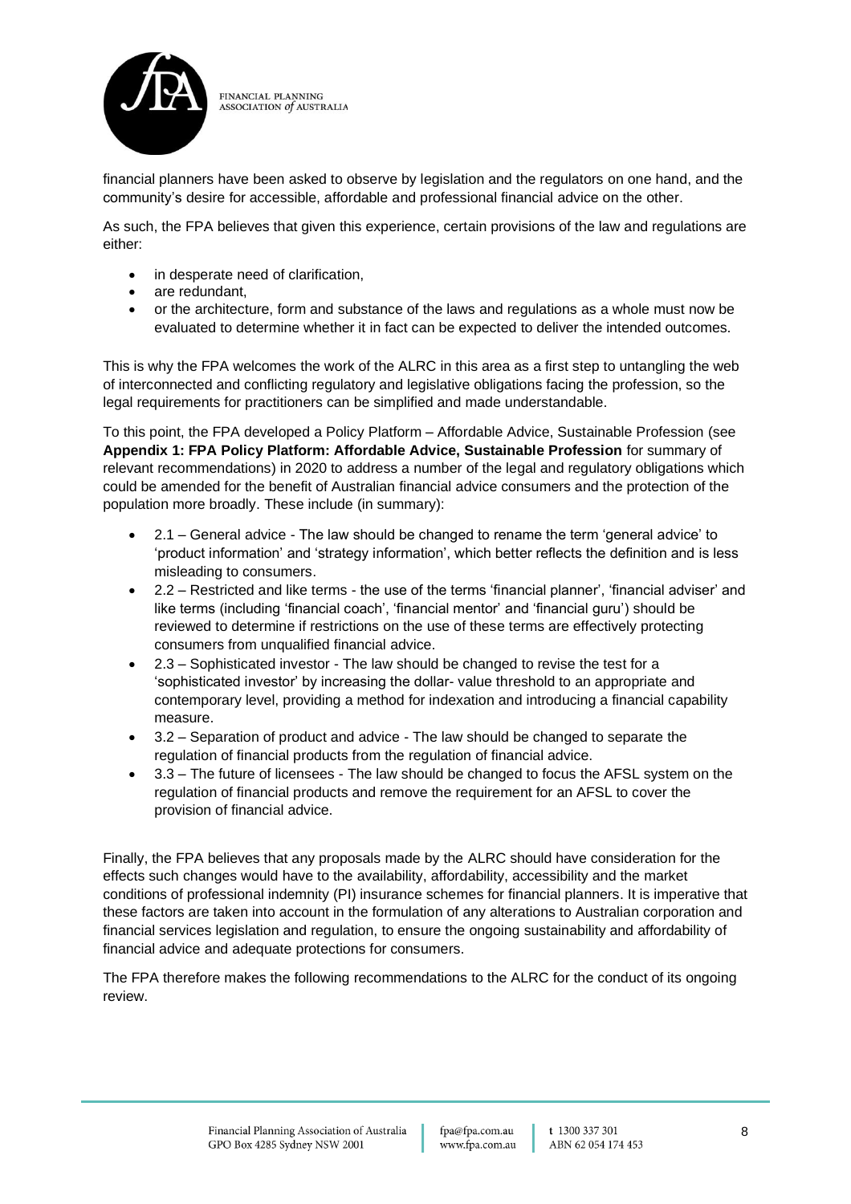financial planners have been asked to observe by legislation and the regulators on one hand, and the community's desire for accessible, affordable and professional financial advice on the other.

As such, the FPA believes that given this experience, certain provisions of the law and regulations are either:

- in desperate need of clarification,
- are redundant,
- or the architecture, form and substance of the laws and regulations as a whole must now be evaluated to determine whether it in fact can be expected to deliver the intended outcomes.

This is why the FPA welcomes the work of the ALRC in this area as a first step to untangling the web of interconnected and conflicting regulatory and legislative obligations facing the profession, so the legal requirements for practitioners can be simplified and made understandable.

To this point, the FPA developed a Policy Platform – Affordable Advice, Sustainable Profession (see **Appendix 1: FPA Policy Platform: Affordable Advice, Sustainable Profession** for summary of relevant recommendations) in 2020 to address a number of the legal and regulatory obligations which could be amended for the benefit of Australian financial advice consumers and the protection of the population more broadly. These include (in summary):

- 2.1 – General advice - The law should be changed to rename the term 'general advice' to 'product information' and 'strategy information', which better reflects the definition and is less misleading to consumers.
- 2.2 – Restricted and like terms - the use of the terms 'financial planner', 'financial adviser' and like terms (including 'financial coach', 'financial mentor' and 'financial guru') should be reviewed to determine if restrictions on the use of these terms are effectively protecting consumers from unqualified financial advice.
- 2.3 – Sophisticated investor - The law should be changed to revise the test for a 'sophisticated investor' by increasing the dollar- value threshold to an appropriate and contemporary level, providing a method for indexation and introducing a financial capability measure.
- 3.2 – Separation of product and advice - The law should be changed to separate the regulation of financial products from the regulation of financial advice.
- 3.3 – The future of licensees - The law should be changed to focus the AFSL system on the regulation of financial products and remove the requirement for an AFSL to cover the provision of financial advice.

Finally, the FPA believes that any proposals made by the ALRC should have consideration for the effects such changes would have to the availability, affordability, accessibility and the market conditions of professional indemnity (PI) insurance schemes for financial planners. It is imperative that these factors are taken into account in the formulation of any alterations to Australian corporation and financial services legislation and regulation, to ensure the ongoing sustainability and affordability of financial advice and adequate protections for consumers.

The FPA therefore makes the following recommendations to the ALRC for the conduct of its ongoing review.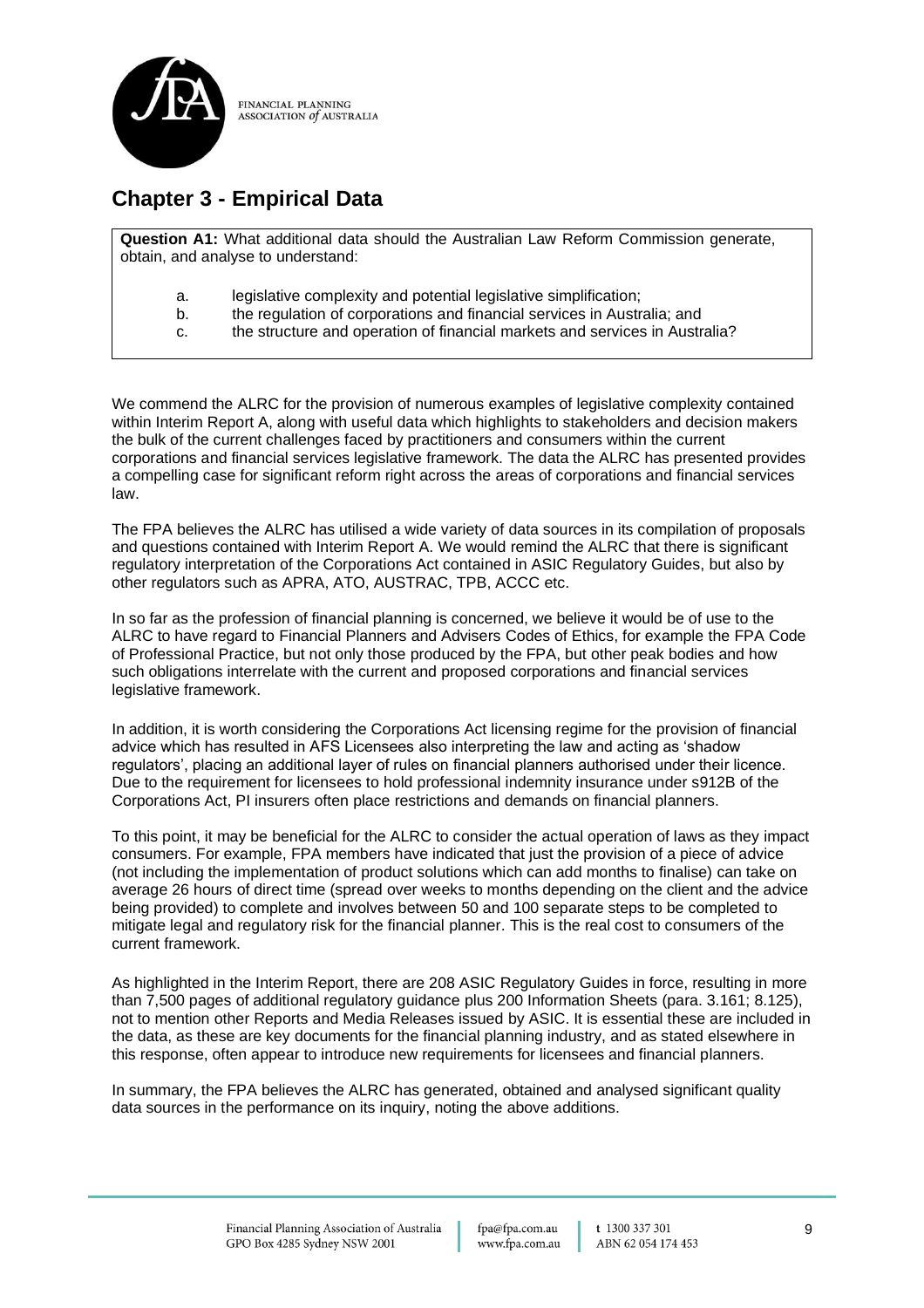## Chapter 3 - Empirical Data

**Question A1:** What additional data should the Australian Law Reform Commission generate, obtain, and analyse to understand:

a. legislative complexity and potential legislative simplification;
b. the regulation of corporations and financial services in Australia; and
c. the structure and operation of financial markets and services in Australia?

We commend the ALRC for the provision of numerous examples of legislative complexity contained within Interim Report A, along with useful data which highlights to stakeholders and decision makers the bulk of the current challenges faced by practitioners and consumers within the current corporations and financial services legislative framework. The data the ALRC has presented provides a compelling case for significant reform right across the areas of corporations and financial services law.

The FPA believes the ALRC has utilised a wide variety of data sources in its compilation of proposals and questions contained with Interim Report A. We would remind the ALRC that there is significant regulatory interpretation of the Corporations Act contained in ASIC Regulatory Guides, but also by other regulators such as APRA, ATO, AUSTRAC, TPB, ACCC etc.

In so far as the profession of financial planning is concerned, we believe it would be of use to the ALRC to have regard to Financial Planners and Advisers Codes of Ethics, for example the FPA Code of Professional Practice, but not only those produced by the FPA, but other peak bodies and how such obligations interrelate with the current and proposed corporations and financial services legislative framework.

In addition, it is worth considering the Corporations Act licensing regime for the provision of financial advice which has resulted in AFS Licensees also interpreting the law and acting as 'shadow regulators', placing an additional layer of rules on financial planners authorised under their licence. Due to the requirement for licensees to hold professional indemnity insurance under s912B of the Corporations Act, PI insurers often place restrictions and demands on financial planners.

To this point, it may be beneficial for the ALRC to consider the actual operation of laws as they impact consumers. For example, FPA members have indicated that just the provision of a piece of advice (not including the implementation of product solutions which can add months to finalise) can take on average 26 hours of direct time (spread over weeks to months depending on the client and the advice being provided) to complete and involves between 50 and 100 separate steps to be completed to mitigate legal and regulatory risk for the financial planner. This is the real cost to consumers of the current framework.

As highlighted in the Interim Report, there are 208 ASIC Regulatory Guides in force, resulting in more than 7,500 pages of additional regulatory guidance plus 200 Information Sheets (para. 3.161; 8.125), not to mention other Reports and Media Releases issued by ASIC. It is essential these are included in the data, as these are key documents for the financial planning industry, and as stated elsewhere in this response, often appear to introduce new requirements for licensees and financial planners.

In summary, the FPA believes the ALRC has generated, obtained and analysed significant quality data sources in the performance on its inquiry, noting the above additions.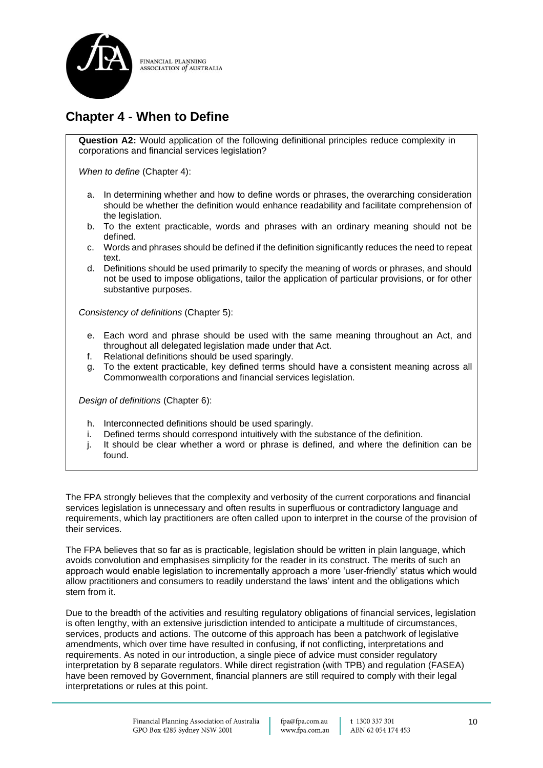## Chapter 4 - When to Define

**Question A2:** Would application of the following definitional principles reduce complexity in corporations and financial services legislation?

*When to define* (Chapter 4):

a. In determining whether and how to define words or phrases, the overarching consideration should be whether the definition would enhance readability and facilitate comprehension of the legislation.
b. To the extent practicable, words and phrases with an ordinary meaning should not be defined.
c. Words and phrases should be defined if the definition significantly reduces the need to repeat text.
d. Definitions should be used primarily to specify the meaning of words or phrases, and should not be used to impose obligations, tailor the application of particular provisions, or for other substantive purposes.

*Consistency of definitions* (Chapter 5):

e. Each word and phrase should be used with the same meaning throughout an Act, and throughout all delegated legislation made under that Act.
f. Relational definitions should be used sparingly.
g. To the extent practicable, key defined terms should have a consistent meaning across all Commonwealth corporations and financial services legislation.

*Design of definitions* (Chapter 6):

h. Interconnected definitions should be used sparingly.
i. Defined terms should correspond intuitively with the substance of the definition.
j. It should be clear whether a word or phrase is defined, and where the definition can be found.

The FPA strongly believes that the complexity and verbosity of the current corporations and financial services legislation is unnecessary and often results in superfluous or contradictory language and requirements, which lay practitioners are often called upon to interpret in the course of the provision of their services.

The FPA believes that so far as is practicable, legislation should be written in plain language, which avoids convolution and emphasises simplicity for the reader in its construct. The merits of such an approach would enable legislation to incrementally approach a more 'user-friendly' status which would allow practitioners and consumers to readily understand the laws' intent and the obligations which stem from it.

Due to the breadth of the activities and resulting regulatory obligations of financial services, legislation is often lengthy, with an extensive jurisdiction intended to anticipate a multitude of circumstances, services, products and actions. The outcome of this approach has been a patchwork of legislative amendments, which over time have resulted in confusing, if not conflicting, interpretations and requirements. As noted in our introduction, a single piece of advice must consider regulatory interpretation by 8 separate regulators. While direct registration (with TPB) and regulation (FASEA) have been removed by Government, financial planners are still required to comply with their legal interpretations or rules at this point.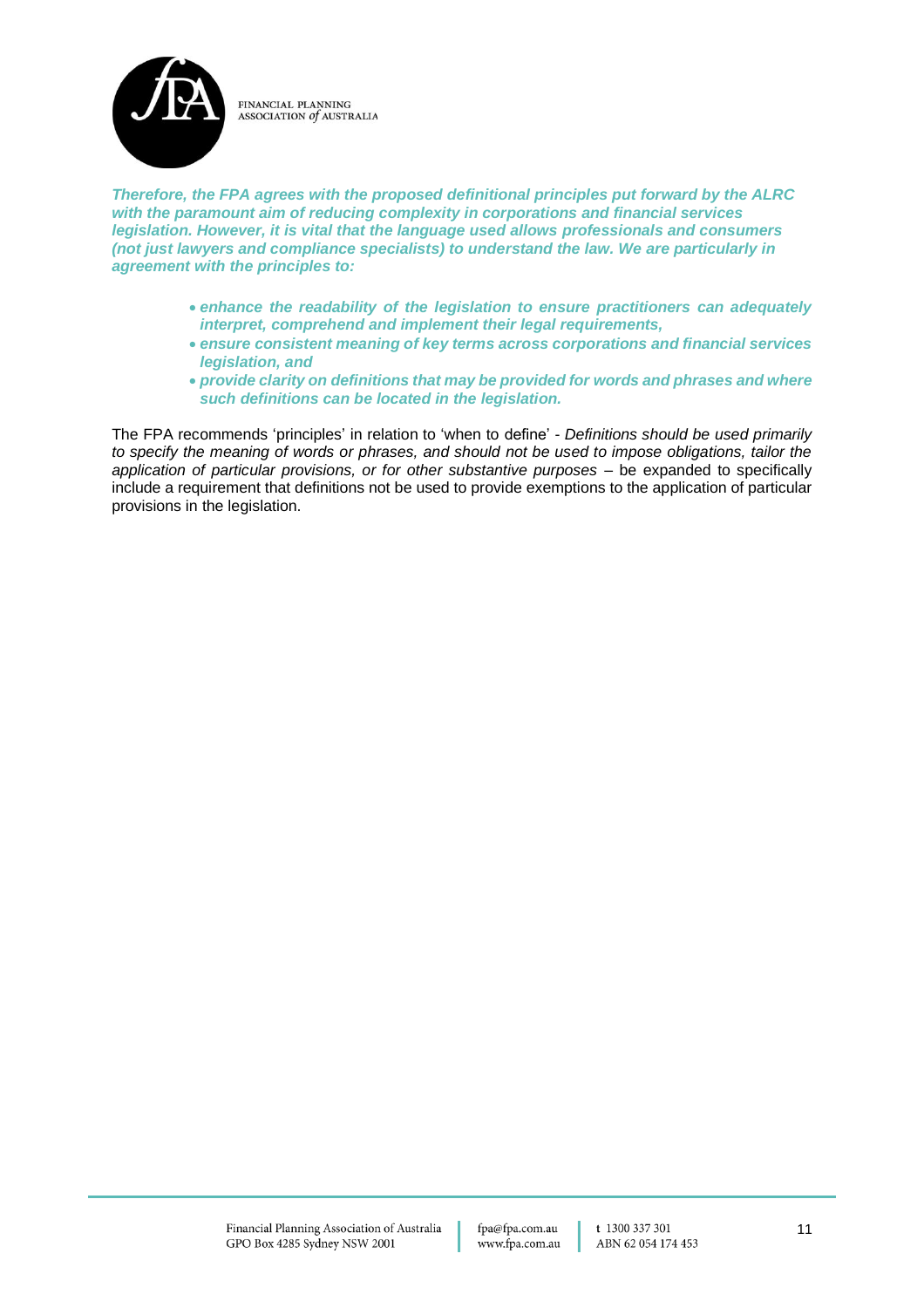***Therefore, the FPA agrees with the proposed definitional principles put forward by the ALRC with the paramount aim of reducing complexity in corporations and financial services legislation. However, it is vital that the language used allows professionals and consumers (not just lawyers and compliance specialists) to understand the law. We are particularly in agreement with the principles to:***

- ***enhance the readability of the legislation to ensure practitioners can adequately interpret, comprehend and implement their legal requirements,***
- ***ensure consistent meaning of key terms across corporations and financial services legislation, and***
- ***provide clarity on definitions that may be provided for words and phrases and where such definitions can be located in the legislation.***

The FPA recommends 'principles' in relation to 'when to define' - *Definitions should be used primarily to specify the meaning of words or phrases, and should not be used to impose obligations, tailor the application of particular provisions, or for other substantive purposes* – be expanded to specifically include a requirement that definitions not be used to provide exemptions to the application of particular provisions in the legislation.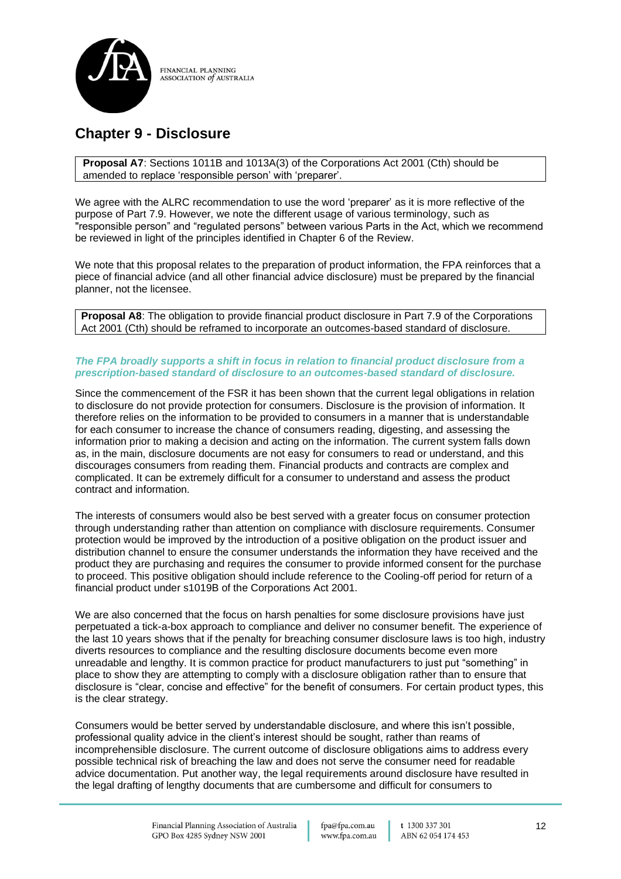## Chapter 9 - Disclosure

**Proposal A7**: Sections 1011B and 1013A(3) of the Corporations Act 2001 (Cth) should be amended to replace 'responsible person' with 'preparer'.

We agree with the ALRC recommendation to use the word 'preparer' as it is more reflective of the purpose of Part 7.9. However, we note the different usage of various terminology, such as "responsible person" and "regulated persons" between various Parts in the Act, which we recommend be reviewed in light of the principles identified in Chapter 6 of the Review.

We note that this proposal relates to the preparation of product information, the FPA reinforces that a piece of financial advice (and all other financial advice disclosure) must be prepared by the financial planner, not the licensee.

**Proposal A8**: The obligation to provide financial product disclosure in Part 7.9 of the Corporations Act 2001 (Cth) should be reframed to incorporate an outcomes-based standard of disclosure.

***The FPA broadly supports a shift in focus in relation to financial product disclosure from a prescription-based standard of disclosure to an outcomes-based standard of disclosure.***

Since the commencement of the FSR it has been shown that the current legal obligations in relation to disclosure do not provide protection for consumers. Disclosure is the provision of information. It therefore relies on the information to be provided to consumers in a manner that is understandable for each consumer to increase the chance of consumers reading, digesting, and assessing the information prior to making a decision and acting on the information. The current system falls down as, in the main, disclosure documents are not easy for consumers to read or understand, and this discourages consumers from reading them. Financial products and contracts are complex and complicated. It can be extremely difficult for a consumer to understand and assess the product contract and information.

The interests of consumers would also be best served with a greater focus on consumer protection through understanding rather than attention on compliance with disclosure requirements. Consumer protection would be improved by the introduction of a positive obligation on the product issuer and distribution channel to ensure the consumer understands the information they have received and the product they are purchasing and requires the consumer to provide informed consent for the purchase to proceed. This positive obligation should include reference to the Cooling-off period for return of a financial product under s1019B of the Corporations Act 2001.

We are also concerned that the focus on harsh penalties for some disclosure provisions have just perpetuated a tick-a-box approach to compliance and deliver no consumer benefit. The experience of the last 10 years shows that if the penalty for breaching consumer disclosure laws is too high, industry diverts resources to compliance and the resulting disclosure documents become even more unreadable and lengthy. It is common practice for product manufacturers to just put "something" in place to show they are attempting to comply with a disclosure obligation rather than to ensure that disclosure is "clear, concise and effective" for the benefit of consumers. For certain product types, this is the clear strategy.

Consumers would be better served by understandable disclosure, and where this isn't possible, professional quality advice in the client's interest should be sought, rather than reams of incomprehensible disclosure. The current outcome of disclosure obligations aims to address every possible technical risk of breaching the law and does not serve the consumer need for readable advice documentation. Put another way, the legal requirements around disclosure have resulted in the legal drafting of lengthy documents that are cumbersome and difficult for consumers to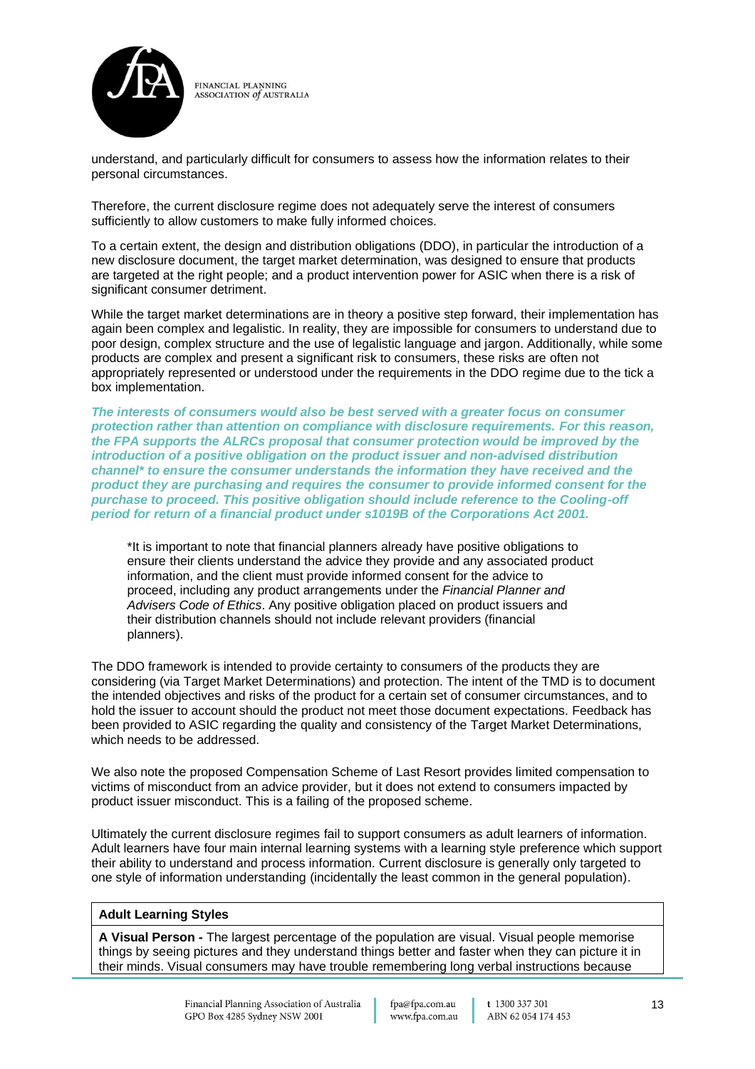understand, and particularly difficult for consumers to assess how the information relates to their personal circumstances.

Therefore, the current disclosure regime does not adequately serve the interest of consumers sufficiently to allow customers to make fully informed choices.

To a certain extent, the design and distribution obligations (DDO), in particular the introduction of a new disclosure document, the target market determination, was designed to ensure that products are targeted at the right people; and a product intervention power for ASIC when there is a risk of significant consumer detriment.

While the target market determinations are in theory a positive step forward, their implementation has again been complex and legalistic. In reality, they are impossible for consumers to understand due to poor design, complex structure and the use of legalistic language and jargon. Additionally, while some products are complex and present a significant risk to consumers, these risks are often not appropriately represented or understood under the requirements in the DDO regime due to the tick a box implementation.

***The interests of consumers would also be best served with a greater focus on consumer protection rather than attention on compliance with disclosure requirements. For this reason, the FPA supports the ALRCs proposal that consumer protection would be improved by the introduction of a positive obligation on the product issuer and non-advised distribution channel* to ensure the consumer understands the information they have received and the product they are purchasing and requires the consumer to provide informed consent for the purchase to proceed. This positive obligation should include reference to the Cooling-off period for return of a financial product under s1019B of the Corporations Act 2001.***

> *It is important to note that financial planners already have positive obligations to ensure their clients understand the advice they provide and any associated product information, and the client must provide informed consent for the advice to proceed, including any product arrangements under the *Financial Planner and Advisers Code of Ethics*. Any positive obligation placed on product issuers and their distribution channels should not include relevant providers (financial planners).

The DDO framework is intended to provide certainty to consumers of the products they are considering (via Target Market Determinations) and protection. The intent of the TMD is to document the intended objectives and risks of the product for a certain set of consumer circumstances, and to hold the issuer to account should the product not meet those document expectations. Feedback has been provided to ASIC regarding the quality and consistency of the Target Market Determinations, which needs to be addressed.

We also note the proposed Compensation Scheme of Last Resort provides limited compensation to victims of misconduct from an advice provider, but it does not extend to consumers impacted by product issuer misconduct. This is a failing of the proposed scheme.

Ultimately the current disclosure regimes fail to support consumers as adult learners of information. Adult learners have four main internal learning systems with a learning style preference which support their ability to understand and process information. Current disclosure is generally only targeted to one style of information understanding (incidentally the least common in the general population).

| **Adult Learning Styles** |
| --- |
| **A Visual Person -** The largest percentage of the population are visual. Visual people memorise things by seeing pictures and they understand things better and faster when they can picture it in their minds. Visual consumers may have trouble remembering long verbal instructions because |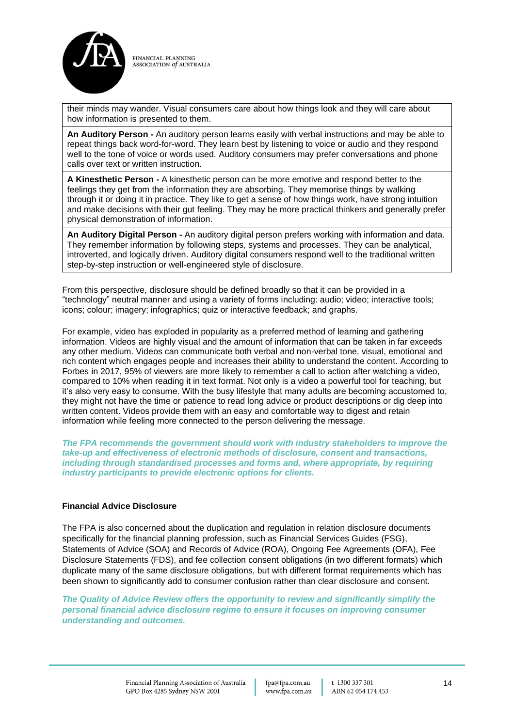| |
|---|
| their minds may wander. Visual consumers care about how things look and they will care about how information is presented to them. |
| **An Auditory Person -** An auditory person learns easily with verbal instructions and may be able to repeat things back word-for-word. They learn best by listening to voice or audio and they respond well to the tone of voice or words used. Auditory consumers may prefer conversations and phone calls over text or written instruction. |
| **A Kinesthetic Person -** A kinesthetic person can be more emotive and respond better to the feelings they get from the information they are absorbing. They memorise things by walking through it or doing it in practice. They like to get a sense of how things work, have strong intuition and make decisions with their gut feeling. They may be more practical thinkers and generally prefer physical demonstration of information. |
| **An Auditory Digital Person -** An auditory digital person prefers working with information and data. They remember information by following steps, systems and processes. They can be analytical, introverted, and logically driven. Auditory digital consumers respond well to the traditional written step-by-step instruction or well-engineered style of disclosure. |

From this perspective, disclosure should be defined broadly so that it can be provided in a "technology" neutral manner and using a variety of forms including: audio; video; interactive tools; icons; colour; imagery; infographics; quiz or interactive feedback; and graphs.

For example, video has exploded in popularity as a preferred method of learning and gathering information. Videos are highly visual and the amount of information that can be taken in far exceeds any other medium. Videos can communicate both verbal and non-verbal tone, visual, emotional and rich content which engages people and increases their ability to understand the content. According to Forbes in 2017, 95% of viewers are more likely to remember a call to action after watching a video, compared to 10% when reading it in text format. Not only is a video a powerful tool for teaching, but it's also very easy to consume. With the busy lifestyle that many adults are becoming accustomed to, they might not have the time or patience to read long advice or product descriptions or dig deep into written content. Videos provide them with an easy and comfortable way to digest and retain information while feeling more connected to the person delivering the message.

***The FPA recommends the government should work with industry stakeholders to improve the take-up and effectiveness of electronic methods of disclosure, consent and transactions, including through standardised processes and forms and, where appropriate, by requiring industry participants to provide electronic options for clients.***

### Financial Advice Disclosure

The FPA is also concerned about the duplication and regulation in relation disclosure documents specifically for the financial planning profession, such as Financial Services Guides (FSG), Statements of Advice (SOA) and Records of Advice (ROA), Ongoing Fee Agreements (OFA), Fee Disclosure Statements (FDS), and fee collection consent obligations (in two different formats) which duplicate many of the same disclosure obligations, but with different format requirements which has been shown to significantly add to consumer confusion rather than clear disclosure and consent.

***The Quality of Advice Review offers the opportunity to review and significantly simplify the personal financial advice disclosure regime to ensure it focuses on improving consumer understanding and outcomes.***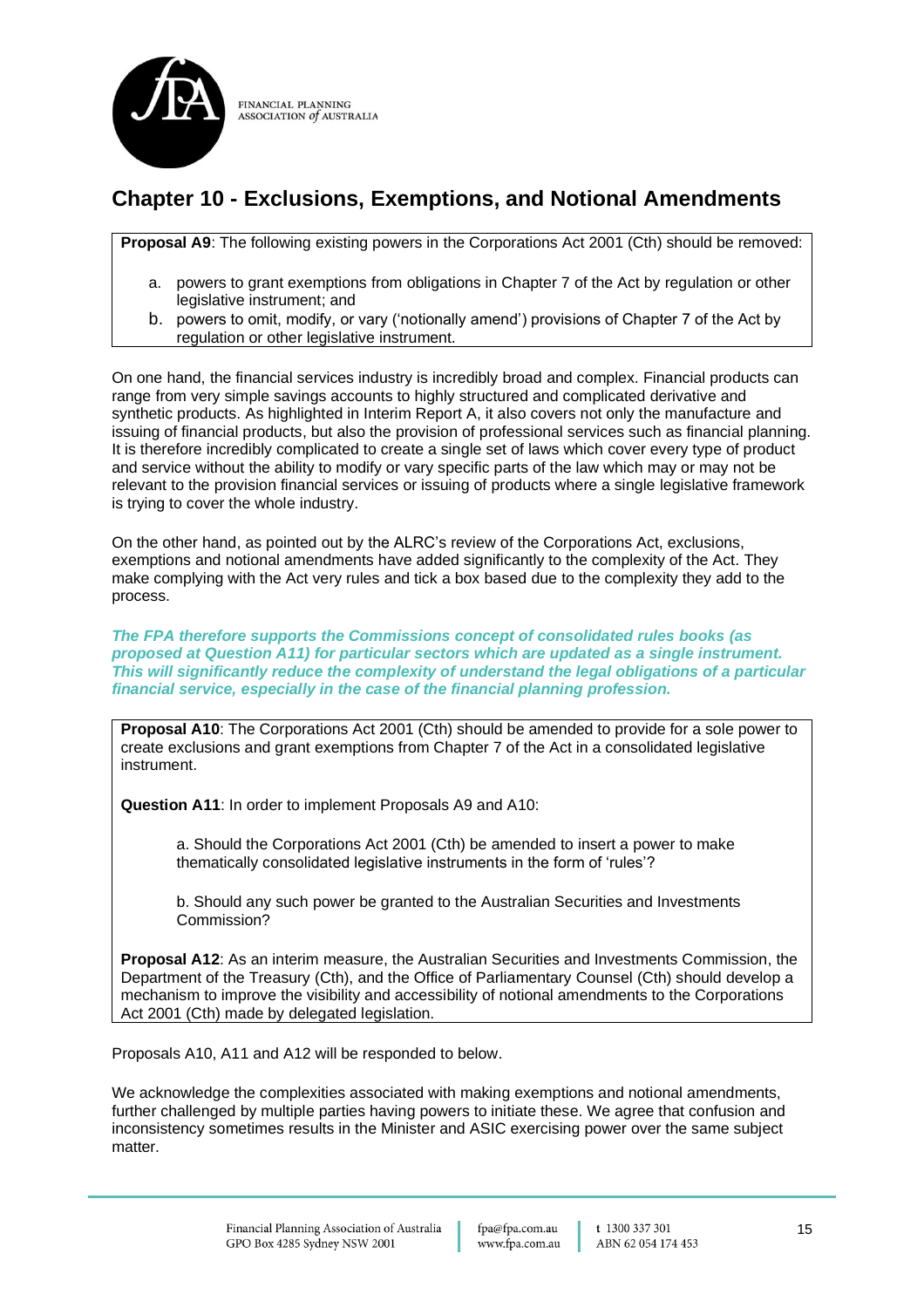## Chapter 10 - Exclusions, Exemptions, and Notional Amendments

**Proposal A9**: The following existing powers in the Corporations Act 2001 (Cth) should be removed:

a. powers to grant exemptions from obligations in Chapter 7 of the Act by regulation or other legislative instrument; and
b. powers to omit, modify, or vary ('notionally amend') provisions of Chapter 7 of the Act by regulation or other legislative instrument.

On one hand, the financial services industry is incredibly broad and complex. Financial products can range from very simple savings accounts to highly structured and complicated derivative and synthetic products. As highlighted in Interim Report A, it also covers not only the manufacture and issuing of financial products, but also the provision of professional services such as financial planning. It is therefore incredibly complicated to create a single set of laws which cover every type of product and service without the ability to modify or vary specific parts of the law which may or may not be relevant to the provision financial services or issuing of products where a single legislative framework is trying to cover the whole industry.

On the other hand, as pointed out by the ALRC's review of the Corporations Act, exclusions, exemptions and notional amendments have added significantly to the complexity of the Act. They make complying with the Act very rules and tick a box based due to the complexity they add to the process.

***The FPA therefore supports the Commissions concept of consolidated rules books (as proposed at Question A11) for particular sectors which are updated as a single instrument. This will significantly reduce the complexity of understand the legal obligations of a particular financial service, especially in the case of the financial planning profession.***

**Proposal A10**: The Corporations Act 2001 (Cth) should be amended to provide for a sole power to create exclusions and grant exemptions from Chapter 7 of the Act in a consolidated legislative instrument.

**Question A11**: In order to implement Proposals A9 and A10:

a. Should the Corporations Act 2001 (Cth) be amended to insert a power to make thematically consolidated legislative instruments in the form of 'rules'?

b. Should any such power be granted to the Australian Securities and Investments Commission?

**Proposal A12**: As an interim measure, the Australian Securities and Investments Commission, the Department of the Treasury (Cth), and the Office of Parliamentary Counsel (Cth) should develop a mechanism to improve the visibility and accessibility of notional amendments to the Corporations Act 2001 (Cth) made by delegated legislation.

Proposals A10, A11 and A12 will be responded to below.

We acknowledge the complexities associated with making exemptions and notional amendments, further challenged by multiple parties having powers to initiate these. We agree that confusion and inconsistency sometimes results in the Minister and ASIC exercising power over the same subject matter.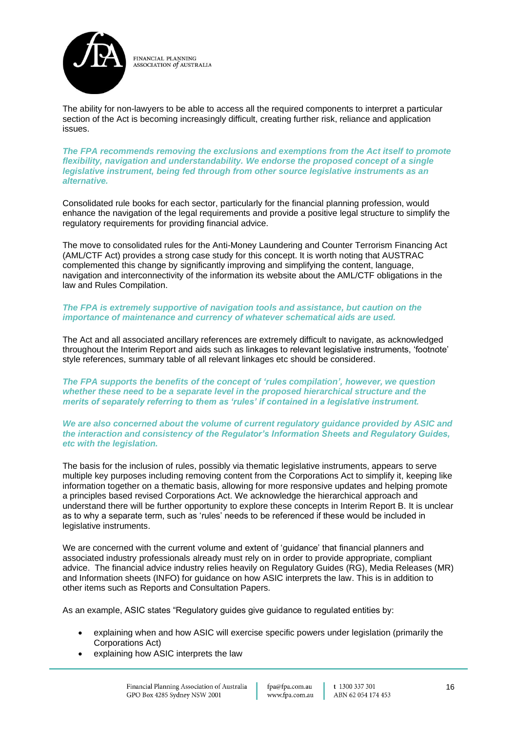The ability for non-lawyers to be able to access all the required components to interpret a particular section of the Act is becoming increasingly difficult, creating further risk, reliance and application issues.

***The FPA recommends removing the exclusions and exemptions from the Act itself to promote flexibility, navigation and understandability. We endorse the proposed concept of a single legislative instrument, being fed through from other source legislative instruments as an alternative.***

Consolidated rule books for each sector, particularly for the financial planning profession, would enhance the navigation of the legal requirements and provide a positive legal structure to simplify the regulatory requirements for providing financial advice.

The move to consolidated rules for the Anti-Money Laundering and Counter Terrorism Financing Act (AML/CTF Act) provides a strong case study for this concept. It is worth noting that AUSTRAC complemented this change by significantly improving and simplifying the content, language, navigation and interconnectivity of the information its website about the AML/CTF obligations in the law and Rules Compilation.

***The FPA is extremely supportive of navigation tools and assistance, but caution on the importance of maintenance and currency of whatever schematical aids are used.***

The Act and all associated ancillary references are extremely difficult to navigate, as acknowledged throughout the Interim Report and aids such as linkages to relevant legislative instruments, 'footnote' style references, summary table of all relevant linkages etc should be considered.

***The FPA supports the benefits of the concept of 'rules compilation', however, we question whether these need to be a separate level in the proposed hierarchical structure and the merits of separately referring to them as 'rules' if contained in a legislative instrument.***

***We are also concerned about the volume of current regulatory guidance provided by ASIC and the interaction and consistency of the Regulator's Information Sheets and Regulatory Guides, etc with the legislation.***

The basis for the inclusion of rules, possibly via thematic legislative instruments, appears to serve multiple key purposes including removing content from the Corporations Act to simplify it, keeping like information together on a thematic basis, allowing for more responsive updates and helping promote a principles based revised Corporations Act. We acknowledge the hierarchical approach and understand there will be further opportunity to explore these concepts in Interim Report B. It is unclear as to why a separate term, such as 'rules' needs to be referenced if these would be included in legislative instruments.

We are concerned with the current volume and extent of 'guidance' that financial planners and associated industry professionals already must rely on in order to provide appropriate, compliant advice. The financial advice industry relies heavily on Regulatory Guides (RG), Media Releases (MR) and Information sheets (INFO) for guidance on how ASIC interprets the law. This is in addition to other items such as Reports and Consultation Papers.

As an example, ASIC states "Regulatory guides give guidance to regulated entities by:

- explaining when and how ASIC will exercise specific powers under legislation (primarily the Corporations Act)
- explaining how ASIC interprets the law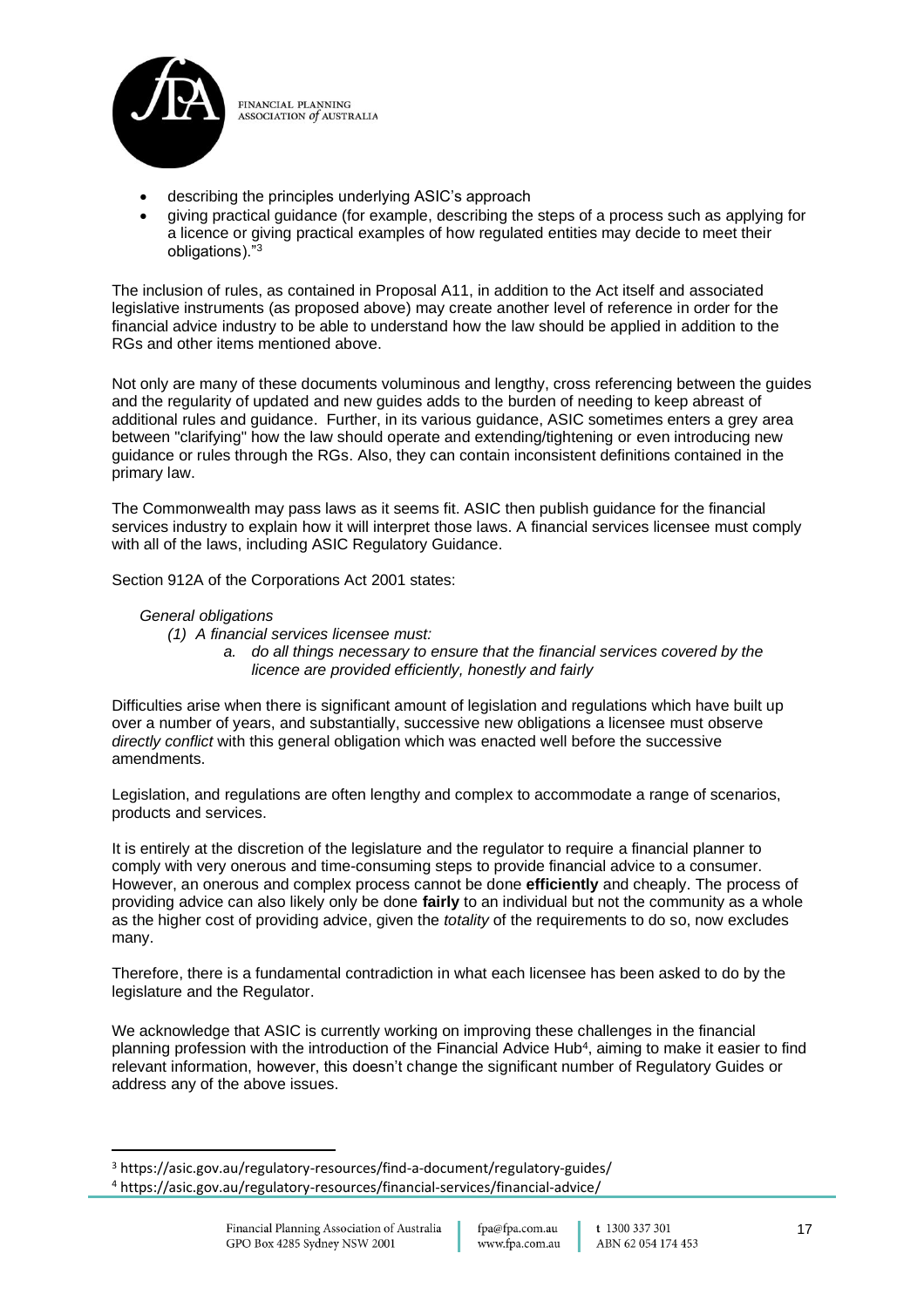- describing the principles underlying ASIC's approach
- giving practical guidance (for example, describing the steps of a process such as applying for a licence or giving practical examples of how regulated entities may decide to meet their obligations)."[3]

The inclusion of rules, as contained in Proposal A11, in addition to the Act itself and associated legislative instruments (as proposed above) may create another level of reference in order for the financial advice industry to be able to understand how the law should be applied in addition to the RGs and other items mentioned above.

Not only are many of these documents voluminous and lengthy, cross referencing between the guides and the regularity of updated and new guides adds to the burden of needing to keep abreast of additional rules and guidance. Further, in its various guidance, ASIC sometimes enters a grey area between "clarifying" how the law should operate and extending/tightening or even introducing new guidance or rules through the RGs. Also, they can contain inconsistent definitions contained in the primary law.

The Commonwealth may pass laws as it seems fit. ASIC then publish guidance for the financial services industry to explain how it will interpret those laws. A financial services licensee must comply with all of the laws, including ASIC Regulatory Guidance.

Section 912A of the Corporations Act 2001 states:

*General obligations*

*(1) A financial services licensee must:*

*a. do all things necessary to ensure that the financial services covered by the licence are provided efficiently, honestly and fairly*

Difficulties arise when there is significant amount of legislation and regulations which have built up over a number of years, and substantially, successive new obligations a licensee must observe *directly conflict* with this general obligation which was enacted well before the successive amendments.

Legislation, and regulations are often lengthy and complex to accommodate a range of scenarios, products and services.

It is entirely at the discretion of the legislature and the regulator to require a financial planner to comply with very onerous and time-consuming steps to provide financial advice to a consumer. However, an onerous and complex process cannot be done **efficiently** and cheaply. The process of providing advice can also likely only be done **fairly** to an individual but not the community as a whole as the higher cost of providing advice, given the *totality* of the requirements to do so, now excludes many.

Therefore, there is a fundamental contradiction in what each licensee has been asked to do by the legislature and the Regulator.

We acknowledge that ASIC is currently working on improving these challenges in the financial planning profession with the introduction of the Financial Advice Hub[4], aiming to make it easier to find relevant information, however, this doesn't change the significant number of Regulatory Guides or address any of the above issues.

---

[3] https://asic.gov.au/regulatory-resources/find-a-document/regulatory-guides/

[4] https://asic.gov.au/regulatory-resources/financial-services/financial-advice/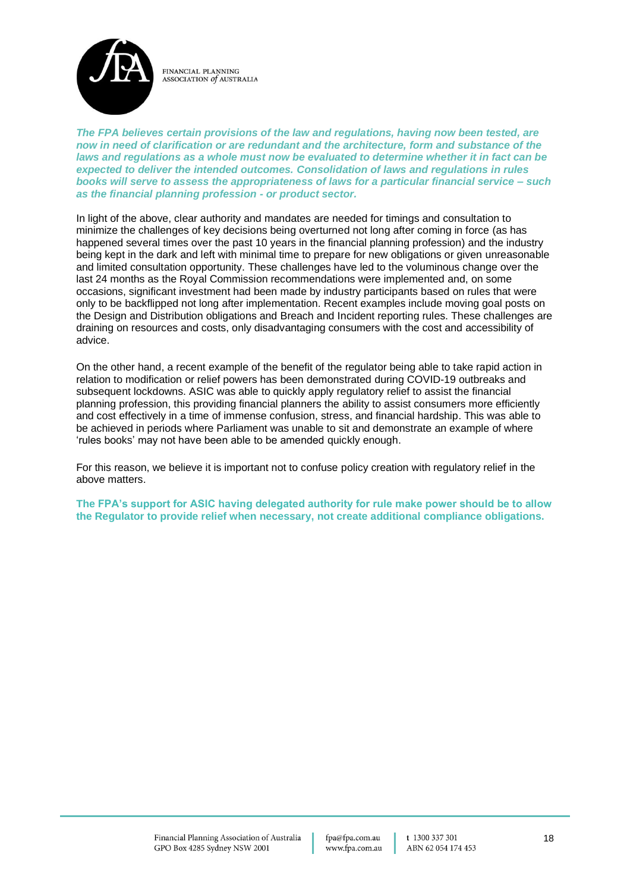***The FPA believes certain provisions of the law and regulations, having now been tested, are now in need of clarification or are redundant and the architecture, form and substance of the laws and regulations as a whole must now be evaluated to determine whether it in fact can be expected to deliver the intended outcomes. Consolidation of laws and regulations in rules books will serve to assess the appropriateness of laws for a particular financial service – such as the financial planning profession - or product sector.***

In light of the above, clear authority and mandates are needed for timings and consultation to minimize the challenges of key decisions being overturned not long after coming in force (as has happened several times over the past 10 years in the financial planning profession) and the industry being kept in the dark and left with minimal time to prepare for new obligations or given unreasonable and limited consultation opportunity. These challenges have led to the voluminous change over the last 24 months as the Royal Commission recommendations were implemented and, on some occasions, significant investment had been made by industry participants based on rules that were only to be backflipped not long after implementation. Recent examples include moving goal posts on the Design and Distribution obligations and Breach and Incident reporting rules. These challenges are draining on resources and costs, only disadvantaging consumers with the cost and accessibility of advice.

On the other hand, a recent example of the benefit of the regulator being able to take rapid action in relation to modification or relief powers has been demonstrated during COVID-19 outbreaks and subsequent lockdowns. ASIC was able to quickly apply regulatory relief to assist the financial planning profession, this providing financial planners the ability to assist consumers more efficiently and cost effectively in a time of immense confusion, stress, and financial hardship. This was able to be achieved in periods where Parliament was unable to sit and demonstrate an example of where 'rules books' may not have been able to be amended quickly enough.

For this reason, we believe it is important not to confuse policy creation with regulatory relief in the above matters.

**The FPA's support for ASIC having delegated authority for rule make power should be to allow the Regulator to provide relief when necessary, not create additional compliance obligations.**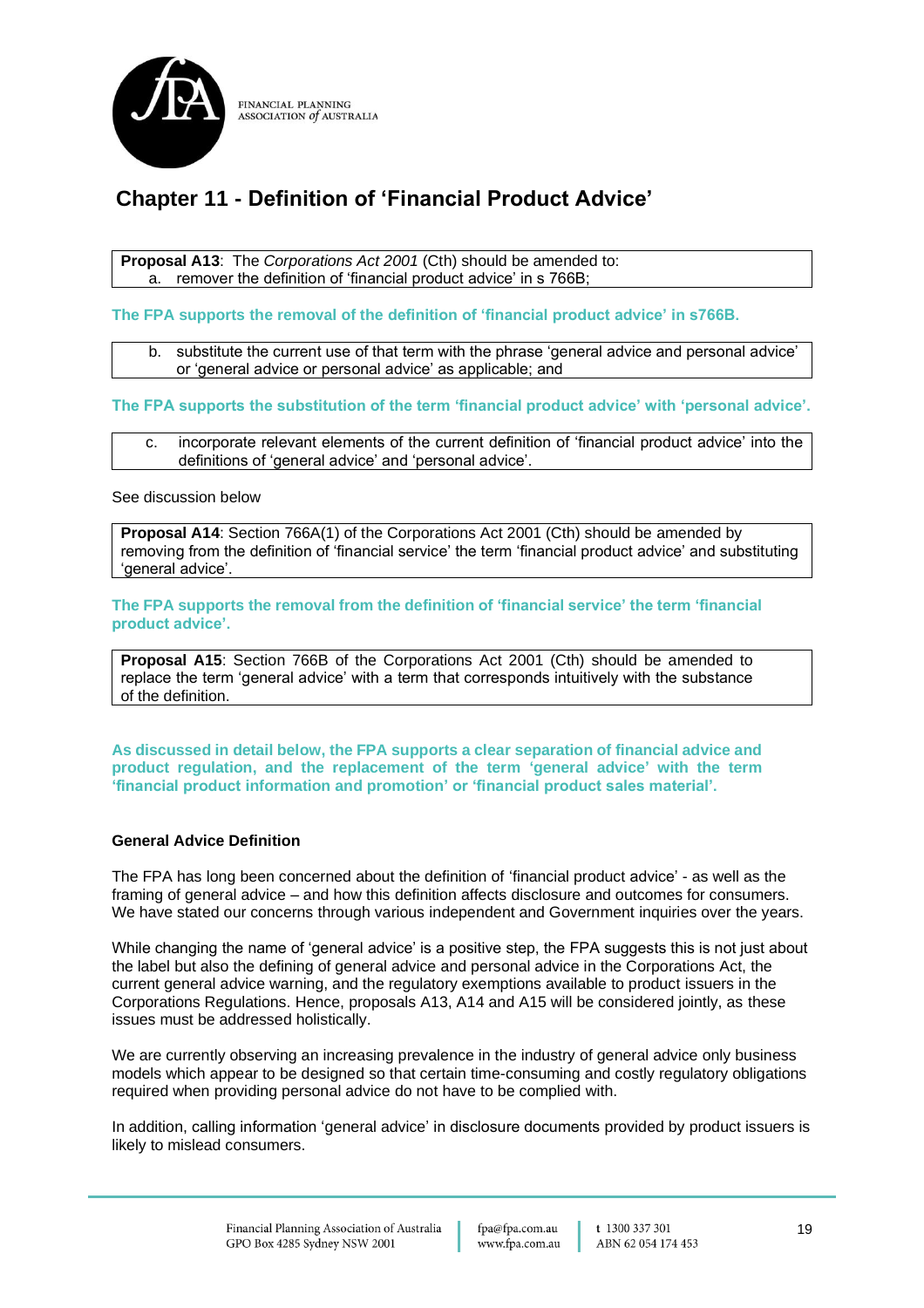## Chapter 11 - Definition of 'Financial Product Advice'

> **Proposal A13**: The *Corporations Act 2001* (Cth) should be amended to:
> a. remover the definition of 'financial product advice' in s 766B;

**The FPA supports the removal of the definition of 'financial product advice' in s766B.**

> b. substitute the current use of that term with the phrase 'general advice and personal advice' or 'general advice or personal advice' as applicable; and

**The FPA supports the substitution of the term 'financial product advice' with 'personal advice'.**

> c. incorporate relevant elements of the current definition of 'financial product advice' into the definitions of 'general advice' and 'personal advice'.

See discussion below

> **Proposal A14**: Section 766A(1) of the Corporations Act 2001 (Cth) should be amended by removing from the definition of 'financial service' the term 'financial product advice' and substituting 'general advice'.

**The FPA supports the removal from the definition of 'financial service' the term 'financial product advice'.**

> **Proposal A15**: Section 766B of the Corporations Act 2001 (Cth) should be amended to replace the term 'general advice' with a term that corresponds intuitively with the substance of the definition.

**As discussed in detail below, the FPA supports a clear separation of financial advice and product regulation, and the replacement of the term 'general advice' with the term 'financial product information and promotion' or 'financial product sales material'.**

### General Advice Definition

The FPA has long been concerned about the definition of 'financial product advice' - as well as the framing of general advice – and how this definition affects disclosure and outcomes for consumers. We have stated our concerns through various independent and Government inquiries over the years.

While changing the name of 'general advice' is a positive step, the FPA suggests this is not just about the label but also the defining of general advice and personal advice in the Corporations Act, the current general advice warning, and the regulatory exemptions available to product issuers in the Corporations Regulations. Hence, proposals A13, A14 and A15 will be considered jointly, as these issues must be addressed holistically.

We are currently observing an increasing prevalence in the industry of general advice only business models which appear to be designed so that certain time-consuming and costly regulatory obligations required when providing personal advice do not have to be complied with.

In addition, calling information 'general advice' in disclosure documents provided by product issuers is likely to mislead consumers.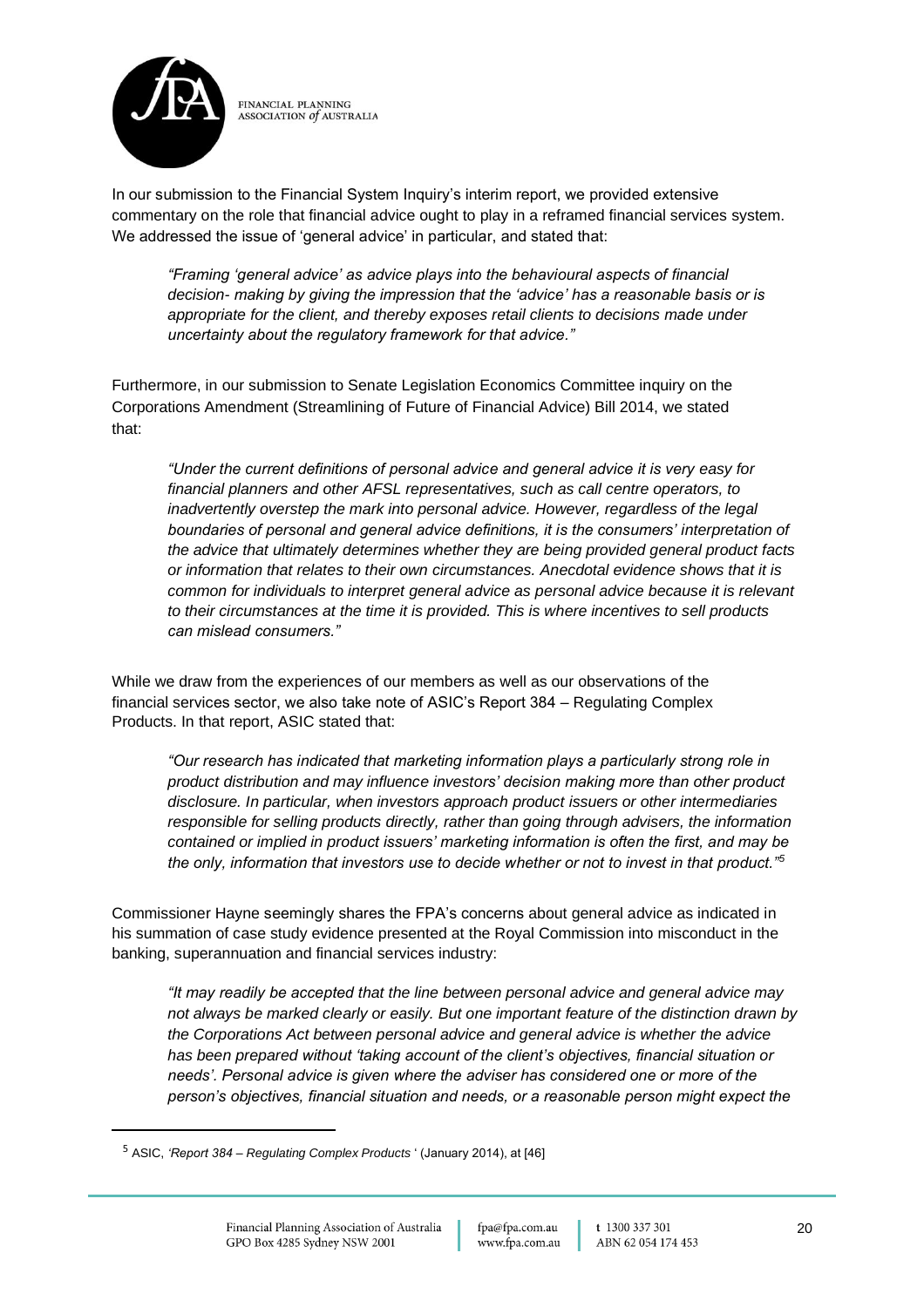In our submission to the Financial System Inquiry's interim report, we provided extensive commentary on the role that financial advice ought to play in a reframed financial services system. We addressed the issue of 'general advice' in particular, and stated that:

> *"Framing 'general advice' as advice plays into the behavioural aspects of financial decision- making by giving the impression that the 'advice' has a reasonable basis or is appropriate for the client, and thereby exposes retail clients to decisions made under uncertainty about the regulatory framework for that advice."*

Furthermore, in our submission to Senate Legislation Economics Committee inquiry on the Corporations Amendment (Streamlining of Future of Financial Advice) Bill 2014, we stated that:

> *"Under the current definitions of personal advice and general advice it is very easy for financial planners and other AFSL representatives, such as call centre operators, to inadvertently overstep the mark into personal advice. However, regardless of the legal boundaries of personal and general advice definitions, it is the consumers' interpretation of the advice that ultimately determines whether they are being provided general product facts or information that relates to their own circumstances. Anecdotal evidence shows that it is common for individuals to interpret general advice as personal advice because it is relevant to their circumstances at the time it is provided. This is where incentives to sell products can mislead consumers."*

While we draw from the experiences of our members as well as our observations of the financial services sector, we also take note of ASIC's Report 384 – Regulating Complex Products. In that report, ASIC stated that:

> *"Our research has indicated that marketing information plays a particularly strong role in product distribution and may influence investors' decision making more than other product disclosure. In particular, when investors approach product issuers or other intermediaries responsible for selling products directly, rather than going through advisers, the information contained or implied in product issuers' marketing information is often the first, and may be the only, information that investors use to decide whether or not to invest in that product."*[5]

Commissioner Hayne seemingly shares the FPA's concerns about general advice as indicated in his summation of case study evidence presented at the Royal Commission into misconduct in the banking, superannuation and financial services industry:

> *"It may readily be accepted that the line between personal advice and general advice may not always be marked clearly or easily. But one important feature of the distinction drawn by the Corporations Act between personal advice and general advice is whether the advice has been prepared without 'taking account of the client's objectives, financial situation or needs'. Personal advice is given where the adviser has considered one or more of the person's objectives, financial situation and needs, or a reasonable person might expect the*

---

[5] ASIC, *'Report 384 – Regulating Complex Products* ' (January 2014), at [46]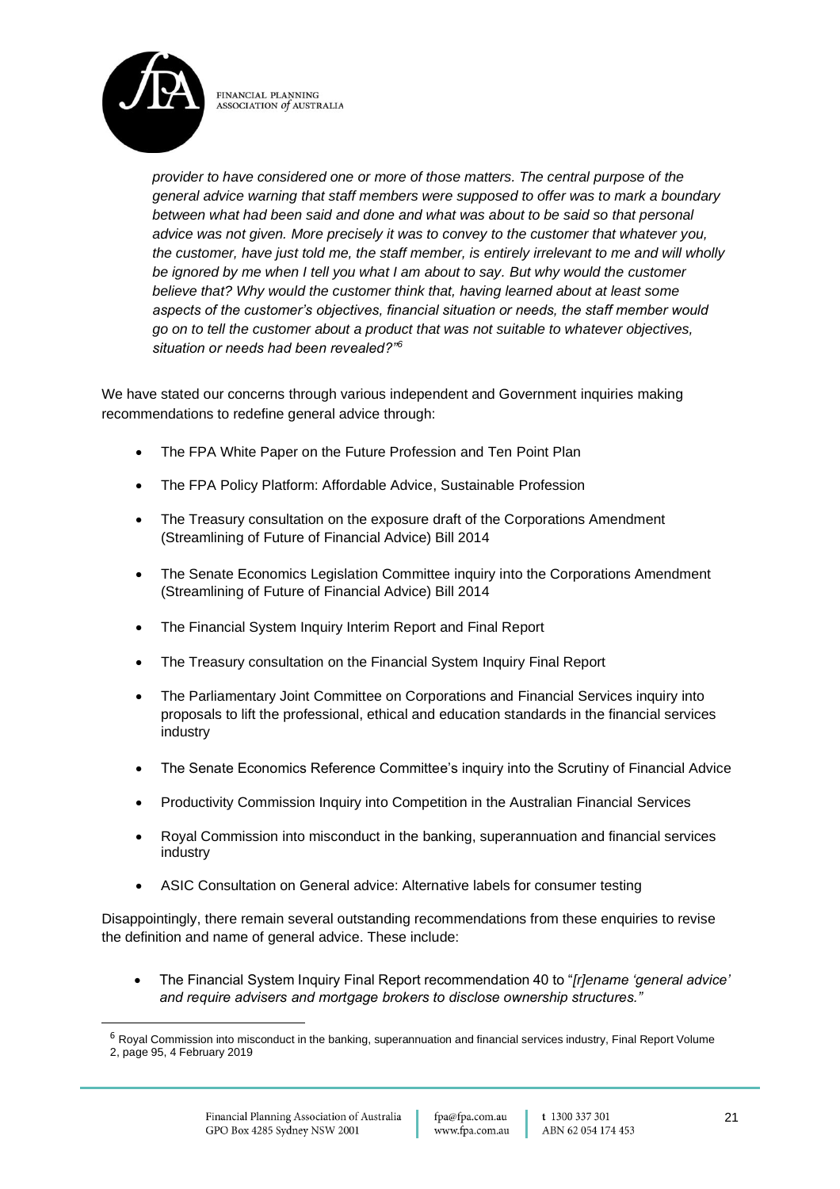*provider to have considered one or more of those matters. The central purpose of the general advice warning that staff members were supposed to offer was to mark a boundary between what had been said and done and what was about to be said so that personal advice was not given. More precisely it was to convey to the customer that whatever you, the customer, have just told me, the staff member, is entirely irrelevant to me and will wholly be ignored by me when I tell you what I am about to say. But why would the customer believe that? Why would the customer think that, having learned about at least some aspects of the customer's objectives, financial situation or needs, the staff member would go on to tell the customer about a product that was not suitable to whatever objectives, situation or needs had been revealed?"*[6]

We have stated our concerns through various independent and Government inquiries making recommendations to redefine general advice through:

- The FPA White Paper on the Future Profession and Ten Point Plan
- The FPA Policy Platform: Affordable Advice, Sustainable Profession
- The Treasury consultation on the exposure draft of the Corporations Amendment (Streamlining of Future of Financial Advice) Bill 2014
- The Senate Economics Legislation Committee inquiry into the Corporations Amendment (Streamlining of Future of Financial Advice) Bill 2014
- The Financial System Inquiry Interim Report and Final Report
- The Treasury consultation on the Financial System Inquiry Final Report
- The Parliamentary Joint Committee on Corporations and Financial Services inquiry into proposals to lift the professional, ethical and education standards in the financial services industry
- The Senate Economics Reference Committee's inquiry into the Scrutiny of Financial Advice
- Productivity Commission Inquiry into Competition in the Australian Financial Services
- Royal Commission into misconduct in the banking, superannuation and financial services industry
- ASIC Consultation on General advice: Alternative labels for consumer testing

Disappointingly, there remain several outstanding recommendations from these enquiries to revise the definition and name of general advice. These include:

- The Financial System Inquiry Final Report recommendation 40 to "*[r]ename 'general advice' and require advisers and mortgage brokers to disclose ownership structures."*

---

[6] Royal Commission into misconduct in the banking, superannuation and financial services industry, Final Report Volume 2, page 95, 4 February 2019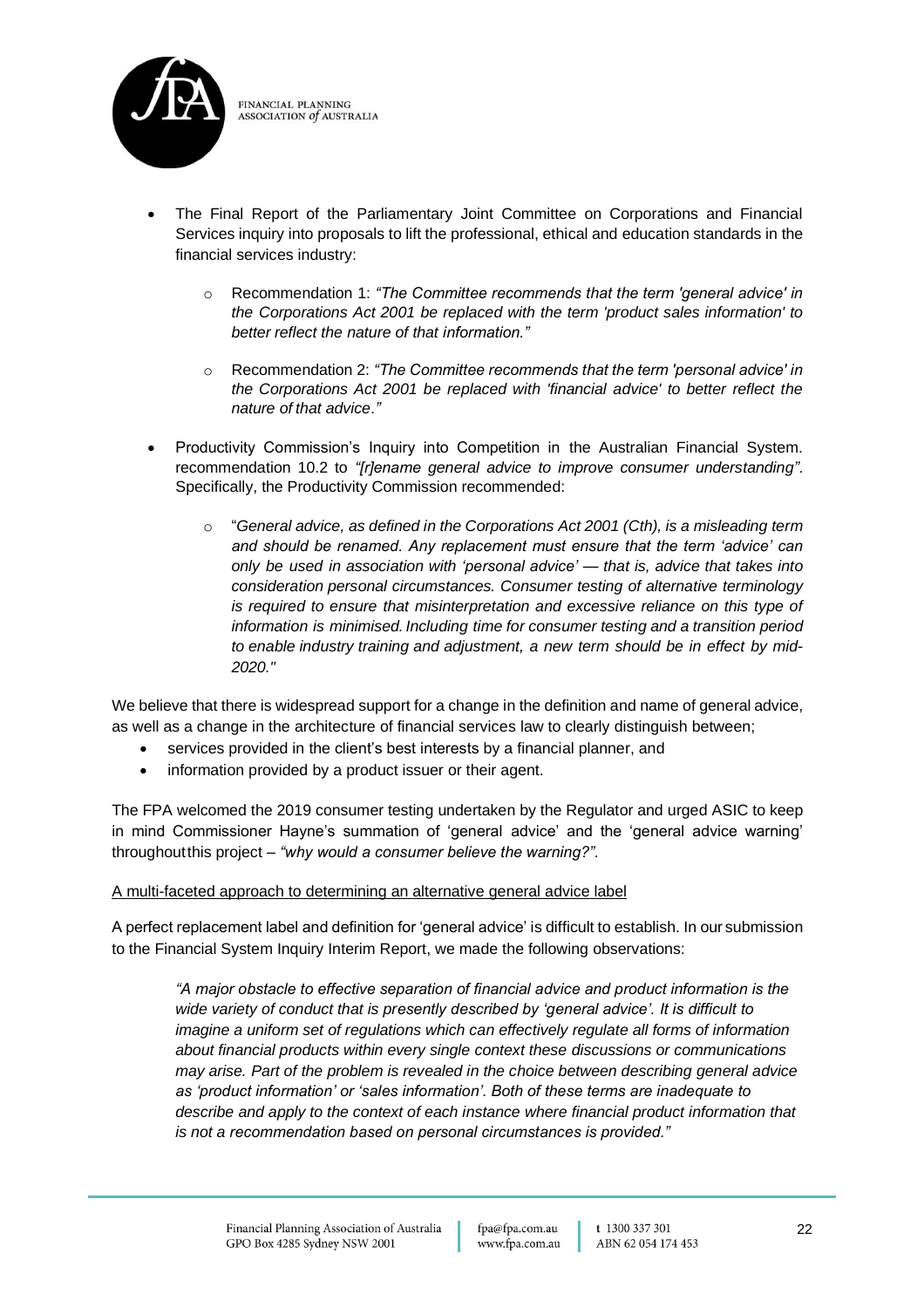- The Final Report of the Parliamentary Joint Committee on Corporations and Financial Services inquiry into proposals to lift the professional, ethical and education standards in the financial services industry:
  - Recommendation 1: *"The Committee recommends that the term 'general advice' in the Corporations Act 2001 be replaced with the term 'product sales information' to better reflect the nature of that information."*
  - Recommendation 2: *"The Committee recommends that the term 'personal advice' in the Corporations Act 2001 be replaced with 'financial advice' to better reflect the nature of that advice."*
- Productivity Commission's Inquiry into Competition in the Australian Financial System. recommendation 10.2 to *"[r]ename general advice to improve consumer understanding"*. Specifically, the Productivity Commission recommended:
  - "*General advice, as defined in the Corporations Act 2001 (Cth), is a misleading term and should be renamed. Any replacement must ensure that the term 'advice' can only be used in association with 'personal advice' — that is, advice that takes into consideration personal circumstances. Consumer testing of alternative terminology is required to ensure that misinterpretation and excessive reliance on this type of information is minimised. Including time for consumer testing and a transition period to enable industry training and adjustment, a new term should be in effect by mid-2020."*

We believe that there is widespread support for a change in the definition and name of general advice, as well as a change in the architecture of financial services law to clearly distinguish between;

- services provided in the client's best interests by a financial planner, and
- information provided by a product issuer or their agent.

The FPA welcomed the 2019 consumer testing undertaken by the Regulator and urged ASIC to keep in mind Commissioner Hayne's summation of 'general advice' and the 'general advice warning' throughout this project – *"why would a consumer believe the warning?"*.

<u>A multi-faceted approach to determining an alternative general advice label</u>

A perfect replacement label and definition for 'general advice' is difficult to establish. In our submission to the Financial System Inquiry Interim Report, we made the following observations:

> *"A major obstacle to effective separation of financial advice and product information is the wide variety of conduct that is presently described by 'general advice'. It is difficult to imagine a uniform set of regulations which can effectively regulate all forms of information about financial products within every single context these discussions or communications may arise. Part of the problem is revealed in the choice between describing general advice as 'product information' or 'sales information'. Both of these terms are inadequate to describe and apply to the context of each instance where financial product information that is not a recommendation based on personal circumstances is provided."*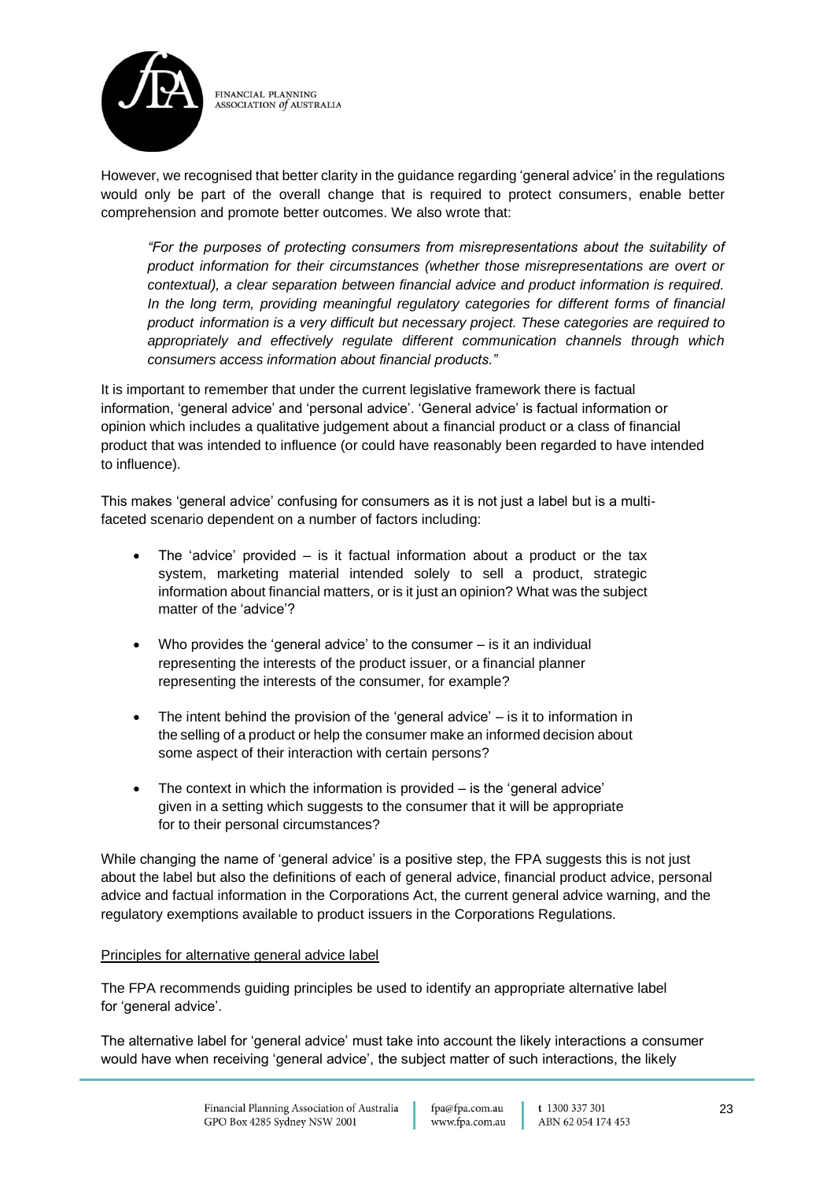However, we recognised that better clarity in the guidance regarding 'general advice' in the regulations would only be part of the overall change that is required to protect consumers, enable better comprehension and promote better outcomes. We also wrote that:

> *"For the purposes of protecting consumers from misrepresentations about the suitability of product information for their circumstances (whether those misrepresentations are overt or contextual), a clear separation between financial advice and product information is required. In the long term, providing meaningful regulatory categories for different forms of financial product information is a very difficult but necessary project. These categories are required to appropriately and effectively regulate different communication channels through which consumers access information about financial products."*

It is important to remember that under the current legislative framework there is factual information, 'general advice' and 'personal advice'. 'General advice' is factual information or opinion which includes a qualitative judgement about a financial product or a class of financial product that was intended to influence (or could have reasonably been regarded to have intended to influence).

This makes 'general advice' confusing for consumers as it is not just a label but is a multi-faceted scenario dependent on a number of factors including:

- The 'advice' provided – is it factual information about a product or the tax system, marketing material intended solely to sell a product, strategic information about financial matters, or is it just an opinion? What was the subject matter of the 'advice'?
- Who provides the 'general advice' to the consumer – is it an individual representing the interests of the product issuer, or a financial planner representing the interests of the consumer, for example?
- The intent behind the provision of the 'general advice' – is it to information in the selling of a product or help the consumer make an informed decision about some aspect of their interaction with certain persons?
- The context in which the information is provided – is the 'general advice' given in a setting which suggests to the consumer that it will be appropriate for to their personal circumstances?

While changing the name of 'general advice' is a positive step, the FPA suggests this is not just about the label but also the definitions of each of general advice, financial product advice, personal advice and factual information in the Corporations Act, the current general advice warning, and the regulatory exemptions available to product issuers in the Corporations Regulations.

Principles for alternative general advice label

The FPA recommends guiding principles be used to identify an appropriate alternative label for 'general advice'.

The alternative label for 'general advice' must take into account the likely interactions a consumer would have when receiving 'general advice', the subject matter of such interactions, the likely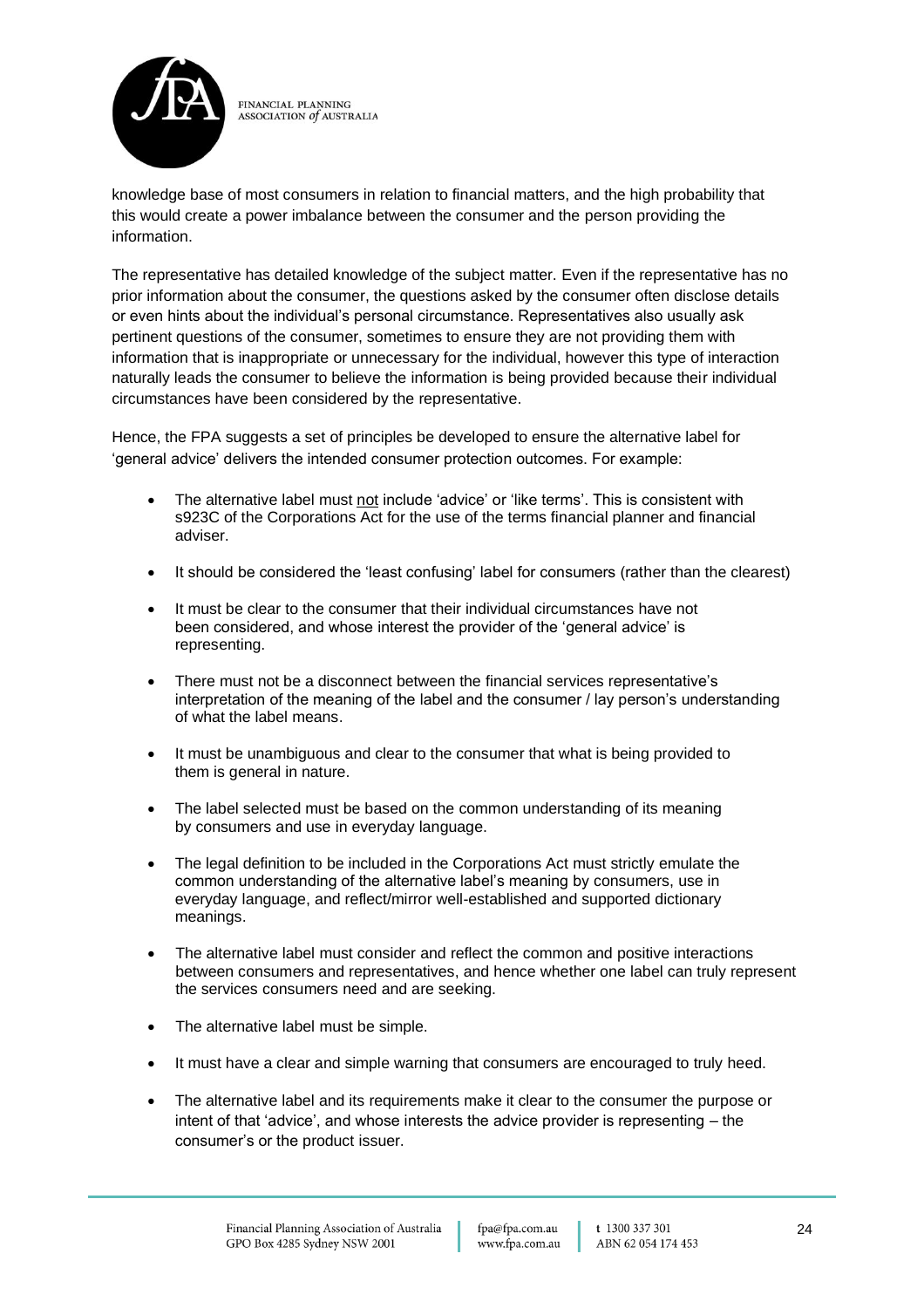knowledge base of most consumers in relation to financial matters, and the high probability that this would create a power imbalance between the consumer and the person providing the information.

The representative has detailed knowledge of the subject matter. Even if the representative has no prior information about the consumer, the questions asked by the consumer often disclose details or even hints about the individual's personal circumstance. Representatives also usually ask pertinent questions of the consumer, sometimes to ensure they are not providing them with information that is inappropriate or unnecessary for the individual, however this type of interaction naturally leads the consumer to believe the information is being provided because their individual circumstances have been considered by the representative.

Hence, the FPA suggests a set of principles be developed to ensure the alternative label for 'general advice' delivers the intended consumer protection outcomes. For example:

- The alternative label must not include 'advice' or 'like terms'. This is consistent with s923C of the Corporations Act for the use of the terms financial planner and financial adviser.
- It should be considered the 'least confusing' label for consumers (rather than the clearest)
- It must be clear to the consumer that their individual circumstances have not been considered, and whose interest the provider of the 'general advice' is representing.
- There must not be a disconnect between the financial services representative's interpretation of the meaning of the label and the consumer / lay person's understanding of what the label means.
- It must be unambiguous and clear to the consumer that what is being provided to them is general in nature.
- The label selected must be based on the common understanding of its meaning by consumers and use in everyday language.
- The legal definition to be included in the Corporations Act must strictly emulate the common understanding of the alternative label's meaning by consumers, use in everyday language, and reflect/mirror well-established and supported dictionary meanings.
- The alternative label must consider and reflect the common and positive interactions between consumers and representatives, and hence whether one label can truly represent the services consumers need and are seeking.
- The alternative label must be simple.
- It must have a clear and simple warning that consumers are encouraged to truly heed.
- The alternative label and its requirements make it clear to the consumer the purpose or intent of that 'advice', and whose interests the advice provider is representing – the consumer's or the product issuer.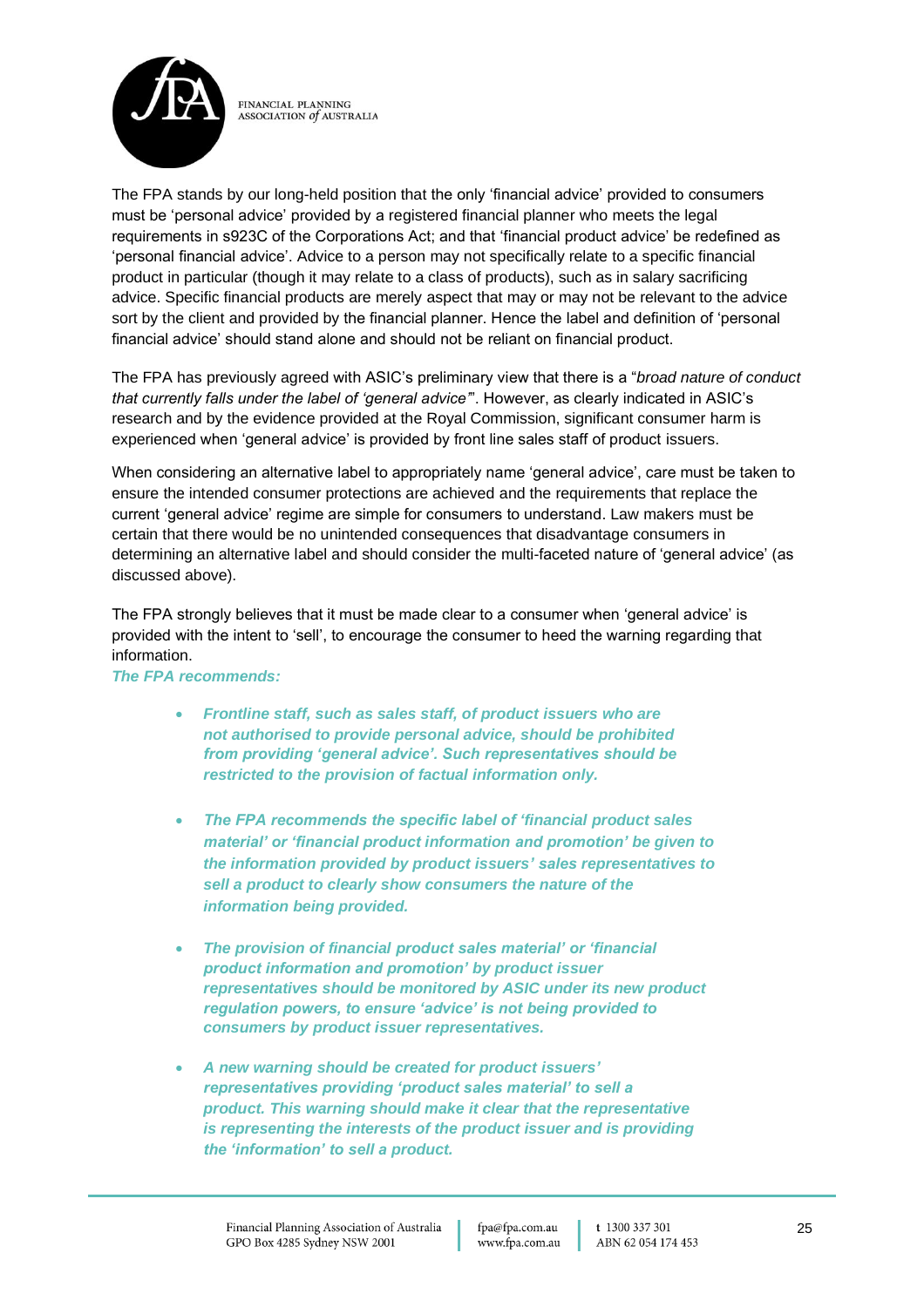The FPA stands by our long-held position that the only 'financial advice' provided to consumers must be 'personal advice' provided by a registered financial planner who meets the legal requirements in s923C of the Corporations Act; and that 'financial product advice' be redefined as 'personal financial advice'. Advice to a person may not specifically relate to a specific financial product in particular (though it may relate to a class of products), such as in salary sacrificing advice. Specific financial products are merely aspect that may or may not be relevant to the advice sort by the client and provided by the financial planner. Hence the label and definition of 'personal financial advice' should stand alone and should not be reliant on financial product.

The FPA has previously agreed with ASIC's preliminary view that there is a "*broad nature of conduct that currently falls under the label of 'general advice'*". However, as clearly indicated in ASIC's research and by the evidence provided at the Royal Commission, significant consumer harm is experienced when 'general advice' is provided by front line sales staff of product issuers.

When considering an alternative label to appropriately name 'general advice', care must be taken to ensure the intended consumer protections are achieved and the requirements that replace the current 'general advice' regime are simple for consumers to understand. Law makers must be certain that there would be no unintended consequences that disadvantage consumers in determining an alternative label and should consider the multi-faceted nature of 'general advice' (as discussed above).

The FPA strongly believes that it must be made clear to a consumer when 'general advice' is provided with the intent to 'sell', to encourage the consumer to heed the warning regarding that information.

***The FPA recommends:***

- ***Frontline staff, such as sales staff, of product issuers who are not authorised to provide personal advice, should be prohibited from providing 'general advice'. Such representatives should be restricted to the provision of factual information only.***
- ***The FPA recommends the specific label of 'financial product sales material' or 'financial product information and promotion' be given to the information provided by product issuers' sales representatives to sell a product to clearly show consumers the nature of the information being provided.***
- ***The provision of financial product sales material' or 'financial product information and promotion' by product issuer representatives should be monitored by ASIC under its new product regulation powers, to ensure 'advice' is not being provided to consumers by product issuer representatives.***
- ***A new warning should be created for product issuers' representatives providing 'product sales material' to sell a product. This warning should make it clear that the representative is representing the interests of the product issuer and is providing the 'information' to sell a product.***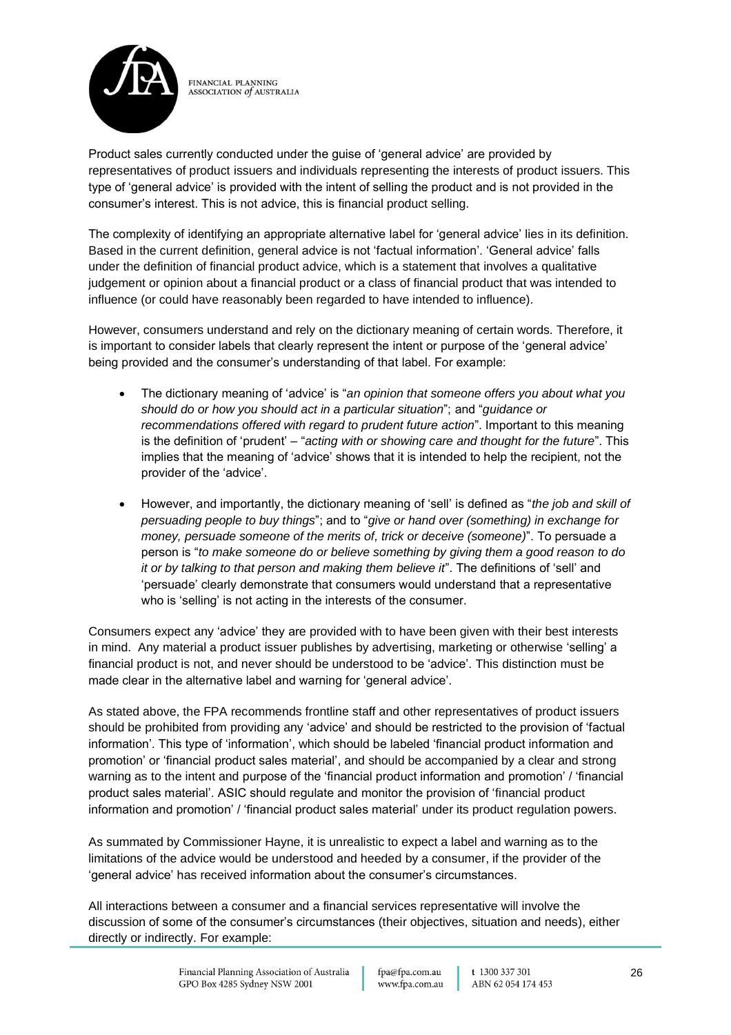Product sales currently conducted under the guise of 'general advice' are provided by representatives of product issuers and individuals representing the interests of product issuers. This type of 'general advice' is provided with the intent of selling the product and is not provided in the consumer's interest. This is not advice, this is financial product selling.

The complexity of identifying an appropriate alternative label for 'general advice' lies in its definition. Based in the current definition, general advice is not 'factual information'. 'General advice' falls under the definition of financial product advice, which is a statement that involves a qualitative judgement or opinion about a financial product or a class of financial product that was intended to influence (or could have reasonably been regarded to have intended to influence).

However, consumers understand and rely on the dictionary meaning of certain words. Therefore, it is important to consider labels that clearly represent the intent or purpose of the 'general advice' being provided and the consumer's understanding of that label. For example:

- The dictionary meaning of 'advice' is "*an opinion that someone offers you about what you should do or how you should act in a particular situation*"; and "*guidance or recommendations offered with regard to prudent future action*". Important to this meaning is the definition of 'prudent' – "*acting with or showing care and thought for the future*". This implies that the meaning of 'advice' shows that it is intended to help the recipient, not the provider of the 'advice'.

- However, and importantly, the dictionary meaning of 'sell' is defined as "*the job and skill of persuading people to buy things*"; and to "*give or hand over (something) in exchange for money, persuade someone of the merits of, trick or deceive (someone)*". To persuade a person is "*to make someone do or believe something by giving them a good reason to do it or by talking to that person and making them believe it*". The definitions of 'sell' and 'persuade' clearly demonstrate that consumers would understand that a representative who is 'selling' is not acting in the interests of the consumer.

Consumers expect any 'advice' they are provided with to have been given with their best interests in mind. Any material a product issuer publishes by advertising, marketing or otherwise 'selling' a financial product is not, and never should be understood to be 'advice'. This distinction must be made clear in the alternative label and warning for 'general advice'.

As stated above, the FPA recommends frontline staff and other representatives of product issuers should be prohibited from providing any 'advice' and should be restricted to the provision of 'factual information'. This type of 'information', which should be labeled 'financial product information and promotion' or 'financial product sales material', and should be accompanied by a clear and strong warning as to the intent and purpose of the 'financial product information and promotion' / 'financial product sales material'. ASIC should regulate and monitor the provision of 'financial product information and promotion' / 'financial product sales material' under its product regulation powers.

As summated by Commissioner Hayne, it is unrealistic to expect a label and warning as to the limitations of the advice would be understood and heeded by a consumer, if the provider of the 'general advice' has received information about the consumer's circumstances.

All interactions between a consumer and a financial services representative will involve the discussion of some of the consumer's circumstances (their objectives, situation and needs), either directly or indirectly. For example: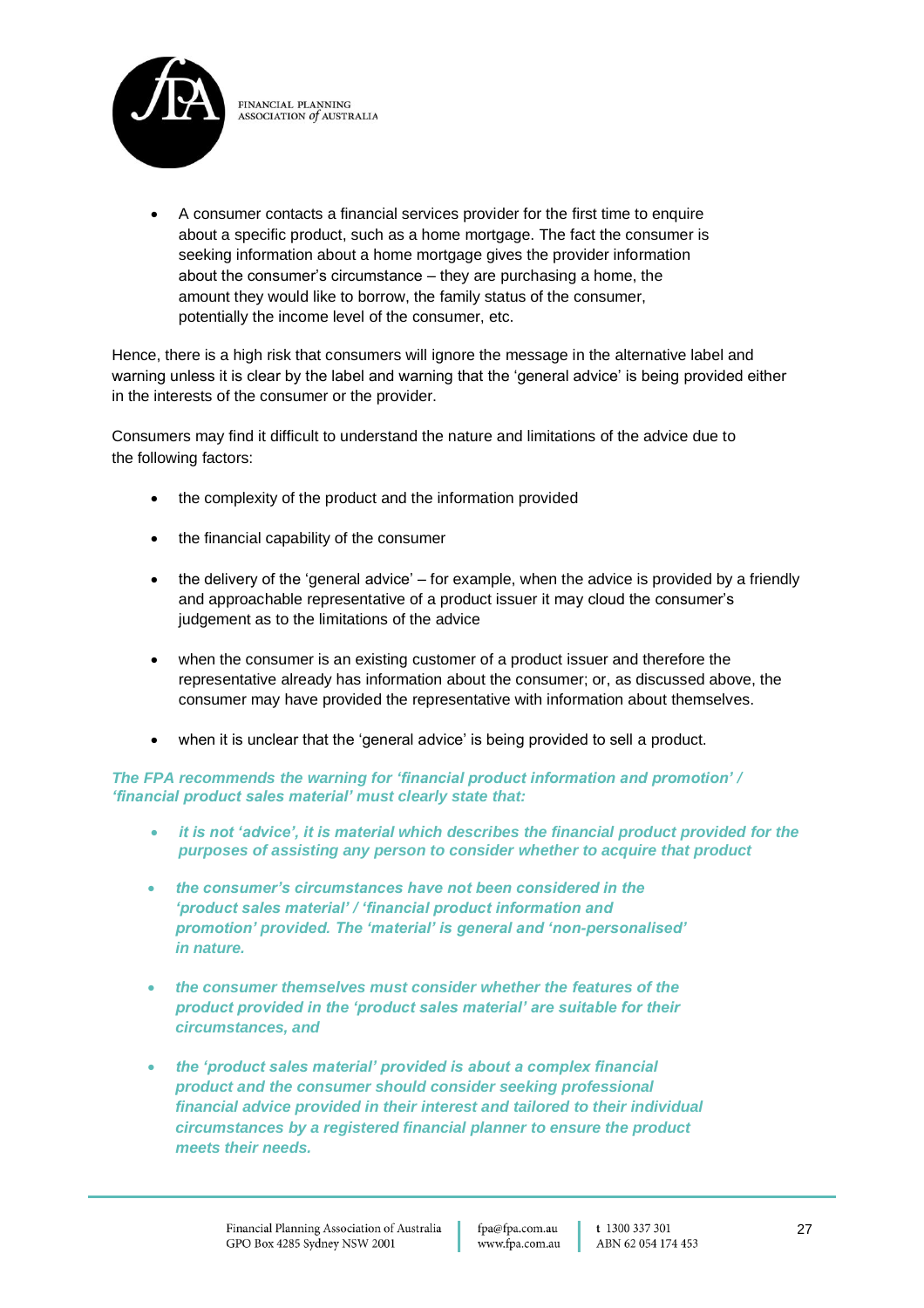- A consumer contacts a financial services provider for the first time to enquire about a specific product, such as a home mortgage. The fact the consumer is seeking information about a home mortgage gives the provider information about the consumer's circumstance – they are purchasing a home, the amount they would like to borrow, the family status of the consumer, potentially the income level of the consumer, etc.

Hence, there is a high risk that consumers will ignore the message in the alternative label and warning unless it is clear by the label and warning that the 'general advice' is being provided either in the interests of the consumer or the provider.

Consumers may find it difficult to understand the nature and limitations of the advice due to the following factors:

- the complexity of the product and the information provided
- the financial capability of the consumer
- the delivery of the 'general advice' – for example, when the advice is provided by a friendly and approachable representative of a product issuer it may cloud the consumer's judgement as to the limitations of the advice
- when the consumer is an existing customer of a product issuer and therefore the representative already has information about the consumer; or, as discussed above, the consumer may have provided the representative with information about themselves.
- when it is unclear that the 'general advice' is being provided to sell a product.

***The FPA recommends the warning for 'financial product information and promotion' / 'financial product sales material' must clearly state that:***

- ***it is not 'advice', it is material which describes the financial product provided for the purposes of assisting any person to consider whether to acquire that product***
- ***the consumer's circumstances have not been considered in the 'product sales material' / 'financial product information and promotion' provided. The 'material' is general and 'non-personalised' in nature.***
- ***the consumer themselves must consider whether the features of the product provided in the 'product sales material' are suitable for their circumstances, and***
- ***the 'product sales material' provided is about a complex financial product and the consumer should consider seeking professional financial advice provided in their interest and tailored to their individual circumstances by a registered financial planner to ensure the product meets their needs.***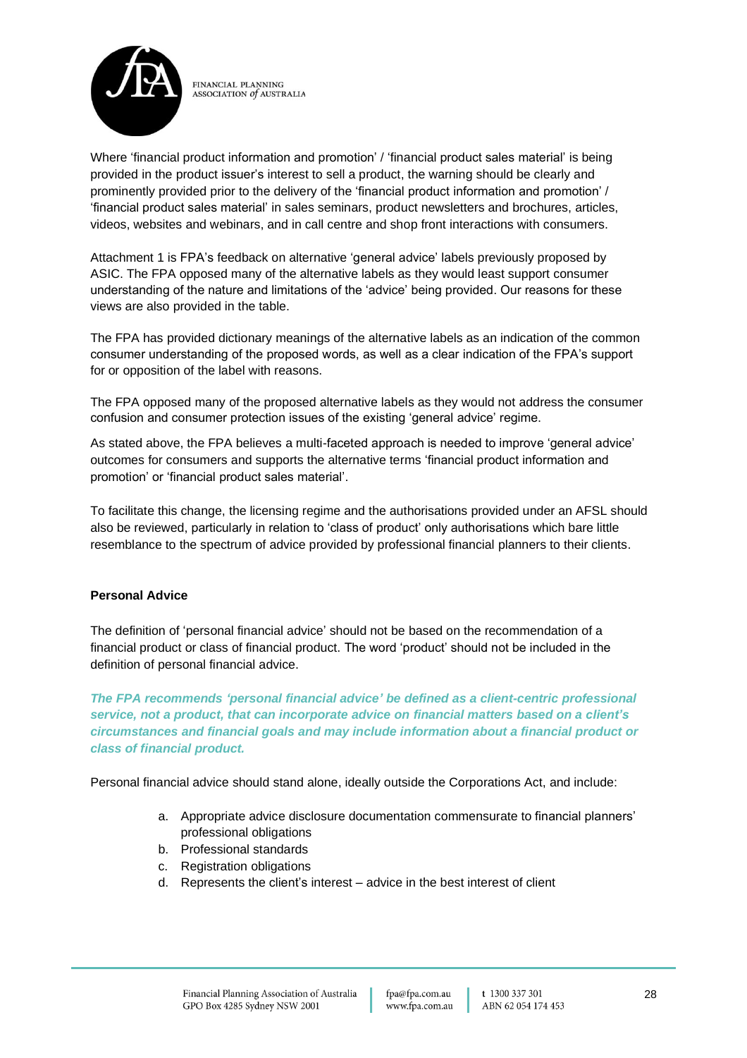Where 'financial product information and promotion' / 'financial product sales material' is being provided in the product issuer's interest to sell a product, the warning should be clearly and prominently provided prior to the delivery of the 'financial product information and promotion' / 'financial product sales material' in sales seminars, product newsletters and brochures, articles, videos, websites and webinars, and in call centre and shop front interactions with consumers.

Attachment 1 is FPA's feedback on alternative 'general advice' labels previously proposed by ASIC. The FPA opposed many of the alternative labels as they would least support consumer understanding of the nature and limitations of the 'advice' being provided. Our reasons for these views are also provided in the table.

The FPA has provided dictionary meanings of the alternative labels as an indication of the common consumer understanding of the proposed words, as well as a clear indication of the FPA's support for or opposition of the label with reasons.

The FPA opposed many of the proposed alternative labels as they would not address the consumer confusion and consumer protection issues of the existing 'general advice' regime.

As stated above, the FPA believes a multi-faceted approach is needed to improve 'general advice' outcomes for consumers and supports the alternative terms 'financial product information and promotion' or 'financial product sales material'.

To facilitate this change, the licensing regime and the authorisations provided under an AFSL should also be reviewed, particularly in relation to 'class of product' only authorisations which bare little resemblance to the spectrum of advice provided by professional financial planners to their clients.

**Personal Advice**

The definition of 'personal financial advice' should not be based on the recommendation of a financial product or class of financial product. The word 'product' should not be included in the definition of personal financial advice.

***The FPA recommends 'personal financial advice' be defined as a client-centric professional service, not a product, that can incorporate advice on financial matters based on a client's circumstances and financial goals and may include information about a financial product or class of financial product.***

Personal financial advice should stand alone, ideally outside the Corporations Act, and include:

a. Appropriate advice disclosure documentation commensurate to financial planners' professional obligations
b. Professional standards
c. Registration obligations
d. Represents the client's interest – advice in the best interest of client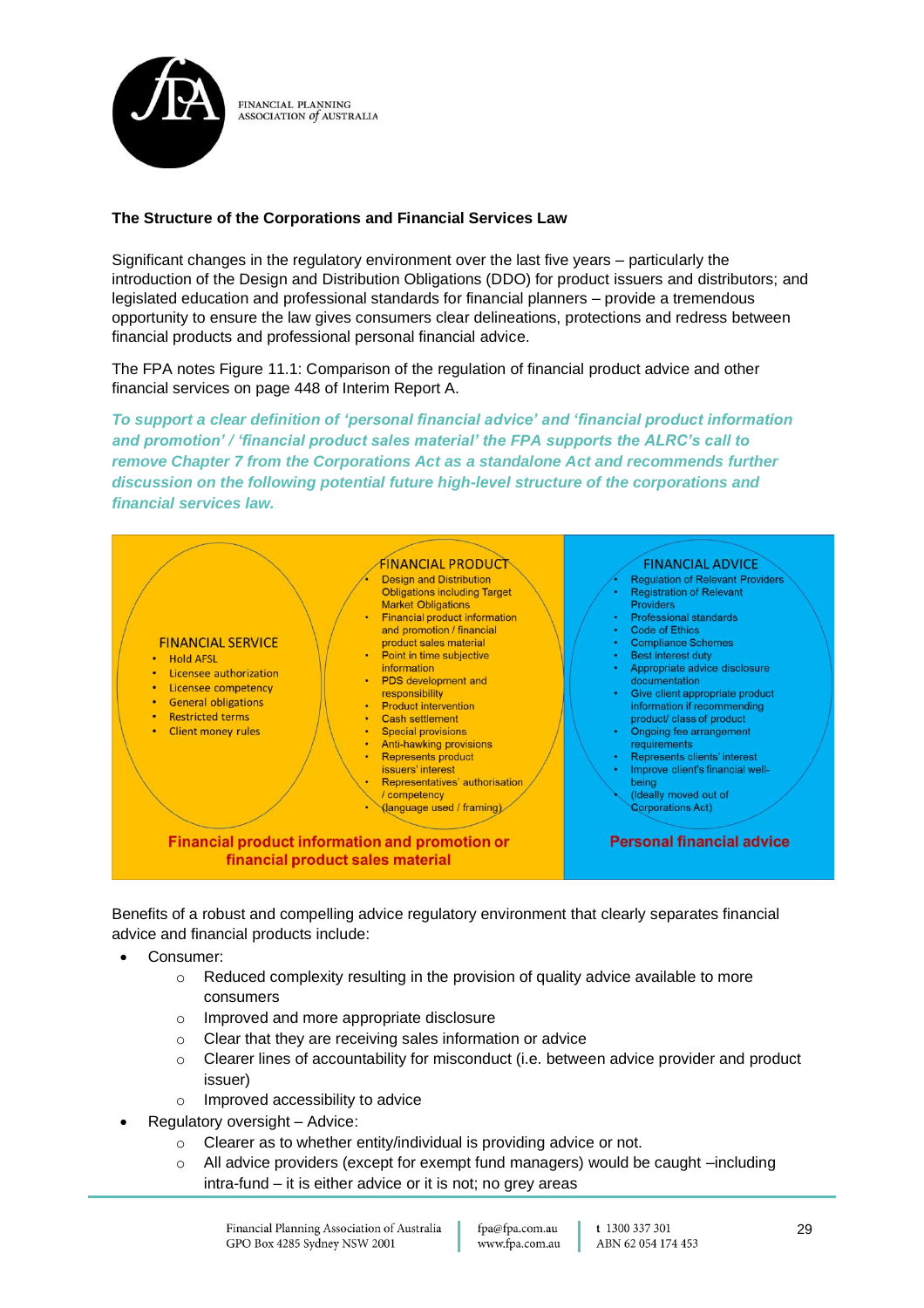**The Structure of the Corporations and Financial Services Law**

Significant changes in the regulatory environment over the last five years – particularly the introduction of the Design and Distribution Obligations (DDO) for product issuers and distributors; and legislated education and professional standards for financial planners – provide a tremendous opportunity to ensure the law gives consumers clear delineations, protections and redress between financial products and professional personal financial advice.

The FPA notes Figure 11.1: Comparison of the regulation of financial product advice and other financial services on page 448 of Interim Report A.

***To support a clear definition of 'personal financial advice' and 'financial product information and promotion' / 'financial product sales material' the FPA supports the ALRC's call to remove Chapter 7 from the Corporations Act as a standalone Act and recommends further discussion on the following potential future high-level structure of the corporations and financial services law.***

**FINANCIAL SERVICE**

- Hold AFSL
- Licensee authorization
- Licensee competency
- General obligations
- Restricted terms
- Client money rules

**FINANCIAL PRODUCT**

- Design and Distribution Obligations including Target Market Obligations
- Financial product information and promotion / financial product sales material
- Point in time subjective information
- PDS development and responsibility
- Product intervention
- Cash settlement
- Special provisions
- Anti-hawking provisions
- Represents product issuers' interest
- Representatives' authorisation / competency
- (language used / framing)

**Financial product information and promotion or financial product sales material**

**FINANCIAL ADVICE**

- Regulation of Relevant Providers
- Registration of Relevant Providers
- Professional standards
- Code of Ethics
- Compliance Schemes
- Best interest duty
- Appropriate advice disclosure documentation
- Give client appropriate product information if recommending product/ class of product
- Ongoing fee arrangement requirements
- Represents clients' interest
- Improve client's financial well-being
- (Ideally moved out of Corporations Act)

**Personal financial advice**

Benefits of a robust and compelling advice regulatory environment that clearly separates financial advice and financial products include:

- Consumer:
  - Reduced complexity resulting in the provision of quality advice available to more consumers
  - Improved and more appropriate disclosure
  - Clear that they are receiving sales information or advice
  - Clearer lines of accountability for misconduct (i.e. between advice provider and product issuer)
  - Improved accessibility to advice
- Regulatory oversight – Advice:
  - Clearer as to whether entity/individual is providing advice or not.
  - All advice providers (except for exempt fund managers) would be caught –including intra-fund – it is either advice or it is not; no grey areas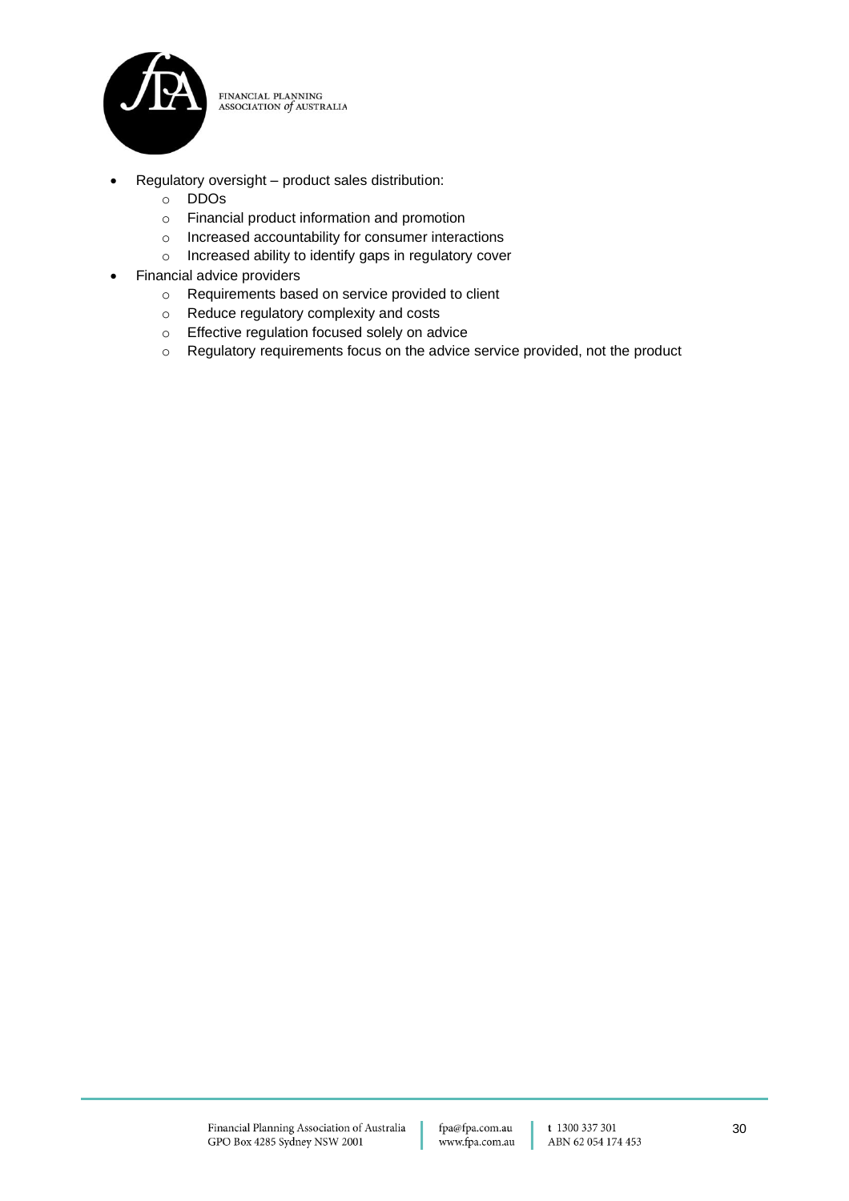- Regulatory oversight – product sales distribution:
  - DDOs
  - Financial product information and promotion
  - Increased accountability for consumer interactions
  - Increased ability to identify gaps in regulatory cover
- Financial advice providers
  - Requirements based on service provided to client
  - Reduce regulatory complexity and costs
  - Effective regulation focused solely on advice
  - Regulatory requirements focus on the advice service provided, not the product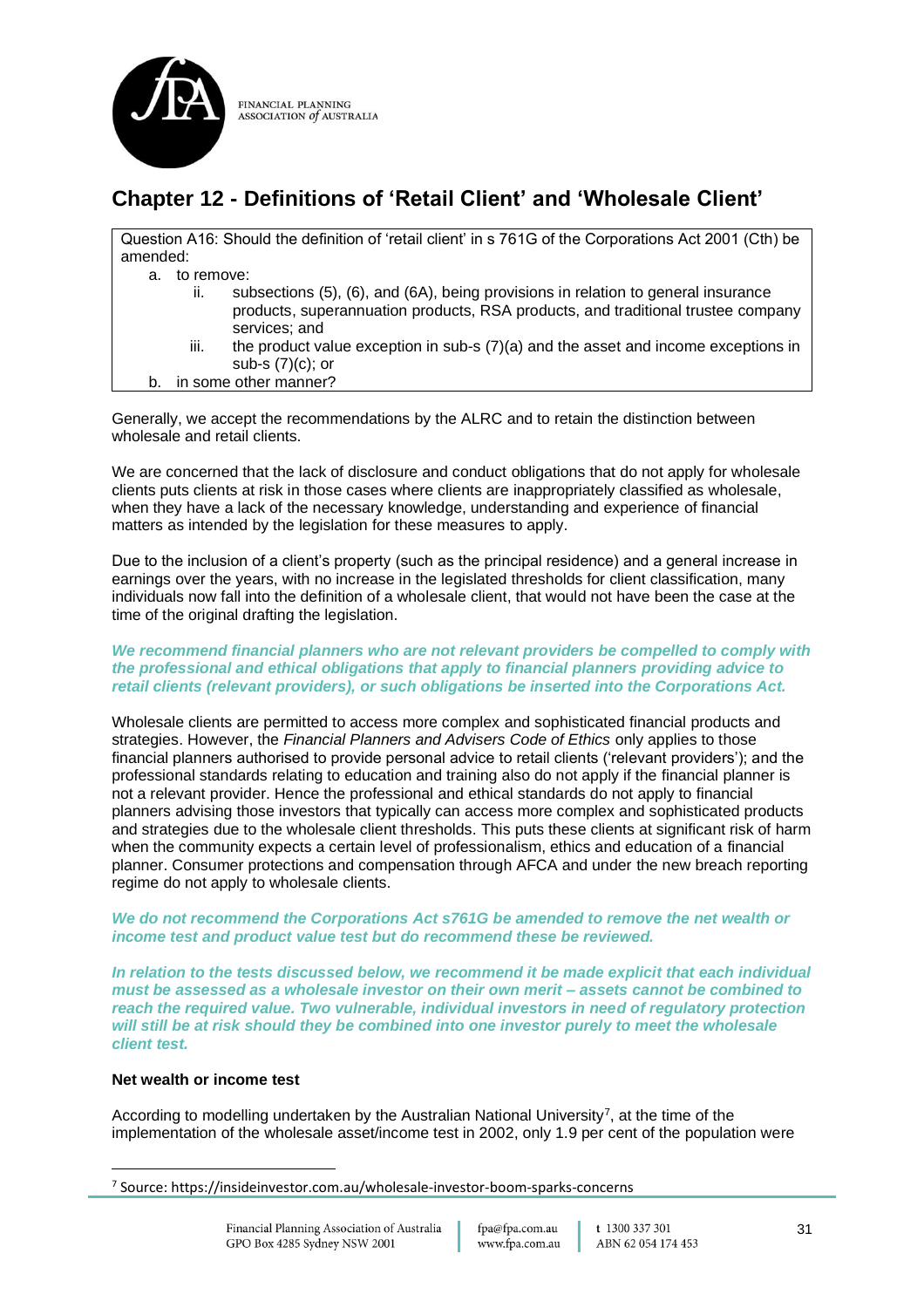## Chapter 12 - Definitions of 'Retail Client' and 'Wholesale Client'

> Question A16: Should the definition of 'retail client' in s 761G of the Corporations Act 2001 (Cth) be amended:
>
> a. to remove:
>
>    ii. subsections (5), (6), and (6A), being provisions in relation to general insurance products, superannuation products, RSA products, and traditional trustee company services; and
>
>    iii. the product value exception in sub-s (7)(a) and the asset and income exceptions in sub-s (7)(c); or
>
> b. in some other manner?

Generally, we accept the recommendations by the ALRC and to retain the distinction between wholesale and retail clients.

We are concerned that the lack of disclosure and conduct obligations that do not apply for wholesale clients puts clients at risk in those cases where clients are inappropriately classified as wholesale, when they have a lack of the necessary knowledge, understanding and experience of financial matters as intended by the legislation for these measures to apply.

Due to the inclusion of a client's property (such as the principal residence) and a general increase in earnings over the years, with no increase in the legislated thresholds for client classification, many individuals now fall into the definition of a wholesale client, that would not have been the case at the time of the original drafting the legislation.

***We recommend financial planners who are not relevant providers be compelled to comply with the professional and ethical obligations that apply to financial planners providing advice to retail clients (relevant providers), or such obligations be inserted into the Corporations Act.***

Wholesale clients are permitted to access more complex and sophisticated financial products and strategies. However, the *Financial Planners and Advisers Code of Ethics* only applies to those financial planners authorised to provide personal advice to retail clients ('relevant providers'); and the professional standards relating to education and training also do not apply if the financial planner is not a relevant provider. Hence the professional and ethical standards do not apply to financial planners advising those investors that typically can access more complex and sophisticated products and strategies due to the wholesale client thresholds. This puts these clients at significant risk of harm when the community expects a certain level of professionalism, ethics and education of a financial planner. Consumer protections and compensation through AFCA and under the new breach reporting regime do not apply to wholesale clients.

***We do not recommend the Corporations Act s761G be amended to remove the net wealth or income test and product value test but do recommend these be reviewed.***

***In relation to the tests discussed below, we recommend it be made explicit that each individual must be assessed as a wholesale investor on their own merit – assets cannot be combined to reach the required value. Two vulnerable, individual investors in need of regulatory protection will still be at risk should they be combined into one investor purely to meet the wholesale client test.***

**Net wealth or income test**

According to modelling undertaken by the Australian National University[7], at the time of the implementation of the wholesale asset/income test in 2002, only 1.9 per cent of the population were

[7] Source: https://insideinvestor.com.au/wholesale-investor-boom-sparks-concerns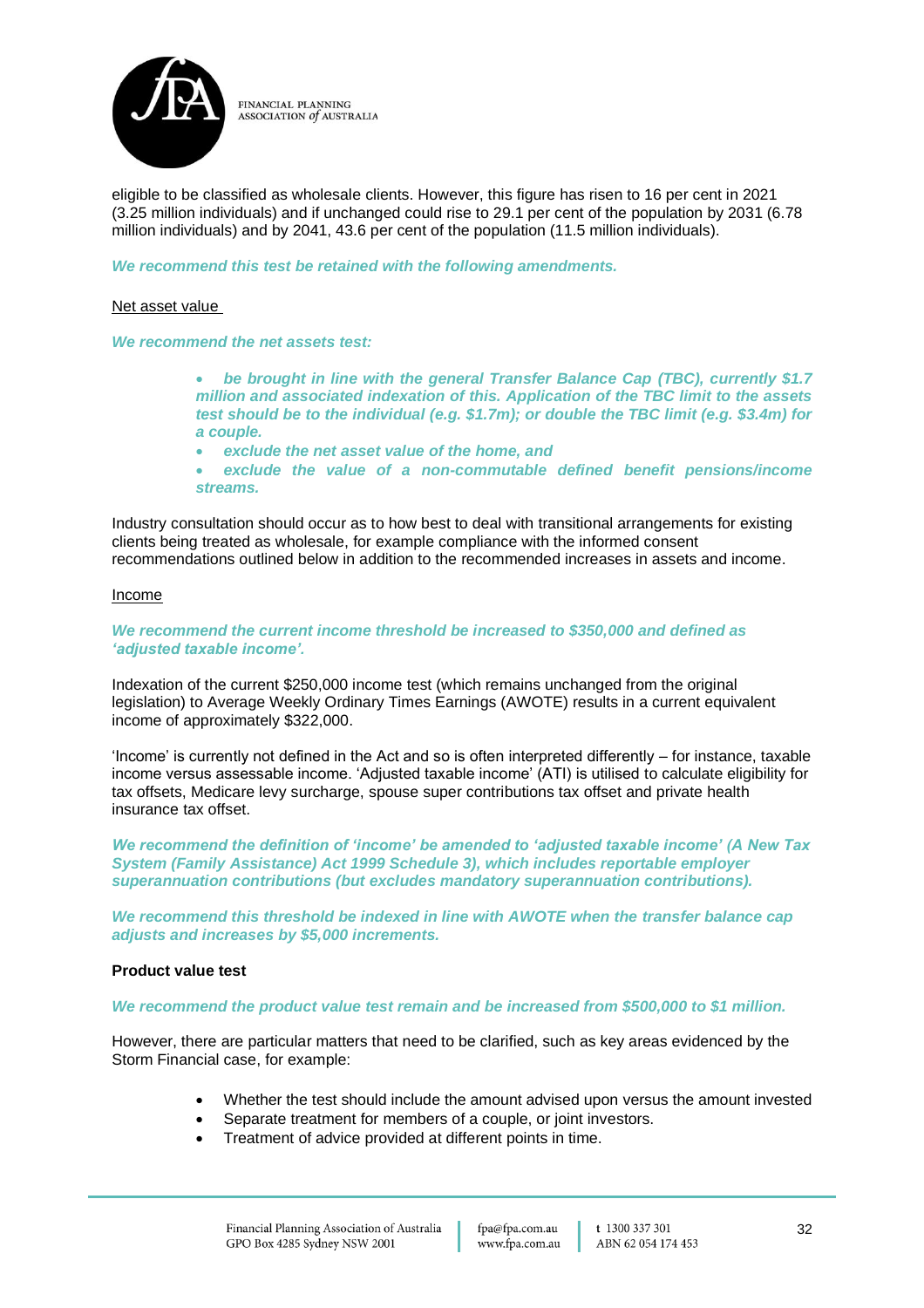eligible to be classified as wholesale clients. However, this figure has risen to 16 per cent in 2021 (3.25 million individuals) and if unchanged could rise to 29.1 per cent of the population by 2031 (6.78 million individuals) and by 2041, 43.6 per cent of the population (11.5 million individuals).

***We recommend this test be retained with the following amendments.***

Net asset value

***We recommend the net assets test:***

- ***be brought in line with the general Transfer Balance Cap (TBC), currently $1.7 million and associated indexation of this. Application of the TBC limit to the assets test should be to the individual (e.g. $1.7m); or double the TBC limit (e.g. $3.4m) for a couple.***
- ***exclude the net asset value of the home, and***
- ***exclude the value of a non-commutable defined benefit pensions/income streams.***

Industry consultation should occur as to how best to deal with transitional arrangements for existing clients being treated as wholesale, for example compliance with the informed consent recommendations outlined below in addition to the recommended increases in assets and income.

Income

***We recommend the current income threshold be increased to $350,000 and defined as 'adjusted taxable income'.***

Indexation of the current $250,000 income test (which remains unchanged from the original legislation) to Average Weekly Ordinary Times Earnings (AWOTE) results in a current equivalent income of approximately $322,000.

'Income' is currently not defined in the Act and so is often interpreted differently – for instance, taxable income versus assessable income. 'Adjusted taxable income' (ATI) is utilised to calculate eligibility for tax offsets, Medicare levy surcharge, spouse super contributions tax offset and private health insurance tax offset.

***We recommend the definition of 'income' be amended to 'adjusted taxable income' (A New Tax System (Family Assistance) Act 1999 Schedule 3), which includes reportable employer superannuation contributions (but excludes mandatory superannuation contributions).***

***We recommend this threshold be indexed in line with AWOTE when the transfer balance cap adjusts and increases by $5,000 increments.***

**Product value test**

***We recommend the product value test remain and be increased from $500,000 to $1 million.***

However, there are particular matters that need to be clarified, such as key areas evidenced by the Storm Financial case, for example:

- Whether the test should include the amount advised upon versus the amount invested
- Separate treatment for members of a couple, or joint investors.
- Treatment of advice provided at different points in time.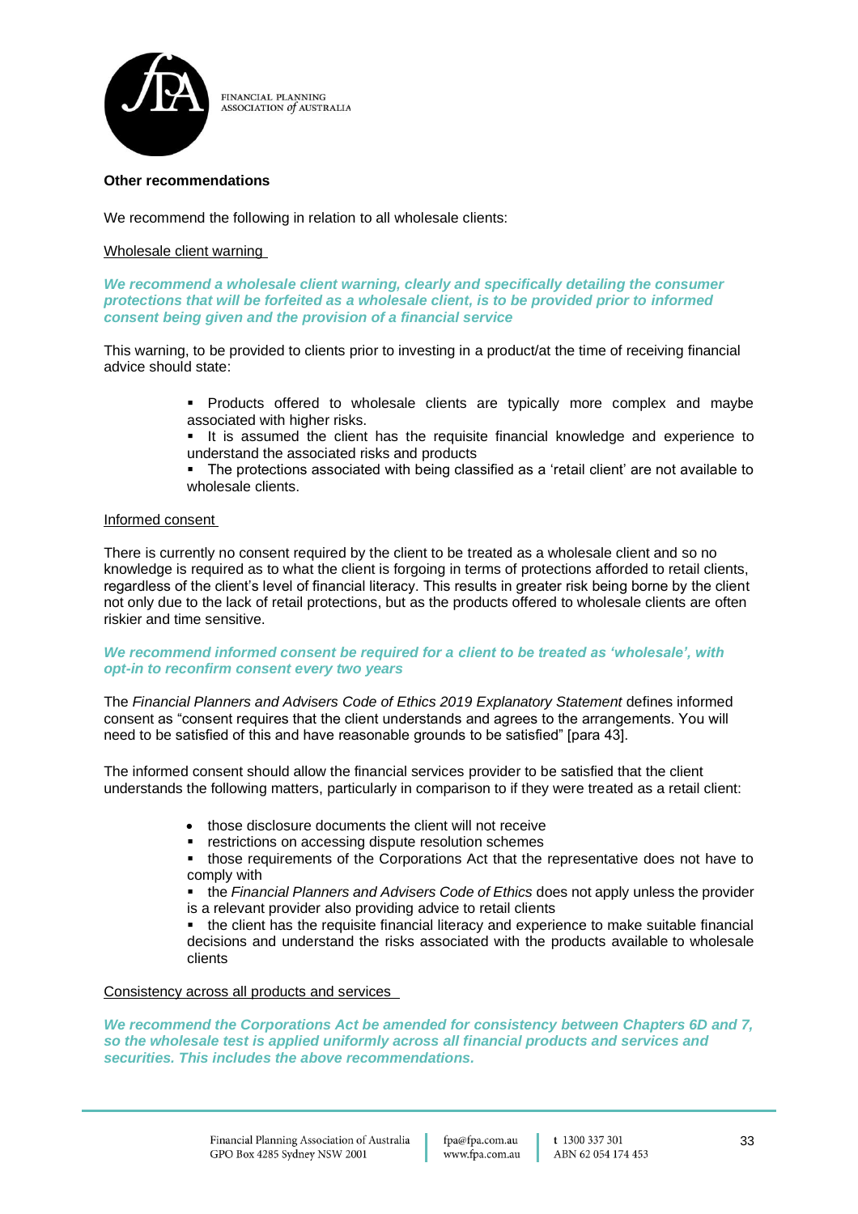**Other recommendations**

We recommend the following in relation to all wholesale clients:

Wholesale client warning

***We recommend a wholesale client warning, clearly and specifically detailing the consumer protections that will be forfeited as a wholesale client, is to be provided prior to informed consent being given and the provision of a financial service***

This warning, to be provided to clients prior to investing in a product/at the time of receiving financial advice should state:

- Products offered to wholesale clients are typically more complex and maybe associated with higher risks.
- It is assumed the client has the requisite financial knowledge and experience to understand the associated risks and products
- The protections associated with being classified as a 'retail client' are not available to wholesale clients.

Informed consent

There is currently no consent required by the client to be treated as a wholesale client and so no knowledge is required as to what the client is forgoing in terms of protections afforded to retail clients, regardless of the client's level of financial literacy. This results in greater risk being borne by the client not only due to the lack of retail protections, but as the products offered to wholesale clients are often riskier and time sensitive.

***We recommend informed consent be required for a client to be treated as 'wholesale', with opt-in to reconfirm consent every two years***

The *Financial Planners and Advisers Code of Ethics 2019 Explanatory Statement* defines informed consent as "consent requires that the client understands and agrees to the arrangements. You will need to be satisfied of this and have reasonable grounds to be satisfied" [para 43].

The informed consent should allow the financial services provider to be satisfied that the client understands the following matters, particularly in comparison to if they were treated as a retail client:

- those disclosure documents the client will not receive
- restrictions on accessing dispute resolution schemes
- those requirements of the Corporations Act that the representative does not have to comply with
- the *Financial Planners and Advisers Code of Ethics* does not apply unless the provider is a relevant provider also providing advice to retail clients
- the client has the requisite financial literacy and experience to make suitable financial decisions and understand the risks associated with the products available to wholesale clients

Consistency across all products and services

***We recommend the Corporations Act be amended for consistency between Chapters 6D and 7, so the wholesale test is applied uniformly across all financial products and services and securities. This includes the above recommendations.***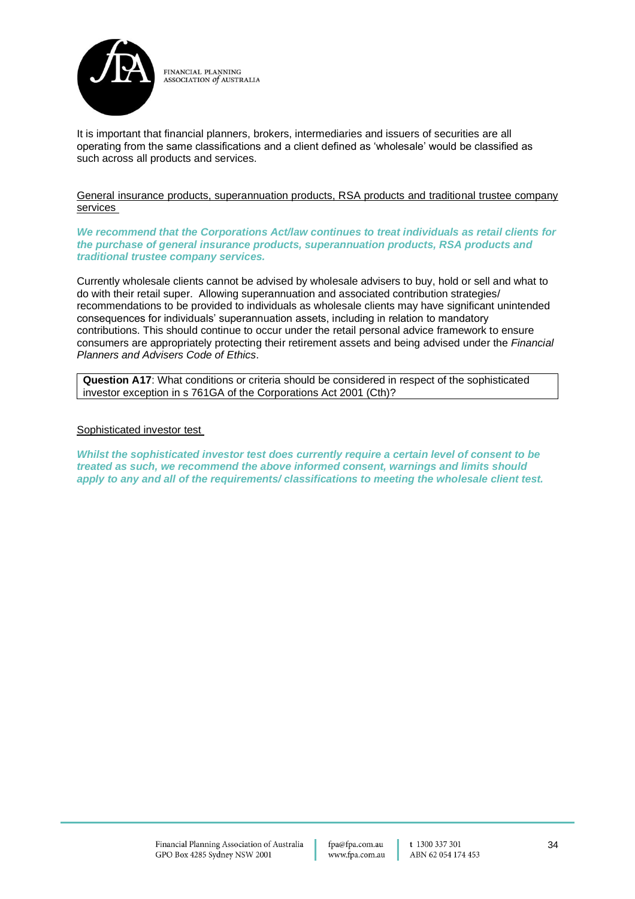It is important that financial planners, brokers, intermediaries and issuers of securities are all operating from the same classifications and a client defined as 'wholesale' would be classified as such across all products and services.

General insurance products, superannuation products, RSA products and traditional trustee company services

***We recommend that the Corporations Act/law continues to treat individuals as retail clients for the purchase of general insurance products, superannuation products, RSA products and traditional trustee company services.***

Currently wholesale clients cannot be advised by wholesale advisers to buy, hold or sell and what to do with their retail super. Allowing superannuation and associated contribution strategies/ recommendations to be provided to individuals as wholesale clients may have significant unintended consequences for individuals' superannuation assets, including in relation to mandatory contributions. This should continue to occur under the retail personal advice framework to ensure consumers are appropriately protecting their retirement assets and being advised under the *Financial Planners and Advisers Code of Ethics*.

**Question A17**: What conditions or criteria should be considered in respect of the sophisticated investor exception in s 761GA of the Corporations Act 2001 (Cth)?

Sophisticated investor test

***Whilst the sophisticated investor test does currently require a certain level of consent to be treated as such, we recommend the above informed consent, warnings and limits should apply to any and all of the requirements/ classifications to meeting the wholesale client test.***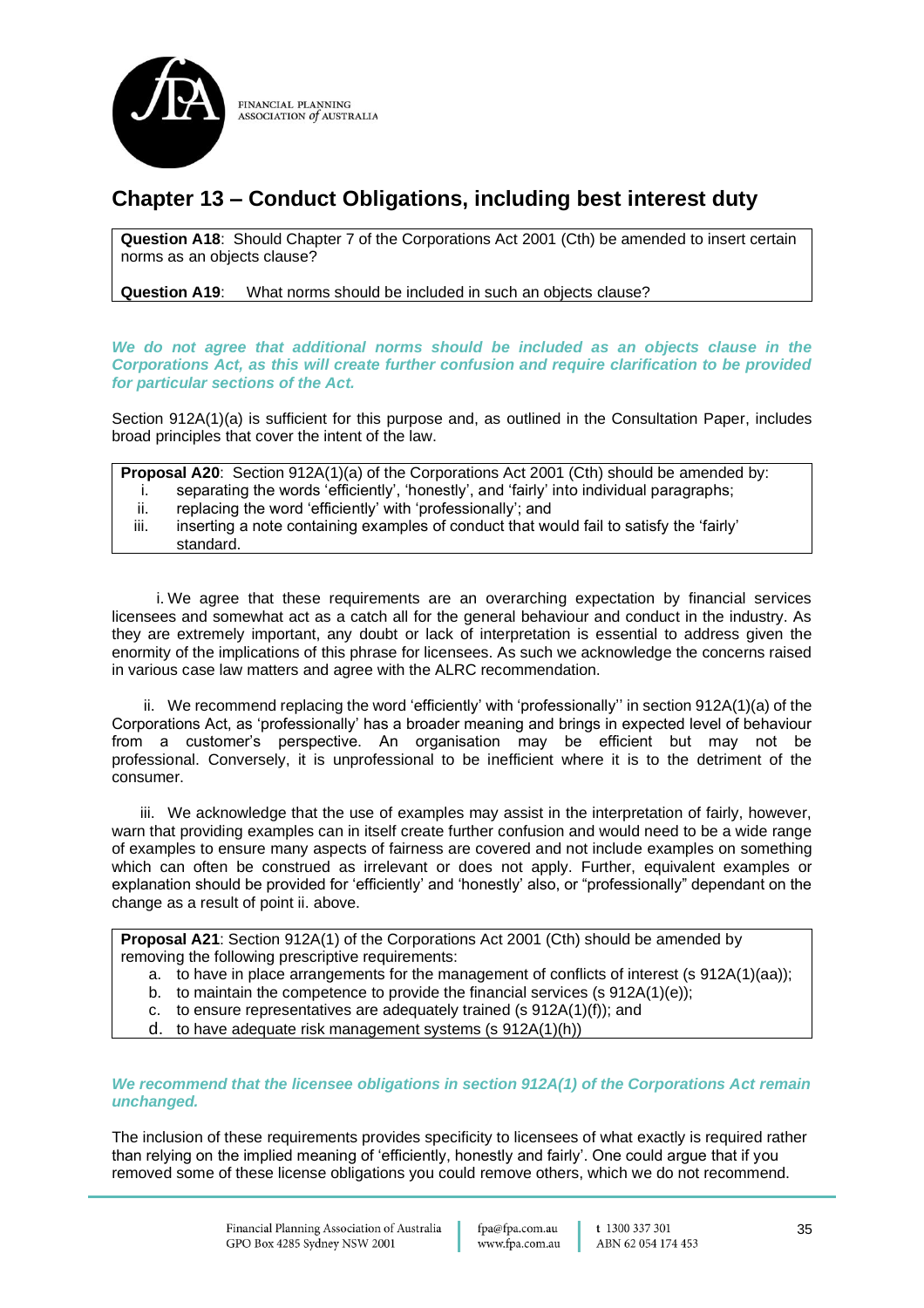## Chapter 13 – Conduct Obligations, including best interest duty

**Question A18**: Should Chapter 7 of the Corporations Act 2001 (Cth) be amended to insert certain norms as an objects clause?

**Question A19**: What norms should be included in such an objects clause?

***We do not agree that additional norms should be included as an objects clause in the Corporations Act, as this will create further confusion and require clarification to be provided for particular sections of the Act.***

Section 912A(1)(a) is sufficient for this purpose and, as outlined in the Consultation Paper, includes broad principles that cover the intent of the law.

**Proposal A20**: Section 912A(1)(a) of the Corporations Act 2001 (Cth) should be amended by:

i. separating the words 'efficiently', 'honestly', and 'fairly' into individual paragraphs;
ii. replacing the word 'efficiently' with 'professionally'; and
iii. inserting a note containing examples of conduct that would fail to satisfy the 'fairly' standard.

i. We agree that these requirements are an overarching expectation by financial services licensees and somewhat act as a catch all for the general behaviour and conduct in the industry. As they are extremely important, any doubt or lack of interpretation is essential to address given the enormity of the implications of this phrase for licensees. As such we acknowledge the concerns raised in various case law matters and agree with the ALRC recommendation.

ii. We recommend replacing the word 'efficiently' with 'professionally'' in section 912A(1)(a) of the Corporations Act, as 'professionally' has a broader meaning and brings in expected level of behaviour from a customer's perspective. An organisation may be efficient but may not be professional. Conversely, it is unprofessional to be inefficient where it is to the detriment of the consumer.

iii. We acknowledge that the use of examples may assist in the interpretation of fairly, however, warn that providing examples can in itself create further confusion and would need to be a wide range of examples to ensure many aspects of fairness are covered and not include examples on something which can often be construed as irrelevant or does not apply. Further, equivalent examples or explanation should be provided for 'efficiently' and 'honestly' also, or "professionally" dependant on the change as a result of point ii. above.

**Proposal A21**: Section 912A(1) of the Corporations Act 2001 (Cth) should be amended by removing the following prescriptive requirements:

a. to have in place arrangements for the management of conflicts of interest (s 912A(1)(aa));
b. to maintain the competence to provide the financial services (s 912A(1)(e));
c. to ensure representatives are adequately trained (s 912A(1)(f)); and
d. to have adequate risk management systems (s 912A(1)(h))

***We recommend that the licensee obligations in section 912A(1) of the Corporations Act remain unchanged.***

The inclusion of these requirements provides specificity to licensees of what exactly is required rather than relying on the implied meaning of 'efficiently, honestly and fairly'. One could argue that if you removed some of these license obligations you could remove others, which we do not recommend.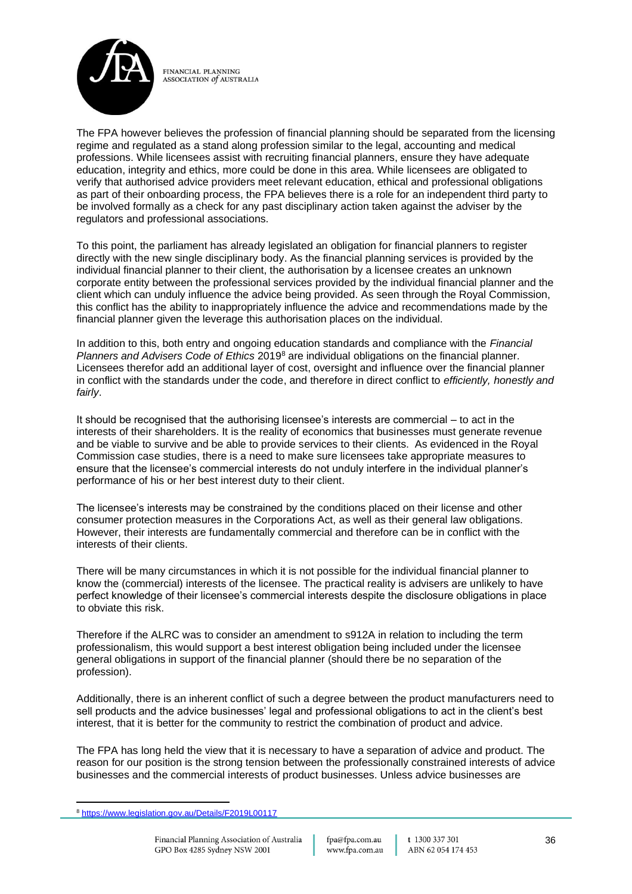The FPA however believes the profession of financial planning should be separated from the licensing regime and regulated as a stand along profession similar to the legal, accounting and medical professions. While licensees assist with recruiting financial planners, ensure they have adequate education, integrity and ethics, more could be done in this area. While licensees are obligated to verify that authorised advice providers meet relevant education, ethical and professional obligations as part of their onboarding process, the FPA believes there is a role for an independent third party to be involved formally as a check for any past disciplinary action taken against the adviser by the regulators and professional associations.

To this point, the parliament has already legislated an obligation for financial planners to register directly with the new single disciplinary body. As the financial planning services is provided by the individual financial planner to their client, the authorisation by a licensee creates an unknown corporate entity between the professional services provided by the individual financial planner and the client which can unduly influence the advice being provided. As seen through the Royal Commission, this conflict has the ability to inappropriately influence the advice and recommendations made by the financial planner given the leverage this authorisation places on the individual.

In addition to this, both entry and ongoing education standards and compliance with the *Financial Planners and Advisers Code of Ethics* 2019[8] are individual obligations on the financial planner. Licensees therefor add an additional layer of cost, oversight and influence over the financial planner in conflict with the standards under the code, and therefore in direct conflict to *efficiently, honestly and fairly*.

It should be recognised that the authorising licensee's interests are commercial – to act in the interests of their shareholders. It is the reality of economics that businesses must generate revenue and be viable to survive and be able to provide services to their clients. As evidenced in the Royal Commission case studies, there is a need to make sure licensees take appropriate measures to ensure that the licensee's commercial interests do not unduly interfere in the individual planner's performance of his or her best interest duty to their client.

The licensee's interests may be constrained by the conditions placed on their license and other consumer protection measures in the Corporations Act, as well as their general law obligations. However, their interests are fundamentally commercial and therefore can be in conflict with the interests of their clients.

There will be many circumstances in which it is not possible for the individual financial planner to know the (commercial) interests of the licensee. The practical reality is advisers are unlikely to have perfect knowledge of their licensee's commercial interests despite the disclosure obligations in place to obviate this risk.

Therefore if the ALRC was to consider an amendment to s912A in relation to including the term professionalism, this would support a best interest obligation being included under the licensee general obligations in support of the financial planner (should there be no separation of the profession).

Additionally, there is an inherent conflict of such a degree between the product manufacturers need to sell products and the advice businesses' legal and professional obligations to act in the client's best interest, that it is better for the community to restrict the combination of product and advice.

The FPA has long held the view that it is necessary to have a separation of advice and product. The reason for our position is the strong tension between the professionally constrained interests of advice businesses and the commercial interests of product businesses. Unless advice businesses are

[8] https://www.legislation.gov.au/Details/F2019L00117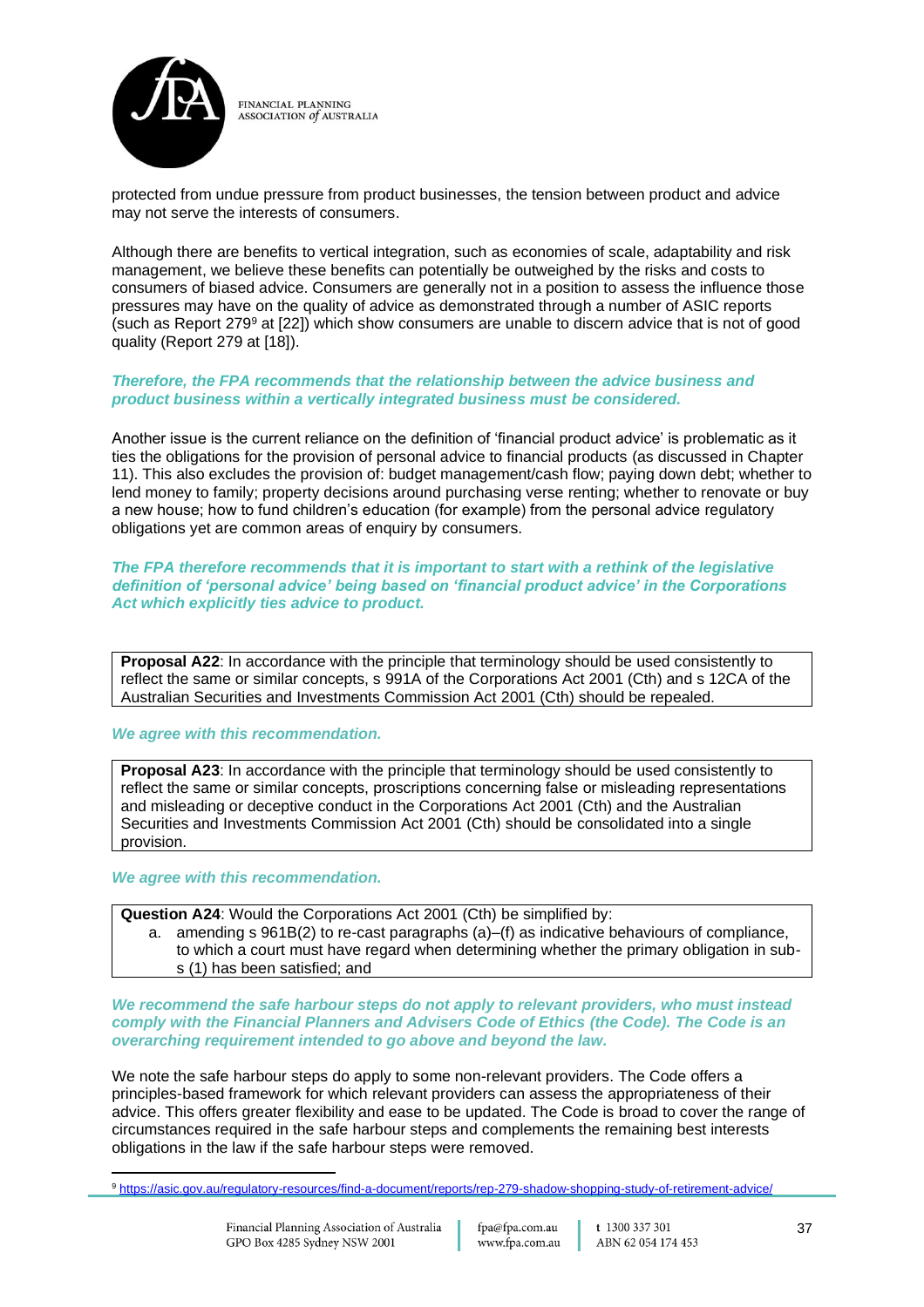protected from undue pressure from product businesses, the tension between product and advice may not serve the interests of consumers.

Although there are benefits to vertical integration, such as economies of scale, adaptability and risk management, we believe these benefits can potentially be outweighed by the risks and costs to consumers of biased advice. Consumers are generally not in a position to assess the influence those pressures may have on the quality of advice as demonstrated through a number of ASIC reports (such as Report 279[9] at [22]) which show consumers are unable to discern advice that is not of good quality (Report 279 at [18]).

***Therefore, the FPA recommends that the relationship between the advice business and product business within a vertically integrated business must be considered.***

Another issue is the current reliance on the definition of 'financial product advice' is problematic as it ties the obligations for the provision of personal advice to financial products (as discussed in Chapter 11). This also excludes the provision of: budget management/cash flow; paying down debt; whether to lend money to family; property decisions around purchasing verse renting; whether to renovate or buy a new house; how to fund children's education (for example) from the personal advice regulatory obligations yet are common areas of enquiry by consumers.

***The FPA therefore recommends that it is important to start with a rethink of the legislative definition of 'personal advice' being based on 'financial product advice' in the Corporations Act which explicitly ties advice to product.***

> **Proposal A22**: In accordance with the principle that terminology should be used consistently to reflect the same or similar concepts, s 991A of the Corporations Act 2001 (Cth) and s 12CA of the Australian Securities and Investments Commission Act 2001 (Cth) should be repealed.

***We agree with this recommendation.***

> **Proposal A23**: In accordance with the principle that terminology should be used consistently to reflect the same or similar concepts, proscriptions concerning false or misleading representations and misleading or deceptive conduct in the Corporations Act 2001 (Cth) and the Australian Securities and Investments Commission Act 2001 (Cth) should be consolidated into a single provision.

***We agree with this recommendation.***

> **Question A24**: Would the Corporations Act 2001 (Cth) be simplified by:
> a. amending s 961B(2) to re-cast paragraphs (a)–(f) as indicative behaviours of compliance, to which a court must have regard when determining whether the primary obligation in sub-s (1) has been satisfied; and

***We recommend the safe harbour steps do not apply to relevant providers, who must instead comply with the Financial Planners and Advisers Code of Ethics (the Code). The Code is an overarching requirement intended to go above and beyond the law.***

We note the safe harbour steps do apply to some non-relevant providers. The Code offers a principles-based framework for which relevant providers can assess the appropriateness of their advice. This offers greater flexibility and ease to be updated. The Code is broad to cover the range of circumstances required in the safe harbour steps and complements the remaining best interests obligations in the law if the safe harbour steps were removed.

---

[9] https://asic.gov.au/regulatory-resources/find-a-document/reports/rep-279-shadow-shopping-study-of-retirement-advice/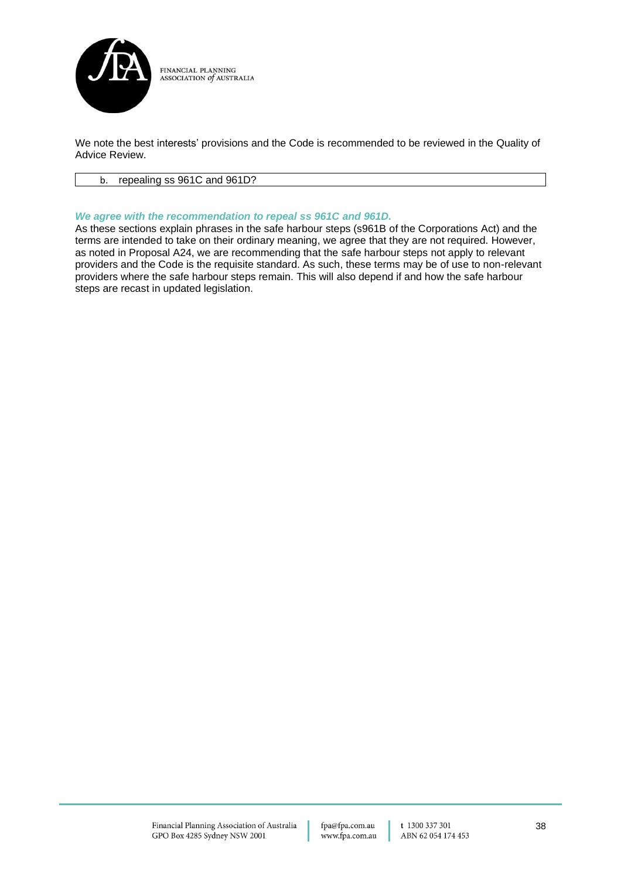We note the best interests' provisions and the Code is recommended to be reviewed in the Quality of Advice Review.

| b. repealing ss 961C and 961D? |
|---|

***We agree with the recommendation to repeal ss 961C and 961D.***

As these sections explain phrases in the safe harbour steps (s961B of the Corporations Act) and the terms are intended to take on their ordinary meaning, we agree that they are not required. However, as noted in Proposal A24, we are recommending that the safe harbour steps not apply to relevant providers and the Code is the requisite standard. As such, these terms may be of use to non-relevant providers where the safe harbour steps remain. This will also depend if and how the safe harbour steps are recast in updated legislation.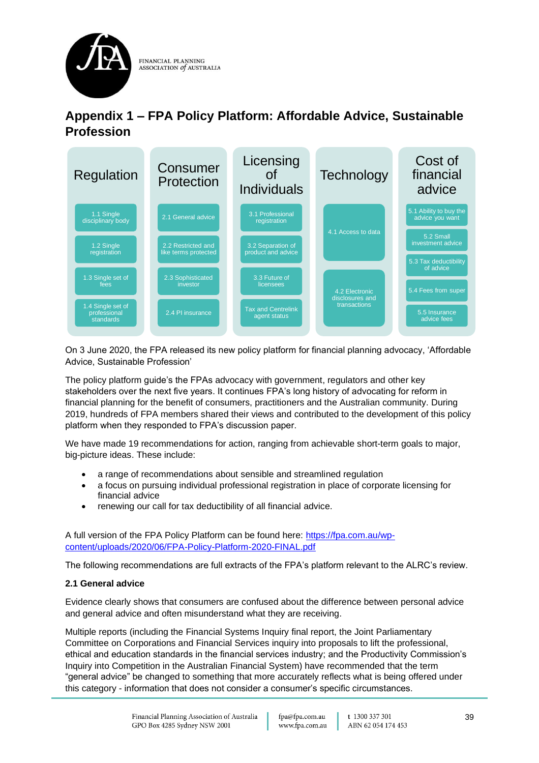# Appendix 1 – FPA Policy Platform: Affordable Advice, Sustainable Profession

| Regulation | Consumer Protection | Licensing of Individuals | Technology | Cost of financial advice |
|---|---|---|---|---|
| 1.1 Single disciplinary body | 2.1 General advice | 3.1 Professional registration | 4.1 Access to data | 5.1 Ability to buy the advice you want |
| 1.2 Single registration | 2.2 Restricted and like terms protected | 3.2 Separation of product and advice | | 5.2 Small investment advice |
| 1.3 Single set of fees | 2.3 Sophisticated investor | 3.3 Future of licensees | 4.2 Electronic disclosures and transactions | 5.3 Tax deductibility of advice |
| 1.4 Single set of professional standards | 2.4 PI insurance | Tax and Centrelink agent status | | 5.4 Fees from super |
| | | | | 5.5 Insurance advice fees |

On 3 June 2020, the FPA released its new policy platform for financial planning advocacy, 'Affordable Advice, Sustainable Profession'

The policy platform guide's the FPAs advocacy with government, regulators and other key stakeholders over the next five years. It continues FPA's long history of advocating for reform in financial planning for the benefit of consumers, practitioners and the Australian community. During 2019, hundreds of FPA members shared their views and contributed to the development of this policy platform when they responded to FPA's discussion paper.

We have made 19 recommendations for action, ranging from achievable short-term goals to major, big-picture ideas. These include:

- a range of recommendations about sensible and streamlined regulation
- a focus on pursuing individual professional registration in place of corporate licensing for financial advice
- renewing our call for tax deductibility of all financial advice.

A full version of the FPA Policy Platform can be found here: [https://fpa.com.au/wp-content/uploads/2020/06/FPA-Policy-Platform-2020-FINAL.pdf](https://fpa.com.au/wp-content/uploads/2020/06/FPA-Policy-Platform-2020-FINAL.pdf)

The following recommendations are full extracts of the FPA's platform relevant to the ALRC's review.

**2.1 General advice**

Evidence clearly shows that consumers are confused about the difference between personal advice and general advice and often misunderstand what they are receiving.

Multiple reports (including the Financial Systems Inquiry final report, the Joint Parliamentary Committee on Corporations and Financial Services inquiry into proposals to lift the professional, ethical and education standards in the financial services industry; and the Productivity Commission's Inquiry into Competition in the Australian Financial System) have recommended that the term "general advice" be changed to something that more accurately reflects what is being offered under this category - information that does not consider a consumer's specific circumstances.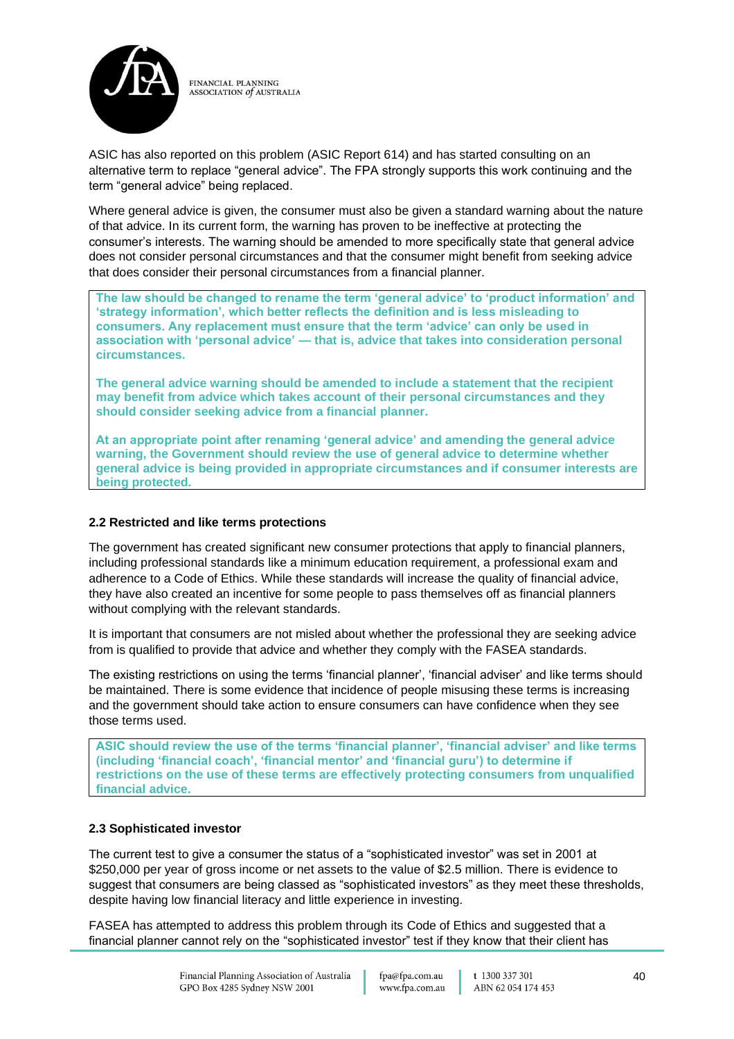ASIC has also reported on this problem (ASIC Report 614) and has started consulting on an alternative term to replace "general advice". The FPA strongly supports this work continuing and the term "general advice" being replaced.

Where general advice is given, the consumer must also be given a standard warning about the nature of that advice. In its current form, the warning has proven to be ineffective at protecting the consumer's interests. The warning should be amended to more specifically state that general advice does not consider personal circumstances and that the consumer might benefit from seeking advice that does consider their personal circumstances from a financial planner.

> **The law should be changed to rename the term 'general advice' to 'product information' and 'strategy information', which better reflects the definition and is less misleading to consumers. Any replacement must ensure that the term 'advice' can only be used in association with 'personal advice' — that is, advice that takes into consideration personal circumstances.**
>
> **The general advice warning should be amended to include a statement that the recipient may benefit from advice which takes account of their personal circumstances and they should consider seeking advice from a financial planner.**
>
> **At an appropriate point after renaming 'general advice' and amending the general advice warning, the Government should review the use of general advice to determine whether general advice is being provided in appropriate circumstances and if consumer interests are being protected.**

### 2.2 Restricted and like terms protections

The government has created significant new consumer protections that apply to financial planners, including professional standards like a minimum education requirement, a professional exam and adherence to a Code of Ethics. While these standards will increase the quality of financial advice, they have also created an incentive for some people to pass themselves off as financial planners without complying with the relevant standards.

It is important that consumers are not misled about whether the professional they are seeking advice from is qualified to provide that advice and whether they comply with the FASEA standards.

The existing restrictions on using the terms 'financial planner', 'financial adviser' and like terms should be maintained. There is some evidence that incidence of people misusing these terms is increasing and the government should take action to ensure consumers can have confidence when they see those terms used.

> **ASIC should review the use of the terms 'financial planner', 'financial adviser' and like terms (including 'financial coach', 'financial mentor' and 'financial guru') to determine if restrictions on the use of these terms are effectively protecting consumers from unqualified financial advice.**

### 2.3 Sophisticated investor

The current test to give a consumer the status of a "sophisticated investor" was set in 2001 at $250,000 per year of gross income or net assets to the value of $2.5 million. There is evidence to suggest that consumers are being classed as "sophisticated investors" as they meet these thresholds, despite having low financial literacy and little experience in investing.

FASEA has attempted to address this problem through its Code of Ethics and suggested that a financial planner cannot rely on the "sophisticated investor" test if they know that their client has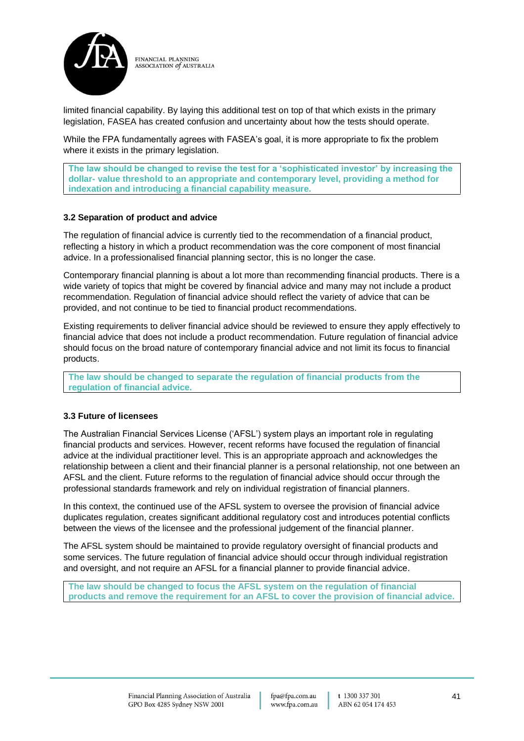limited financial capability. By laying this additional test on top of that which exists in the primary legislation, FASEA has created confusion and uncertainty about how the tests should operate.

While the FPA fundamentally agrees with FASEA's goal, it is more appropriate to fix the problem where it exists in the primary legislation.

> **The law should be changed to revise the test for a 'sophisticated investor' by increasing the dollar- value threshold to an appropriate and contemporary level, providing a method for indexation and introducing a financial capability measure.**

### 3.2 Separation of product and advice

The regulation of financial advice is currently tied to the recommendation of a financial product, reflecting a history in which a product recommendation was the core component of most financial advice. In a professionalised financial planning sector, this is no longer the case.

Contemporary financial planning is about a lot more than recommending financial products. There is a wide variety of topics that might be covered by financial advice and many may not include a product recommendation. Regulation of financial advice should reflect the variety of advice that can be provided, and not continue to be tied to financial product recommendations.

Existing requirements to deliver financial advice should be reviewed to ensure they apply effectively to financial advice that does not include a product recommendation. Future regulation of financial advice should focus on the broad nature of contemporary financial advice and not limit its focus to financial products.

> **The law should be changed to separate the regulation of financial products from the regulation of financial advice.**

### 3.3 Future of licensees

The Australian Financial Services License ('AFSL') system plays an important role in regulating financial products and services. However, recent reforms have focused the regulation of financial advice at the individual practitioner level. This is an appropriate approach and acknowledges the relationship between a client and their financial planner is a personal relationship, not one between an AFSL and the client. Future reforms to the regulation of financial advice should occur through the professional standards framework and rely on individual registration of financial planners.

In this context, the continued use of the AFSL system to oversee the provision of financial advice duplicates regulation, creates significant additional regulatory cost and introduces potential conflicts between the views of the licensee and the professional judgement of the financial planner.

The AFSL system should be maintained to provide regulatory oversight of financial products and some services. The future regulation of financial advice should occur through individual registration and oversight, and not require an AFSL for a financial planner to provide financial advice.

> **The law should be changed to focus the AFSL system on the regulation of financial products and remove the requirement for an AFSL to cover the provision of financial advice.**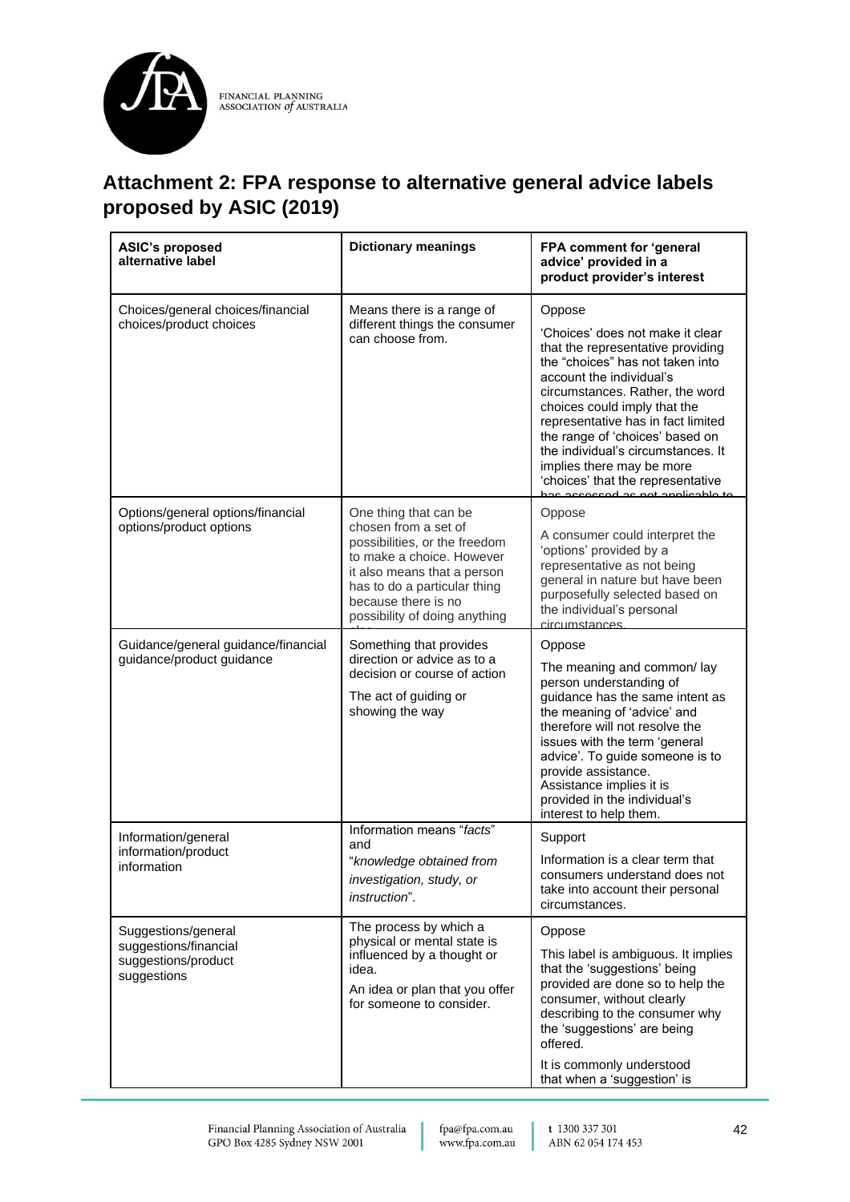## Attachment 2: FPA response to alternative general advice labels proposed by ASIC (2019)

| ASIC's proposed alternative label | Dictionary meanings | FPA comment for 'general advice' provided in a product provider's interest |
|---|---|---|
| Choices/general choices/financial choices/product choices | Means there is a range of different things the consumer can choose from. | Oppose<br><br>'Choices' does not make it clear that the representative providing the "choices" has not taken into account the individual's circumstances. Rather, the word choices could imply that the representative has in fact limited the range of 'choices' based on the individual's circumstances. It implies there may be more 'choices' that the representative has assessed as not applicable to |
| Options/general options/financial options/product options | One thing that can be chosen from a set of possibilities, or the freedom to make a choice. However it also means that a person has to do a particular thing because there is no possibility of doing anything else | Oppose<br><br>A consumer could interpret the 'options' provided by a representative as not being general in nature but have been purposefully selected based on the individual's personal circumstances. |
| Guidance/general guidance/financial guidance/product guidance | Something that provides direction or advice as to a decision or course of action<br><br>The act of guiding or showing the way | Oppose<br><br>The meaning and common/ lay person understanding of guidance has the same intent as the meaning of 'advice' and therefore will not resolve the issues with the term 'general advice'. To guide someone is to provide assistance. Assistance implies it is provided in the individual's interest to help them. |
| Information/general information/product information | Information means "*facts*" and "*knowledge obtained from investigation, study, or instruction*". | Support<br><br>Information is a clear term that consumers understand does not take into account their personal circumstances. |
| Suggestions/general suggestions/financial suggestions/product suggestions | The process by which a physical or mental state is influenced by a thought or idea.<br><br>An idea or plan that you offer for someone to consider. | Oppose<br><br>This label is ambiguous. It implies that the 'suggestions' being provided are done so to help the consumer, without clearly describing to the consumer why the 'suggestions' are being offered.<br><br>It is commonly understood that when a 'suggestion' is |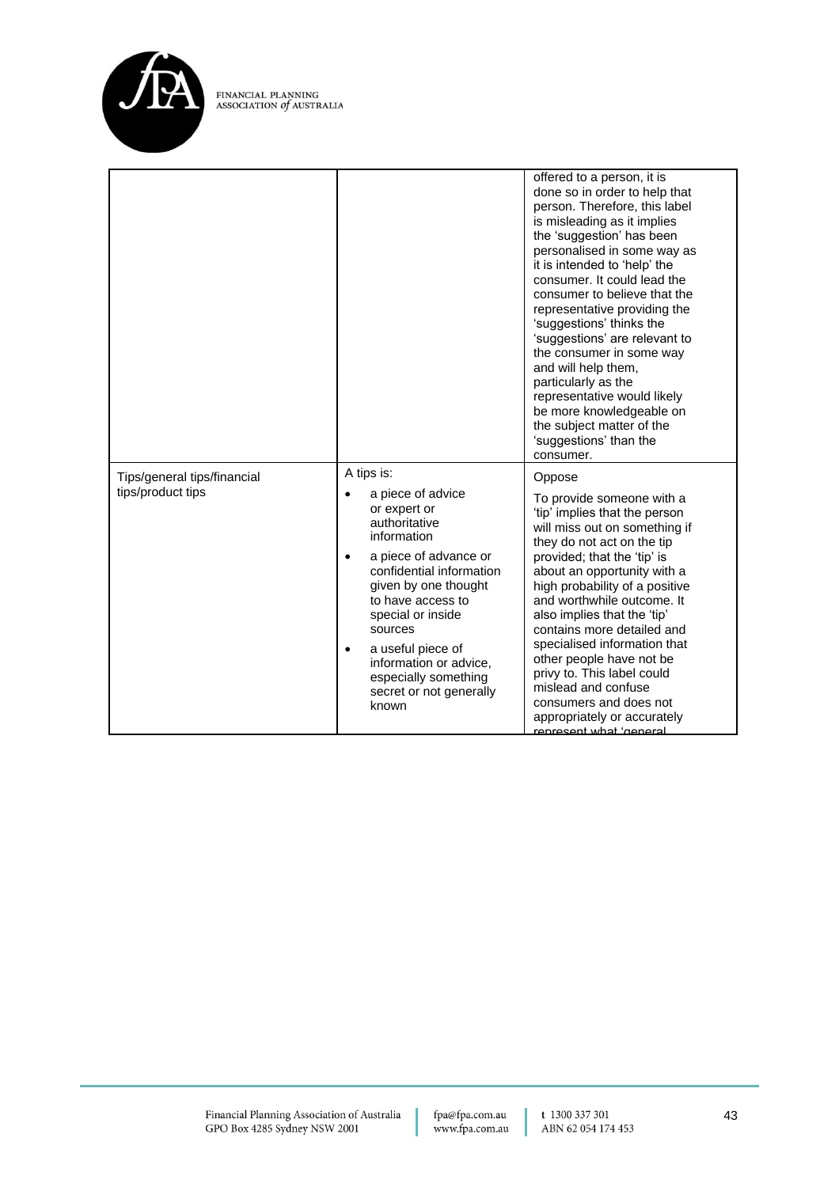| | | |
|---|---|---|
| | | offered to a person, it is done so in order to help that person. Therefore, this label is misleading as it implies the 'suggestion' has been personalised in some way as it is intended to 'help' the consumer. It could lead the consumer to believe that the representative providing the 'suggestions' thinks the 'suggestions' are relevant to the consumer in some way and will help them, particularly as the representative would likely be more knowledgeable on the subject matter of the 'suggestions' than the consumer. |
| Tips/general tips/financial tips/product tips | A tips is:<br>• a piece of advice or expert or authoritative information<br>• a piece of advance or confidential information given by one thought to have access to special or inside sources<br>• a useful piece of information or advice, especially something secret or not generally known | Oppose<br><br>To provide someone with a 'tip' implies that the person will miss out on something if they do not act on the tip provided; that the 'tip' is about an opportunity with a high probability of a positive and worthwhile outcome. It also implies that the 'tip' contains more detailed and specialised information that other people have not be privy to. This label could mislead and confuse consumers and does not appropriately or accurately represent what 'general |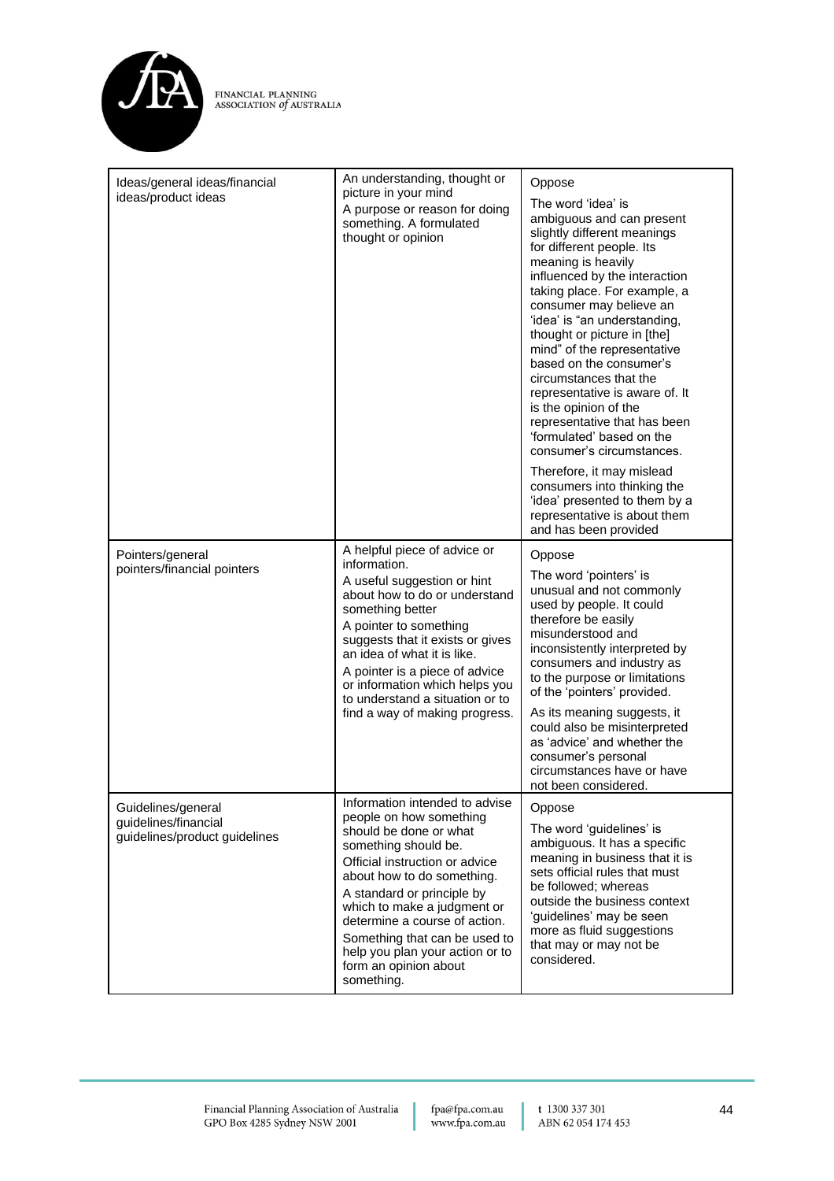| | | |
|---|---|---|
| Ideas/general ideas/financial ideas/product ideas | An understanding, thought or picture in your mind<br>A purpose or reason for doing something. A formulated thought or opinion | Oppose<br>The word 'idea' is ambiguous and can present slightly different meanings for different people. Its meaning is heavily influenced by the interaction taking place. For example, a consumer may believe an 'idea' is "an understanding, thought or picture in [the] mind" of the representative based on the consumer's circumstances that the representative is aware of. It is the opinion of the representative that has been 'formulated' based on the consumer's circumstances.<br>Therefore, it may mislead consumers into thinking the 'idea' presented to them by a representative is about them and has been provided |
| Pointers/general pointers/financial pointers | A helpful piece of advice or information.<br>A useful suggestion or hint about how to do or understand something better<br>A pointer to something suggests that it exists or gives an idea of what it is like.<br>A pointer is a piece of advice or information which helps you to understand a situation or to find a way of making progress. | Oppose<br>The word 'pointers' is unusual and not commonly used by people. It could therefore be easily misunderstood and inconsistently interpreted by consumers and industry as to the purpose or limitations of the 'pointers' provided.<br>As its meaning suggests, it could also be misinterpreted as 'advice' and whether the consumer's personal circumstances have or have not been considered. |
| Guidelines/general guidelines/financial guidelines/product guidelines | Information intended to advise people on how something should be done or what something should be.<br>Official instruction or advice about how to do something.<br>A standard or principle by which to make a judgment or determine a course of action.<br>Something that can be used to help you plan your action or to form an opinion about something. | Oppose<br>The word 'guidelines' is ambiguous. It has a specific meaning in business that it is sets official rules that must be followed; whereas outside the business context 'guidelines' may be seen more as fluid suggestions that may or may not be considered. |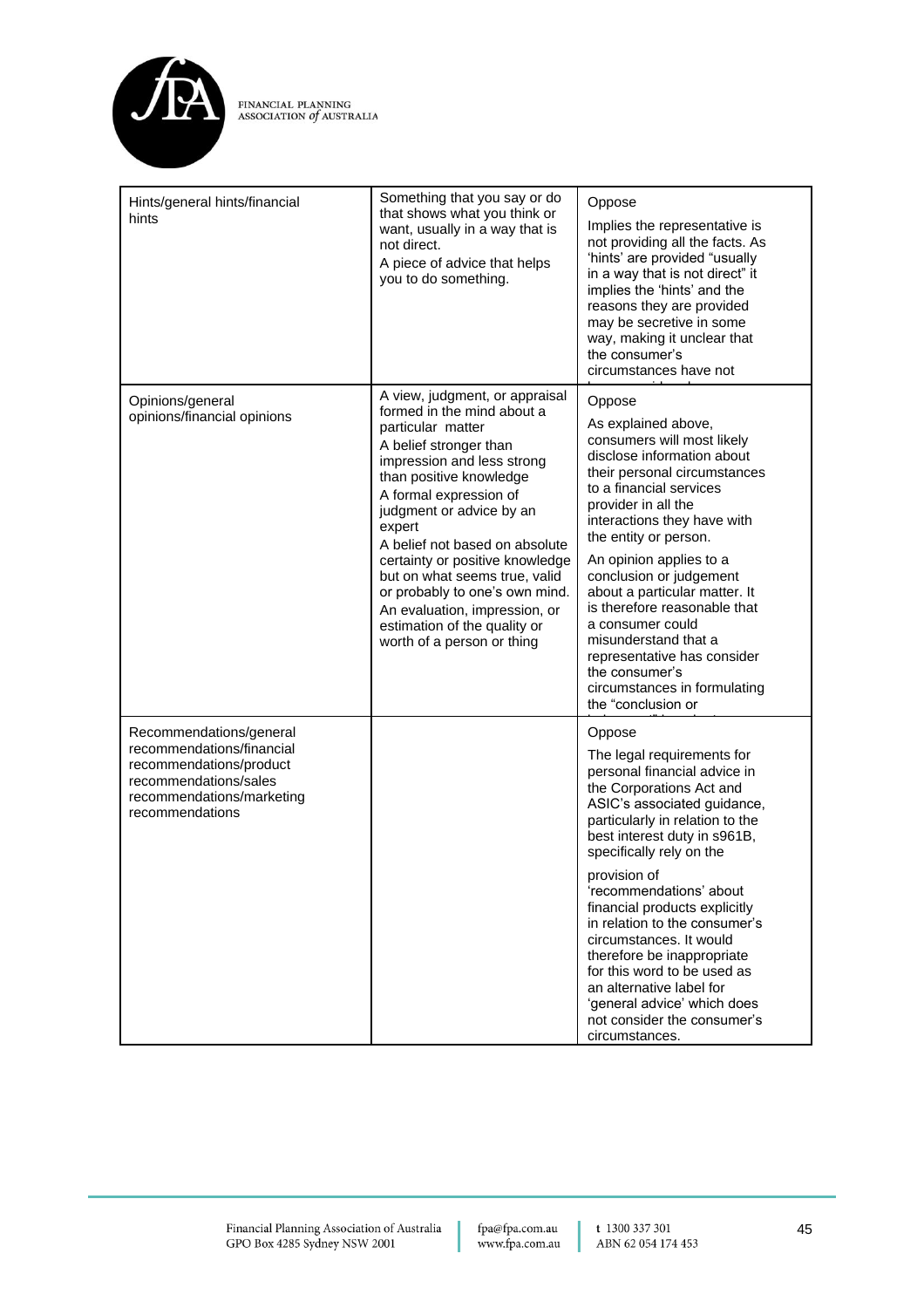| Hints/general hints/financial hints | Something that you say or do that shows what you think or want, usually in a way that is not direct.<br>A piece of advice that helps you to do something. | Oppose<br>Implies the representative is not providing all the facts. As 'hints' are provided "usually in a way that is not direct" it implies the 'hints' and the reasons they are provided may be secretive in some way, making it unclear that the consumer's circumstances have not |
|---|---|---|
| Opinions/general opinions/financial opinions | A view, judgment, or appraisal formed in the mind about a particular matter<br>A belief stronger than impression and less strong than positive knowledge<br>A formal expression of judgment or advice by an expert<br>A belief not based on absolute certainty or positive knowledge but on what seems true, valid or probably to one's own mind.<br>An evaluation, impression, or estimation of the quality or worth of a person or thing | Oppose<br>As explained above, consumers will most likely disclose information about their personal circumstances to a financial services provider in all the interactions they have with the entity or person.<br>An opinion applies to a conclusion or judgement about a particular matter. It is therefore reasonable that a consumer could misunderstand that a representative has consider the consumer's circumstances in formulating the "conclusion or |
| Recommendations/general recommendations/financial recommendations/product recommendations/sales recommendations/marketing recommendations | | Oppose<br>The legal requirements for personal financial advice in the Corporations Act and ASIC's associated guidance, particularly in relation to the best interest duty in s961B, specifically rely on the provision of 'recommendations' about financial products explicitly in relation to the consumer's circumstances. It would therefore be inappropriate for this word to be used as an alternative label for 'general advice' which does not consider the consumer's circumstances. |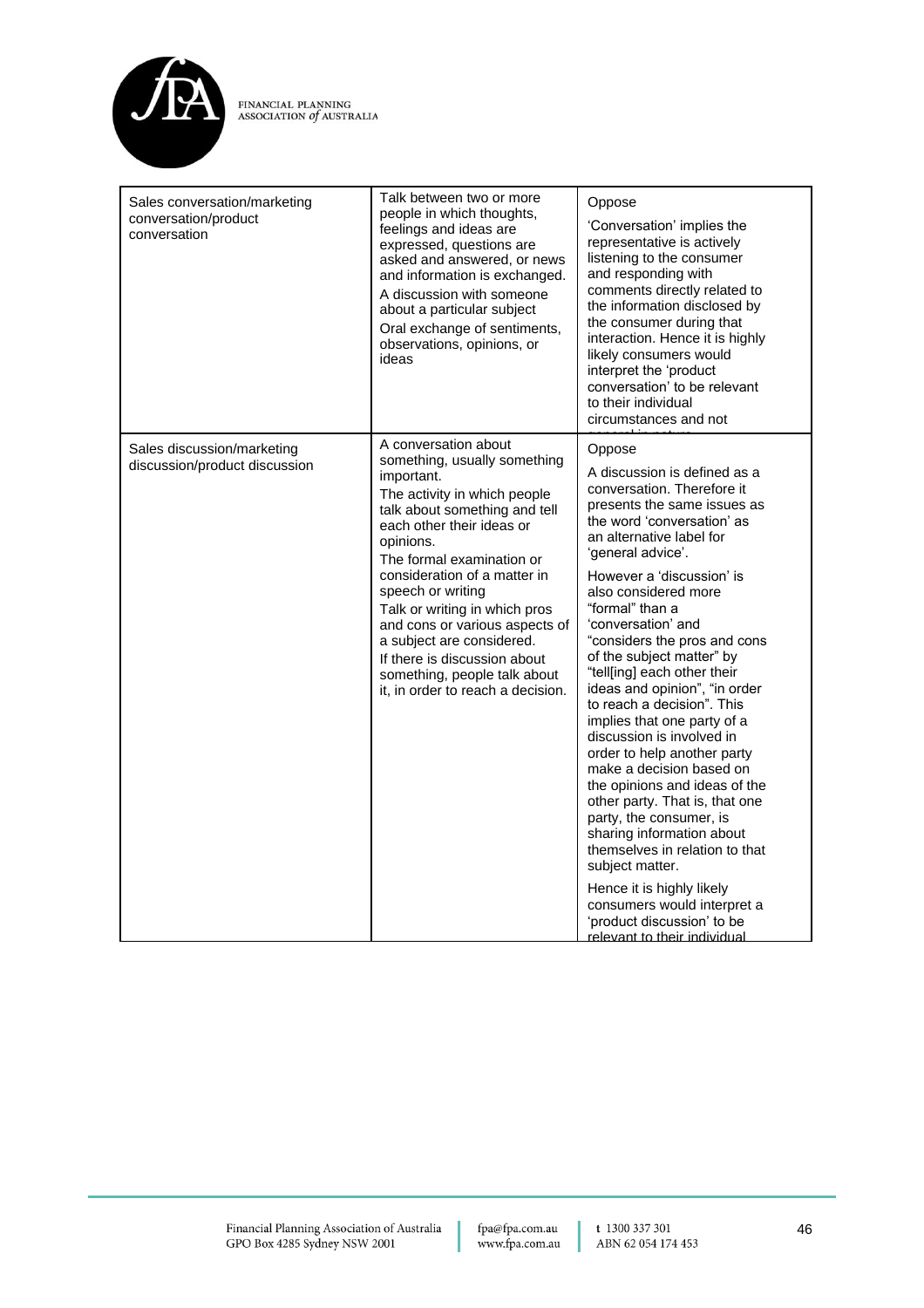| | | |
|---|---|---|
| Sales conversation/marketing conversation/product conversation | Talk between two or more people in which thoughts, feelings and ideas are expressed, questions are asked and answered, or news and information is exchanged.<br>A discussion with someone about a particular subject<br>Oral exchange of sentiments, observations, opinions, or ideas | Oppose<br>'Conversation' implies the representative is actively listening to the consumer and responding with comments directly related to the information disclosed by the consumer during that interaction. Hence it is highly likely consumers would interpret the 'product conversation' to be relevant to their individual circumstances and not general in nature |
| Sales discussion/marketing discussion/product discussion | A conversation about something, usually something important.<br>The activity in which people talk about something and tell each other their ideas or opinions.<br>The formal examination or consideration of a matter in speech or writing<br>Talk or writing in which pros and cons or various aspects of a subject are considered.<br>If there is discussion about something, people talk about it, in order to reach a decision. | Oppose<br>A discussion is defined as a conversation. Therefore it presents the same issues as the word 'conversation' as an alternative label for 'general advice'.<br>However a 'discussion' is also considered more "formal" than a 'conversation' and "considers the pros and cons of the subject matter" by "tell[ing] each other their ideas and opinion", "in order to reach a decision". This implies that one party of a discussion is involved in order to help another party make a decision based on the opinions and ideas of the other party. That is, that one party, the consumer, is sharing information about themselves in relation to that subject matter.<br>Hence it is highly likely consumers would interpret a 'product discussion' to be relevant to their individual |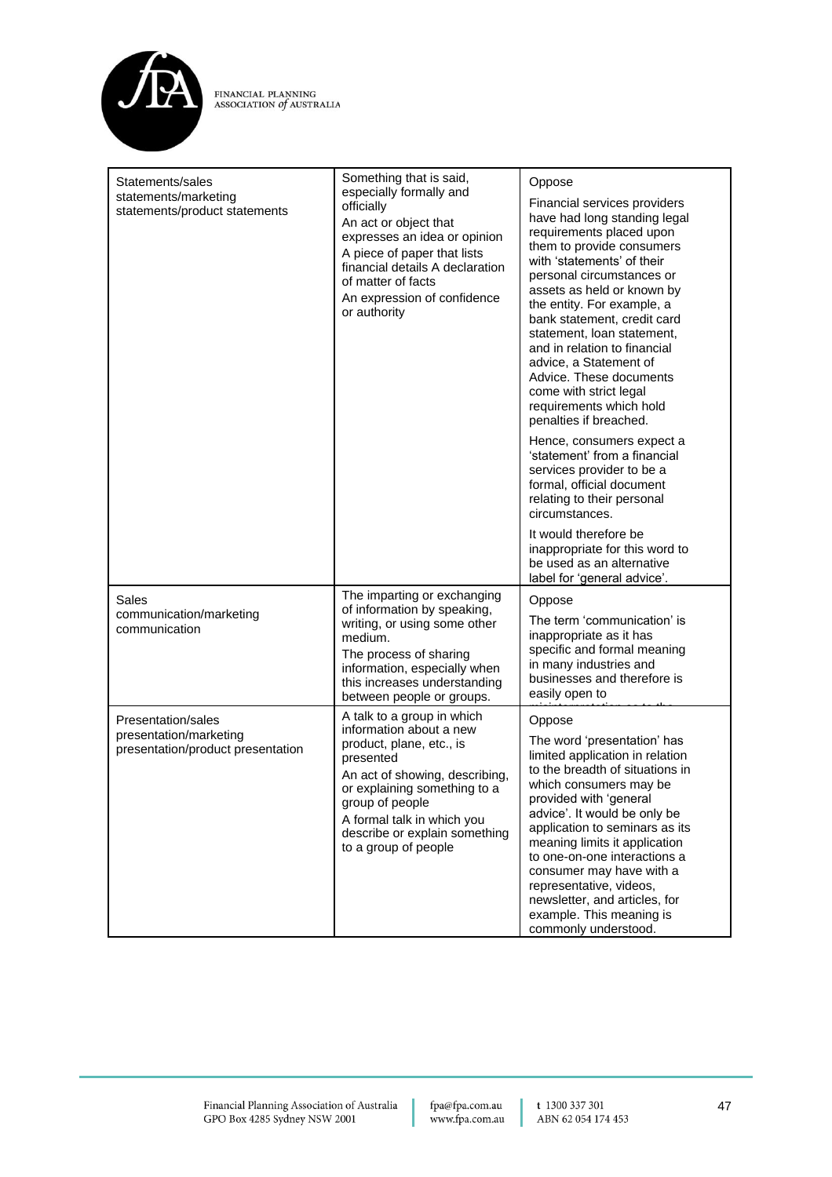| | | |
|---|---|---|
| Statements/sales statements/marketing statements/product statements | Something that is said, especially formally and officially<br>An act or object that expresses an idea or opinion<br>A piece of paper that lists financial details A declaration of matter of facts<br>An expression of confidence or authority | Oppose<br>Financial services providers have had long standing legal requirements placed upon them to provide consumers with 'statements' of their personal circumstances or assets as held or known by the entity. For example, a bank statement, credit card statement, loan statement, and in relation to financial advice, a Statement of Advice. These documents come with strict legal requirements which hold penalties if breached.<br>Hence, consumers expect a 'statement' from a financial services provider to be a formal, official document relating to their personal circumstances.<br>It would therefore be inappropriate for this word to be used as an alternative label for 'general advice'. |
| Sales communication/marketing communication | The imparting or exchanging of information by speaking, writing, or using some other medium.<br>The process of sharing information, especially when this increases understanding between people or groups. | Oppose<br>The term 'communication' is inappropriate as it has specific and formal meaning in many industries and businesses and therefore is easily open to |
| Presentation/sales presentation/marketing presentation/product presentation | A talk to a group in which information about a new product, plane, etc., is presented<br>An act of showing, describing, or explaining something to a group of people<br>A formal talk in which you describe or explain something to a group of people | Oppose<br>The word 'presentation' has limited application in relation to the breadth of situations in which consumers may be provided with 'general advice'. It would be only be application to seminars as its meaning limits it application to one-on-one interactions a consumer may have with a representative, videos, newsletter, and articles, for example. This meaning is commonly understood. |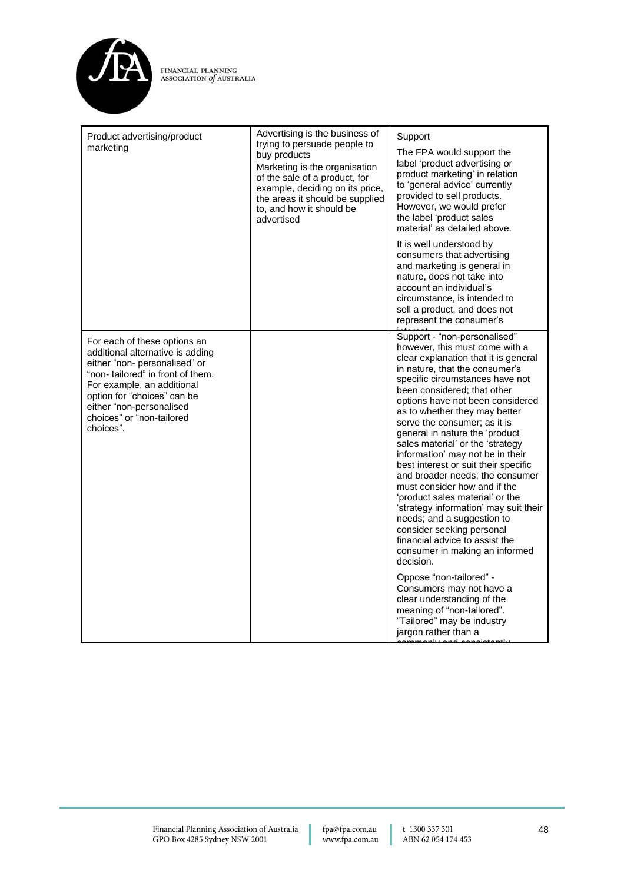| | | |
|---|---|---|
| Product advertising/product marketing | Advertising is the business of trying to persuade people to buy products<br><br>Marketing is the organisation of the sale of a product, for example, deciding on its price, the areas it should be supplied to, and how it should be advertised | Support<br><br>The FPA would support the label 'product advertising or product marketing' in relation to 'general advice' currently provided to sell products. However, we would prefer the label 'product sales material' as detailed above.<br><br>It is well understood by consumers that advertising and marketing is general in nature, does not take into account an individual's circumstance, is intended to sell a product, and does not represent the consumer's interest |
| For each of these options an additional alternative is adding either "non- personalised" or "non- tailored" in front of them. For example, an additional option for "choices" can be either "non-personalised choices" or "non-tailored choices". | | Support - "non-personalised" however, this must come with a clear explanation that it is general in nature, that the consumer's specific circumstances have not been considered; that other options have not been considered as to whether they may better serve the consumer; as it is general in nature the 'product sales material' or the 'strategy information' may not be in their best interest or suit their specific and broader needs; the consumer must consider how and if the 'product sales material' or the 'strategy information' may suit their needs; and a suggestion to consider seeking personal financial advice to assist the consumer in making an informed decision.<br><br>Oppose "non-tailored" - Consumers may not have a clear understanding of the meaning of "non-tailored". "Tailored" may be industry jargon rather than a commonly and consistently |